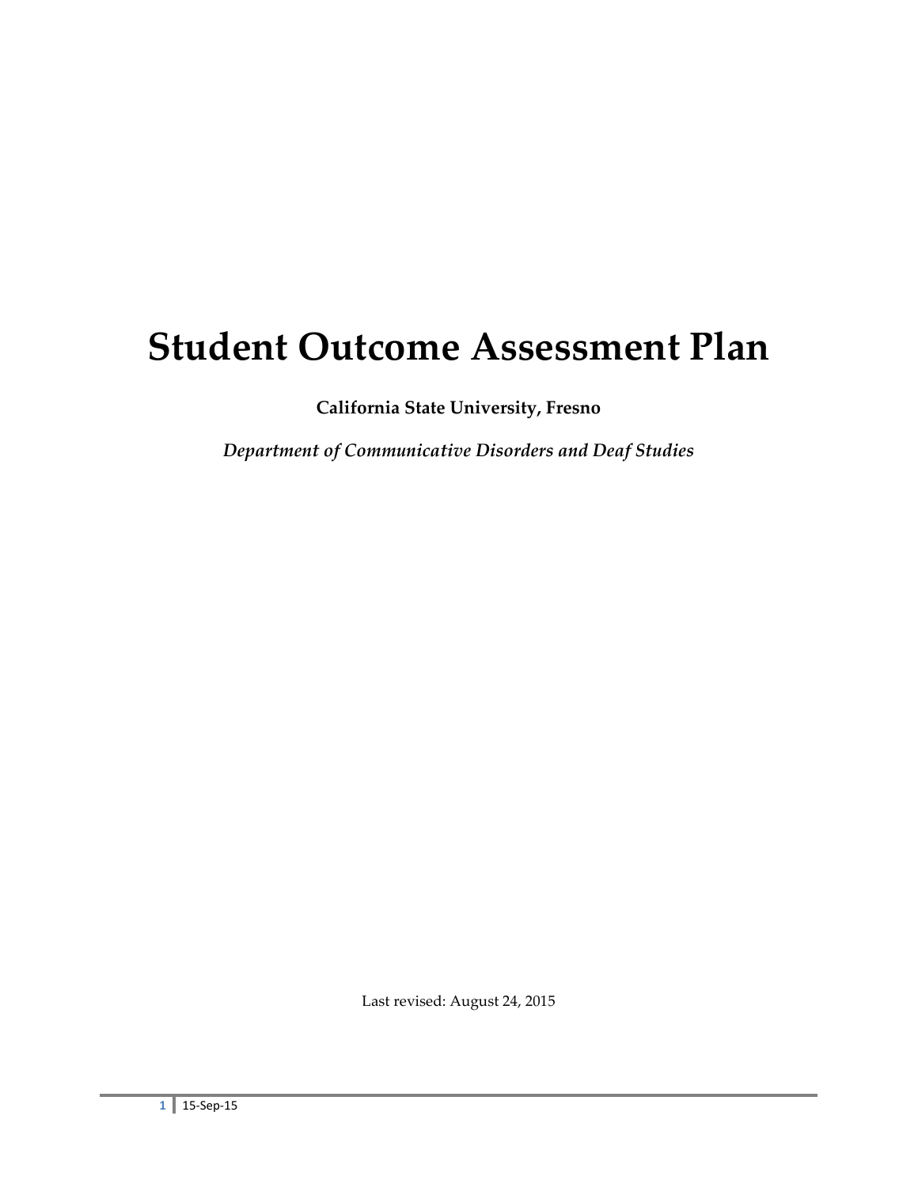# Student Outcome Assessment Plan

**California State University, Fresno**

*Department of Communicative Disorders and Deaf Studies*

Last revised: August 24, 2015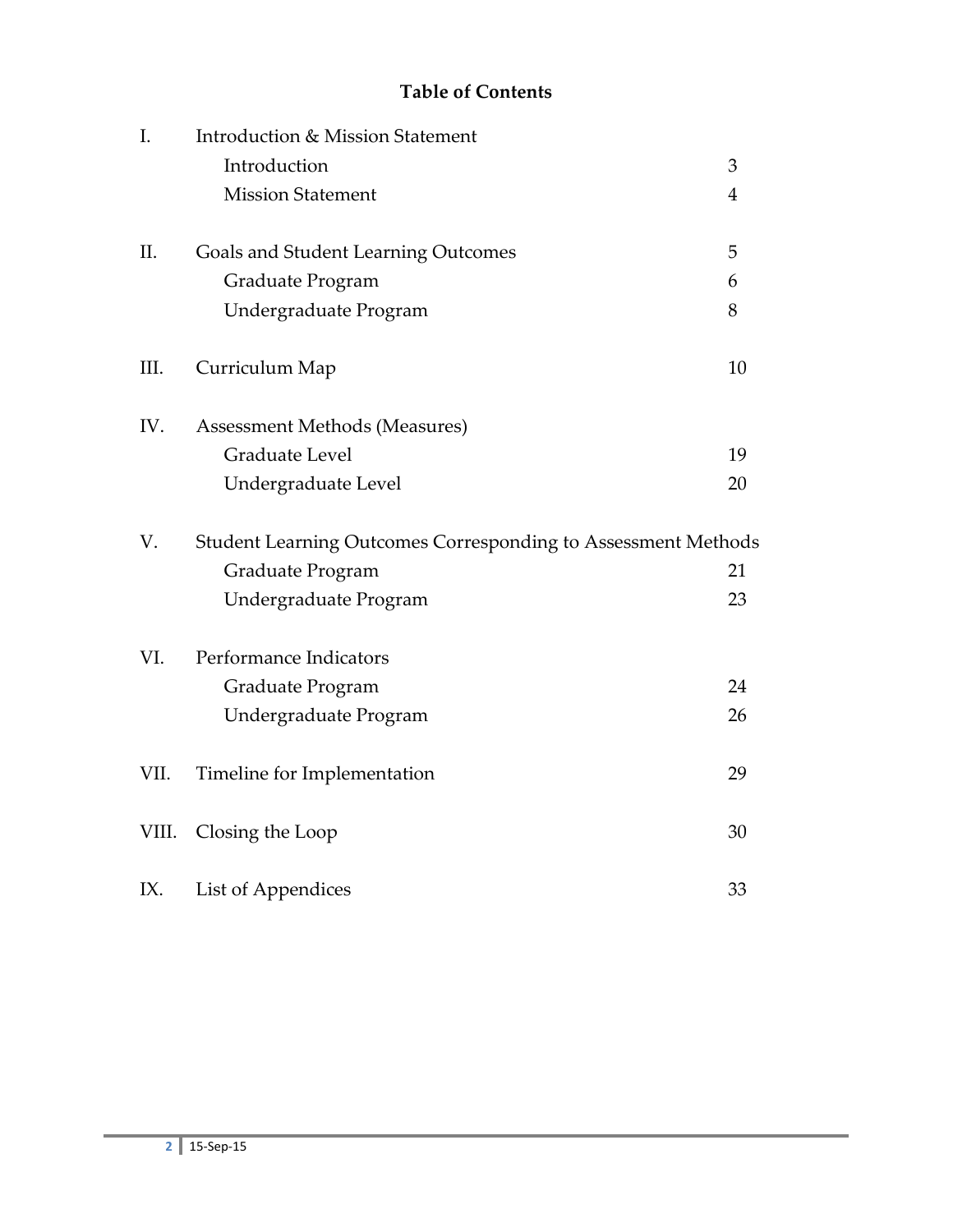# Table of Contents

| | | |
|---|---|---|
| I. | Introduction & Mission Statement | |
| | Introduction | 3 |
| | Mission Statement | 4 |
| II. | Goals and Student Learning Outcomes | 5 |
| | Graduate Program | 6 |
| | Undergraduate Program | 8 |
| III. | Curriculum Map | 10 |
| IV. | Assessment Methods (Measures) | |
| | Graduate Level | 19 |
| | Undergraduate Level | 20 |
| V. | Student Learning Outcomes Corresponding to Assessment Methods | |
| | Graduate Program | 21 |
| | Undergraduate Program | 23 |
| VI. | Performance Indicators | |
| | Graduate Program | 24 |
| | Undergraduate Program | 26 |
| VII. | Timeline for Implementation | 29 |
| VIII. | Closing the Loop | 30 |
| IX. | List of Appendices | 33 |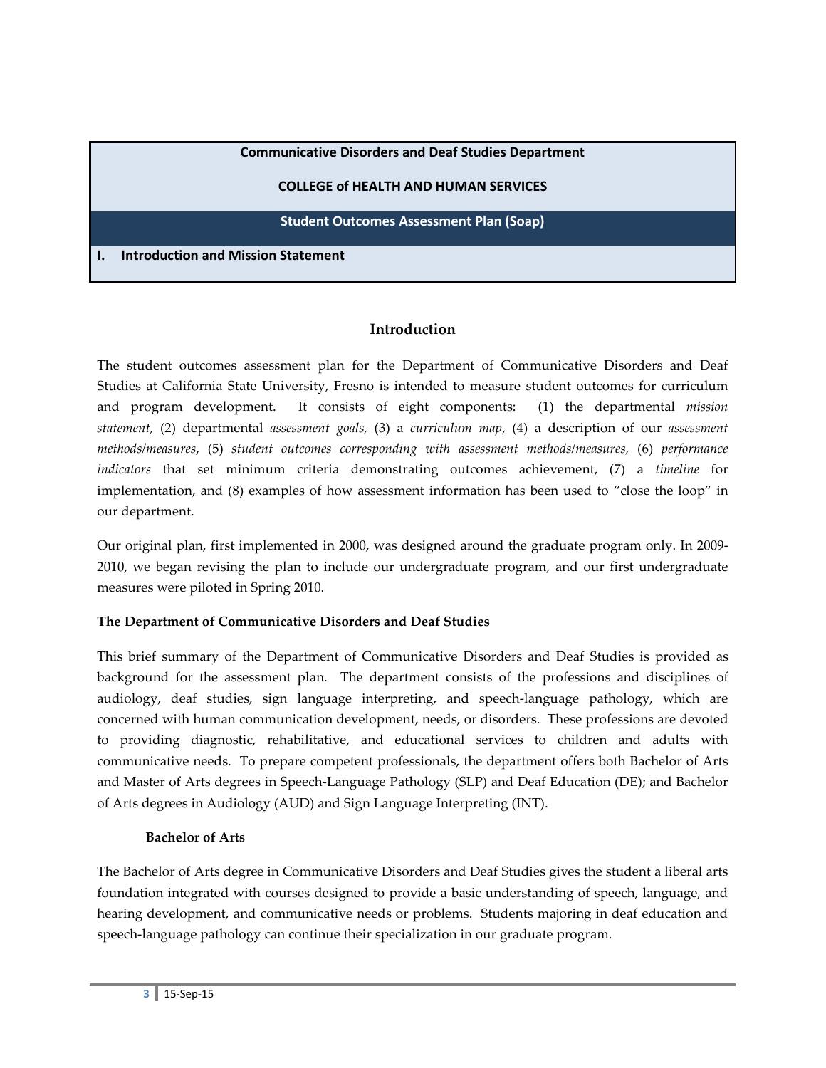**Communicative Disorders and Deaf Studies Department**

**COLLEGE of HEALTH AND HUMAN SERVICES**

**Student Outcomes Assessment Plan (Soap)**

## I. Introduction and Mission Statement

### Introduction

The student outcomes assessment plan for the Department of Communicative Disorders and Deaf Studies at California State University, Fresno is intended to measure student outcomes for curriculum and program development. It consists of eight components: (1) the departmental *mission statement,* (2) departmental *assessment goals,* (3) a *curriculum map*, (4) a description of our *assessment methods/measures*, (5) *student outcomes corresponding with assessment methods/measures,* (6) *performance indicators* that set minimum criteria demonstrating outcomes achievement, (7) a *timeline* for implementation, and (8) examples of how assessment information has been used to "close the loop" in our department.

Our original plan, first implemented in 2000, was designed around the graduate program only. In 2009-2010, we began revising the plan to include our undergraduate program, and our first undergraduate measures were piloted in Spring 2010.

**The Department of Communicative Disorders and Deaf Studies**

This brief summary of the Department of Communicative Disorders and Deaf Studies is provided as background for the assessment plan. The department consists of the professions and disciplines of audiology, deaf studies, sign language interpreting, and speech-language pathology, which are concerned with human communication development, needs, or disorders. These professions are devoted to providing diagnostic, rehabilitative, and educational services to children and adults with communicative needs. To prepare competent professionals, the department offers both Bachelor of Arts and Master of Arts degrees in Speech-Language Pathology (SLP) and Deaf Education (DE); and Bachelor of Arts degrees in Audiology (AUD) and Sign Language Interpreting (INT).

**Bachelor of Arts**

The Bachelor of Arts degree in Communicative Disorders and Deaf Studies gives the student a liberal arts foundation integrated with courses designed to provide a basic understanding of speech, language, and hearing development, and communicative needs or problems. Students majoring in deaf education and speech-language pathology can continue their specialization in our graduate program.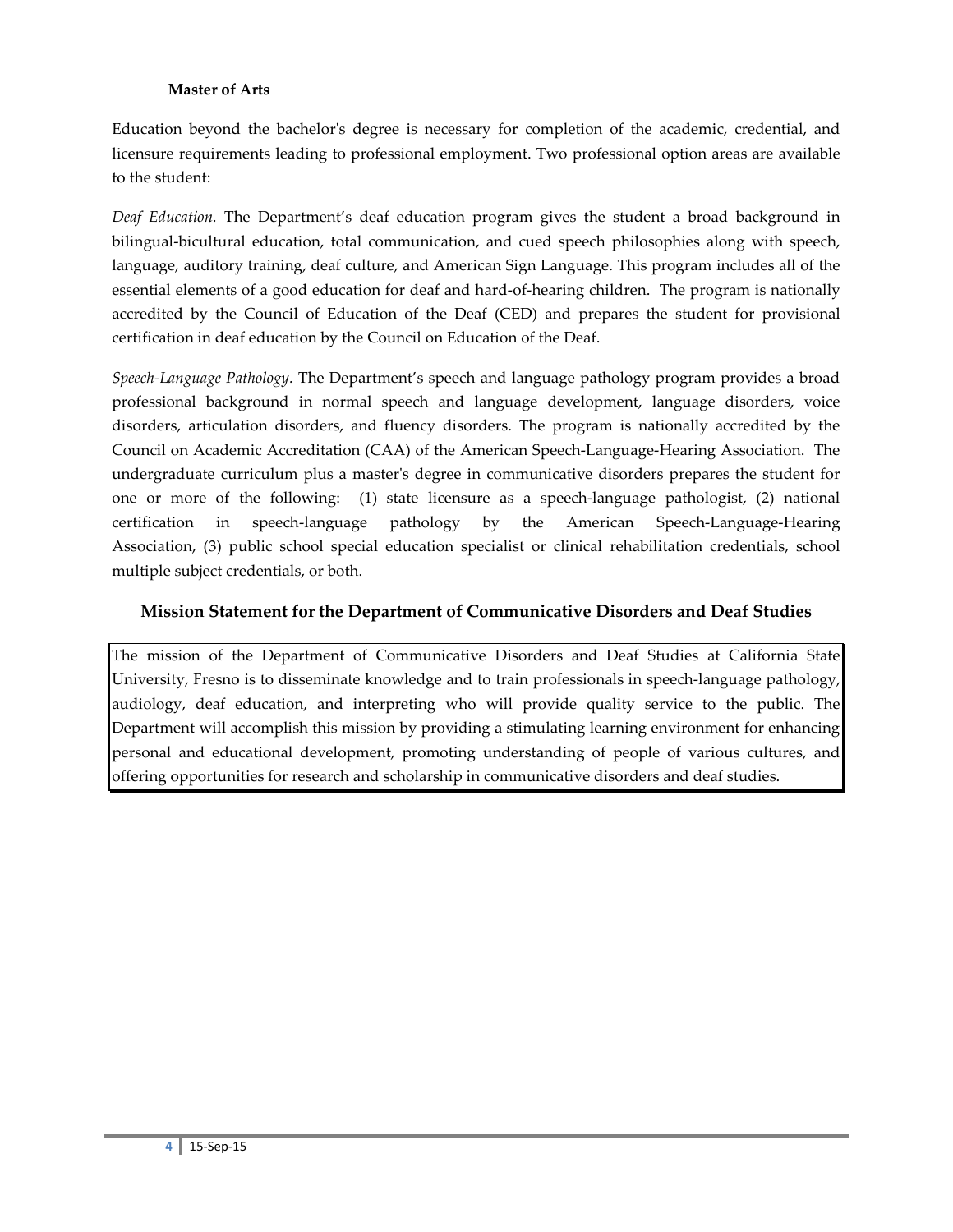### Master of Arts

Education beyond the bachelor's degree is necessary for completion of the academic, credential, and licensure requirements leading to professional employment. Two professional option areas are available to the student:

*Deaf Education.* The Department's deaf education program gives the student a broad background in bilingual-bicultural education, total communication, and cued speech philosophies along with speech, language, auditory training, deaf culture, and American Sign Language. This program includes all of the essential elements of a good education for deaf and hard-of-hearing children. The program is nationally accredited by the Council of Education of the Deaf (CED) and prepares the student for provisional certification in deaf education by the Council on Education of the Deaf.

*Speech-Language Pathology.* The Department's speech and language pathology program provides a broad professional background in normal speech and language development, language disorders, voice disorders, articulation disorders, and fluency disorders. The program is nationally accredited by the Council on Academic Accreditation (CAA) of the American Speech-Language-Hearing Association. The undergraduate curriculum plus a master's degree in communicative disorders prepares the student for one or more of the following: (1) state licensure as a speech-language pathologist, (2) national certification in speech-language pathology by the American Speech-Language-Hearing Association, (3) public school special education specialist or clinical rehabilitation credentials, school multiple subject credentials, or both.

## Mission Statement for the Department of Communicative Disorders and Deaf Studies

The mission of the Department of Communicative Disorders and Deaf Studies at California State University, Fresno is to disseminate knowledge and to train professionals in speech-language pathology, audiology, deaf education, and interpreting who will provide quality service to the public. The Department will accomplish this mission by providing a stimulating learning environment for enhancing personal and educational development, promoting understanding of people of various cultures, and offering opportunities for research and scholarship in communicative disorders and deaf studies.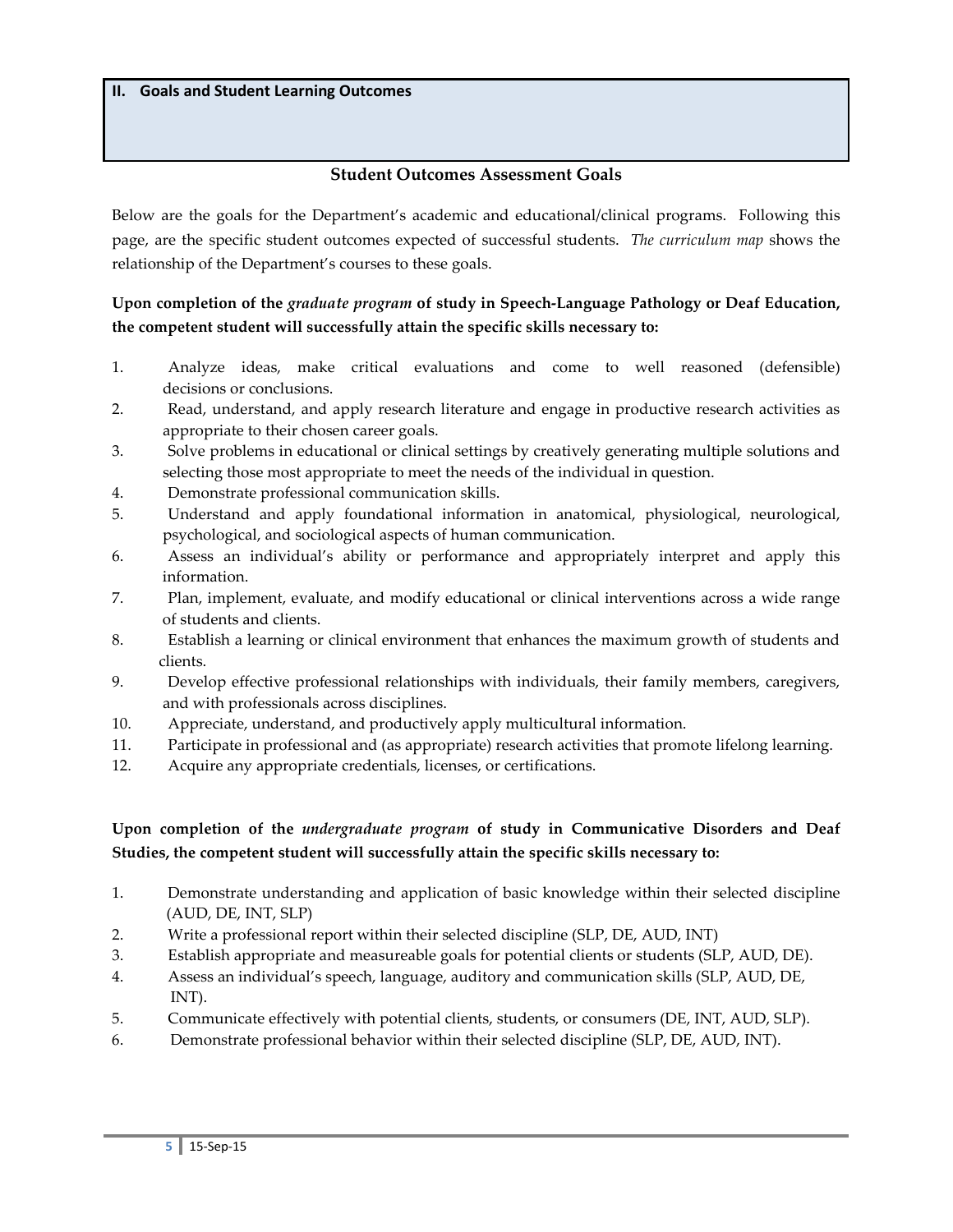## II. Goals and Student Learning Outcomes

### Student Outcomes Assessment Goals

Below are the goals for the Department's academic and educational/clinical programs. Following this page, are the specific student outcomes expected of successful students. *The curriculum map* shows the relationship of the Department's courses to these goals.

**Upon completion of the *graduate program* of study in Speech-Language Pathology or Deaf Education, the competent student will successfully attain the specific skills necessary to:**

1. Analyze ideas, make critical evaluations and come to well reasoned (defensible) decisions or conclusions.
2. Read, understand, and apply research literature and engage in productive research activities as appropriate to their chosen career goals.
3. Solve problems in educational or clinical settings by creatively generating multiple solutions and selecting those most appropriate to meet the needs of the individual in question.
4. Demonstrate professional communication skills.
5. Understand and apply foundational information in anatomical, physiological, neurological, psychological, and sociological aspects of human communication.
6. Assess an individual's ability or performance and appropriately interpret and apply this information.
7. Plan, implement, evaluate, and modify educational or clinical interventions across a wide range of students and clients.
8. Establish a learning or clinical environment that enhances the maximum growth of students and clients.
9. Develop effective professional relationships with individuals, their family members, caregivers, and with professionals across disciplines.
10. Appreciate, understand, and productively apply multicultural information.
11. Participate in professional and (as appropriate) research activities that promote lifelong learning.
12. Acquire any appropriate credentials, licenses, or certifications.

**Upon completion of the *undergraduate program* of study in Communicative Disorders and Deaf Studies, the competent student will successfully attain the specific skills necessary to:**

1. Demonstrate understanding and application of basic knowledge within their selected discipline (AUD, DE, INT, SLP)
2. Write a professional report within their selected discipline (SLP, DE, AUD, INT)
3. Establish appropriate and measureable goals for potential clients or students (SLP, AUD, DE).
4. Assess an individual's speech, language, auditory and communication skills (SLP, AUD, DE, INT).
5. Communicate effectively with potential clients, students, or consumers (DE, INT, AUD, SLP).
6. Demonstrate professional behavior within their selected discipline (SLP, DE, AUD, INT).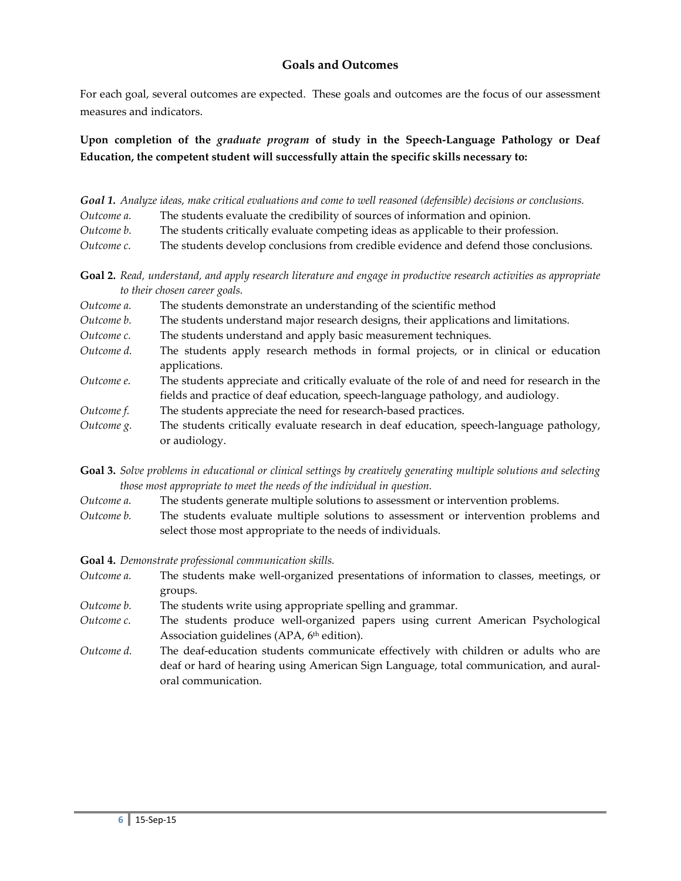## Goals and Outcomes

For each goal, several outcomes are expected. These goals and outcomes are the focus of our assessment measures and indicators.

**Upon completion of the *graduate program* of study in the Speech-Language Pathology or Deaf Education, the competent student will successfully attain the specific skills necessary to:**

***Goal 1.*** *Analyze ideas, make critical evaluations and come to well reasoned (defensible) decisions or conclusions.*

*Outcome a.* The students evaluate the credibility of sources of information and opinion.

*Outcome b.* The students critically evaluate competing ideas as applicable to their profession.

*Outcome c.* The students develop conclusions from credible evidence and defend those conclusions.

**Goal 2.** *Read, understand, and apply research literature and engage in productive research activities as appropriate to their chosen career goals.*

*Outcome a.* The students demonstrate an understanding of the scientific method

*Outcome b.* The students understand major research designs, their applications and limitations.

*Outcome c.* The students understand and apply basic measurement techniques.

*Outcome d.* The students apply research methods in formal projects, or in clinical or education applications.

*Outcome e.* The students appreciate and critically evaluate of the role of and need for research in the fields and practice of deaf education, speech-language pathology, and audiology.

*Outcome f.* The students appreciate the need for research-based practices.

*Outcome g.* The students critically evaluate research in deaf education, speech-language pathology, or audiology.

**Goal 3.** *Solve problems in educational or clinical settings by creatively generating multiple solutions and selecting those most appropriate to meet the needs of the individual in question.*

*Outcome a.* The students generate multiple solutions to assessment or intervention problems.

*Outcome b.* The students evaluate multiple solutions to assessment or intervention problems and select those most appropriate to the needs of individuals.

**Goal 4.** *Demonstrate professional communication skills.*

*Outcome a.* The students make well-organized presentations of information to classes, meetings, or groups.

*Outcome b.* The students write using appropriate spelling and grammar.

*Outcome c.* The students produce well-organized papers using current American Psychological Association guidelines (APA, 6th edition).

*Outcome d.* The deaf-education students communicate effectively with children or adults who are deaf or hard of hearing using American Sign Language, total communication, and aural-oral communication.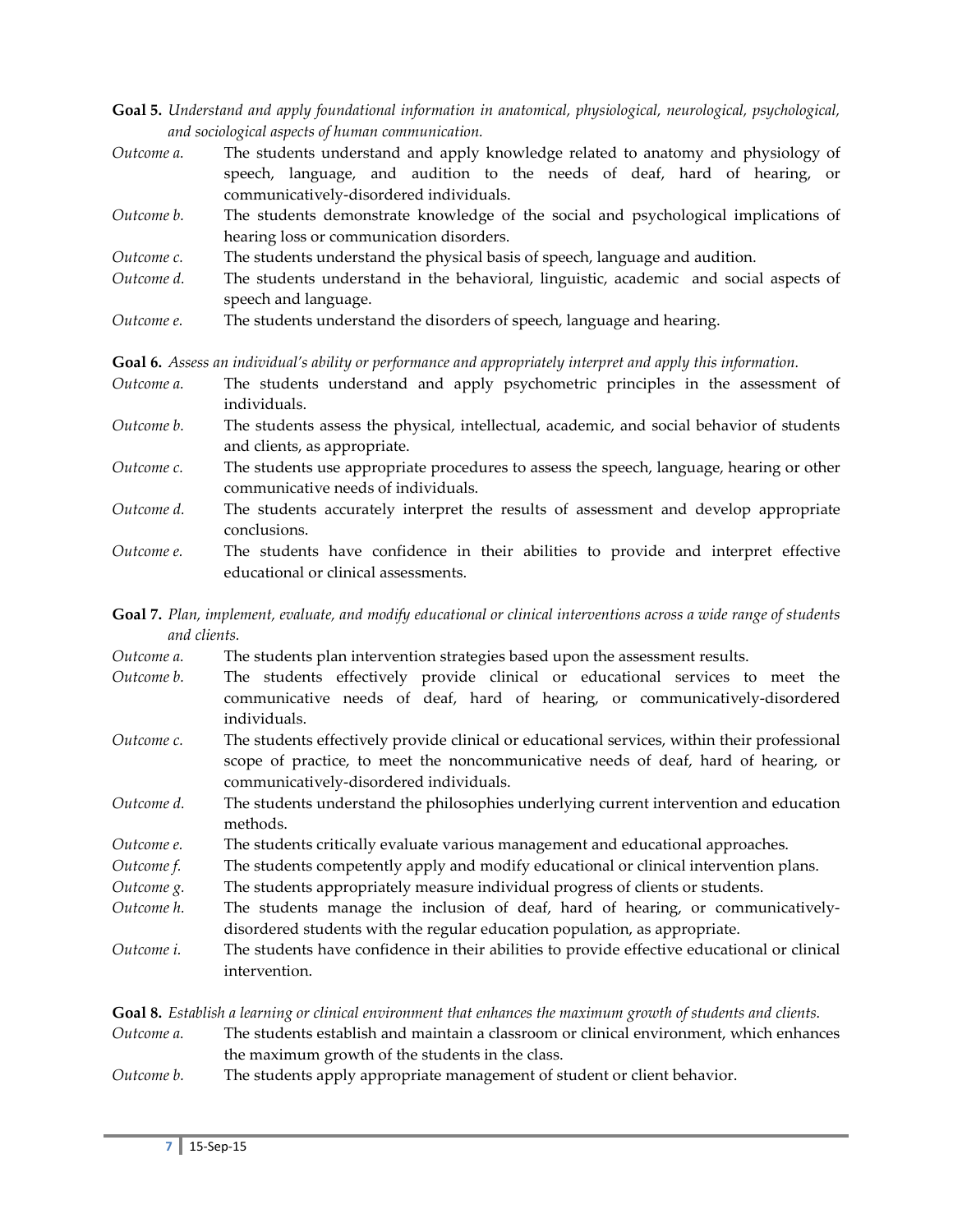**Goal 5.** *Understand and apply foundational information in anatomical, physiological, neurological, psychological, and sociological aspects of human communication.*

*Outcome a.* The students understand and apply knowledge related to anatomy and physiology of speech, language, and audition to the needs of deaf, hard of hearing, or communicatively-disordered individuals.

*Outcome b.* The students demonstrate knowledge of the social and psychological implications of hearing loss or communication disorders.

*Outcome c.* The students understand the physical basis of speech, language and audition.

*Outcome d.* The students understand in the behavioral, linguistic, academic and social aspects of speech and language.

*Outcome e.* The students understand the disorders of speech, language and hearing.

**Goal 6.** *Assess an individual's ability or performance and appropriately interpret and apply this information.*

*Outcome a.* The students understand and apply psychometric principles in the assessment of individuals.

*Outcome b.* The students assess the physical, intellectual, academic, and social behavior of students and clients, as appropriate.

*Outcome c.* The students use appropriate procedures to assess the speech, language, hearing or other communicative needs of individuals.

*Outcome d.* The students accurately interpret the results of assessment and develop appropriate conclusions.

*Outcome e.* The students have confidence in their abilities to provide and interpret effective educational or clinical assessments.

**Goal 7.** *Plan, implement, evaluate, and modify educational or clinical interventions across a wide range of students and clients.*

*Outcome a.* The students plan intervention strategies based upon the assessment results.

*Outcome b.* The students effectively provide clinical or educational services to meet the communicative needs of deaf, hard of hearing, or communicatively-disordered individuals.

*Outcome c.* The students effectively provide clinical or educational services, within their professional scope of practice, to meet the noncommunicative needs of deaf, hard of hearing, or communicatively-disordered individuals.

*Outcome d.* The students understand the philosophies underlying current intervention and education methods.

*Outcome e.* The students critically evaluate various management and educational approaches.

*Outcome f.* The students competently apply and modify educational or clinical intervention plans.

*Outcome g.* The students appropriately measure individual progress of clients or students.

*Outcome h.* The students manage the inclusion of deaf, hard of hearing, or communicatively-disordered students with the regular education population, as appropriate.

*Outcome i.* The students have confidence in their abilities to provide effective educational or clinical intervention.

**Goal 8.** *Establish a learning or clinical environment that enhances the maximum growth of students and clients.*

*Outcome a.* The students establish and maintain a classroom or clinical environment, which enhances the maximum growth of the students in the class.

*Outcome b.* The students apply appropriate management of student or client behavior.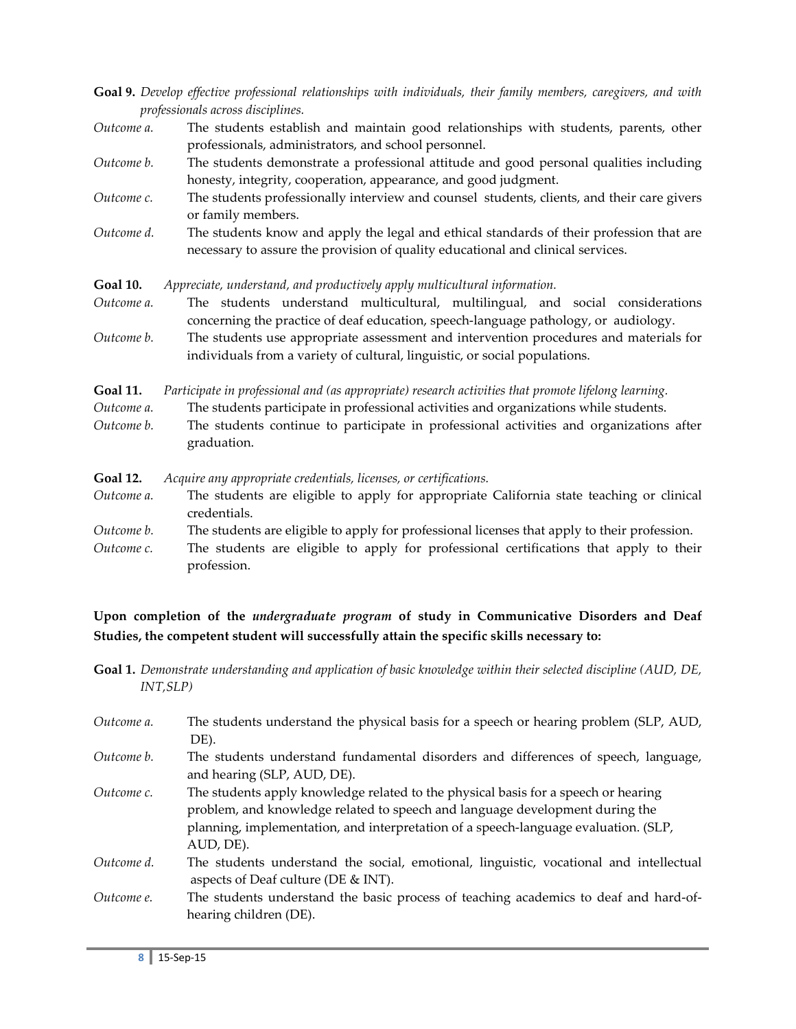**Goal 9.** *Develop effective professional relationships with individuals, their family members, caregivers, and with professionals across disciplines.*

*Outcome a.* The students establish and maintain good relationships with students, parents, other professionals, administrators, and school personnel.

*Outcome b.* The students demonstrate a professional attitude and good personal qualities including honesty, integrity, cooperation, appearance, and good judgment.

*Outcome c.* The students professionally interview and counsel students, clients, and their care givers or family members.

*Outcome d.* The students know and apply the legal and ethical standards of their profession that are necessary to assure the provision of quality educational and clinical services.

**Goal 10.** *Appreciate, understand, and productively apply multicultural information.*

*Outcome a.* The students understand multicultural, multilingual, and social considerations concerning the practice of deaf education, speech-language pathology, or audiology.

*Outcome b.* The students use appropriate assessment and intervention procedures and materials for individuals from a variety of cultural, linguistic, or social populations.

**Goal 11.** *Participate in professional and (as appropriate) research activities that promote lifelong learning.*

*Outcome a.* The students participate in professional activities and organizations while students.

*Outcome b.* The students continue to participate in professional activities and organizations after graduation.

**Goal 12.** *Acquire any appropriate credentials, licenses, or certifications.*

*Outcome a.* The students are eligible to apply for appropriate California state teaching or clinical credentials.

*Outcome b.* The students are eligible to apply for professional licenses that apply to their profession.

*Outcome c.* The students are eligible to apply for professional certifications that apply to their profession.

**Upon completion of the *undergraduate program* of study in Communicative Disorders and Deaf Studies, the competent student will successfully attain the specific skills necessary to:**

**Goal 1.** *Demonstrate understanding and application of basic knowledge within their selected discipline (AUD, DE, INT,SLP)*

*Outcome a.* The students understand the physical basis for a speech or hearing problem (SLP, AUD, DE).

*Outcome b.* The students understand fundamental disorders and differences of speech, language, and hearing (SLP, AUD, DE).

*Outcome c.* The students apply knowledge related to the physical basis for a speech or hearing problem, and knowledge related to speech and language development during the planning, implementation, and interpretation of a speech-language evaluation. (SLP, AUD, DE).

*Outcome d.* The students understand the social, emotional, linguistic, vocational and intellectual aspects of Deaf culture (DE & INT).

*Outcome e.* The students understand the basic process of teaching academics to deaf and hard-of-hearing children (DE).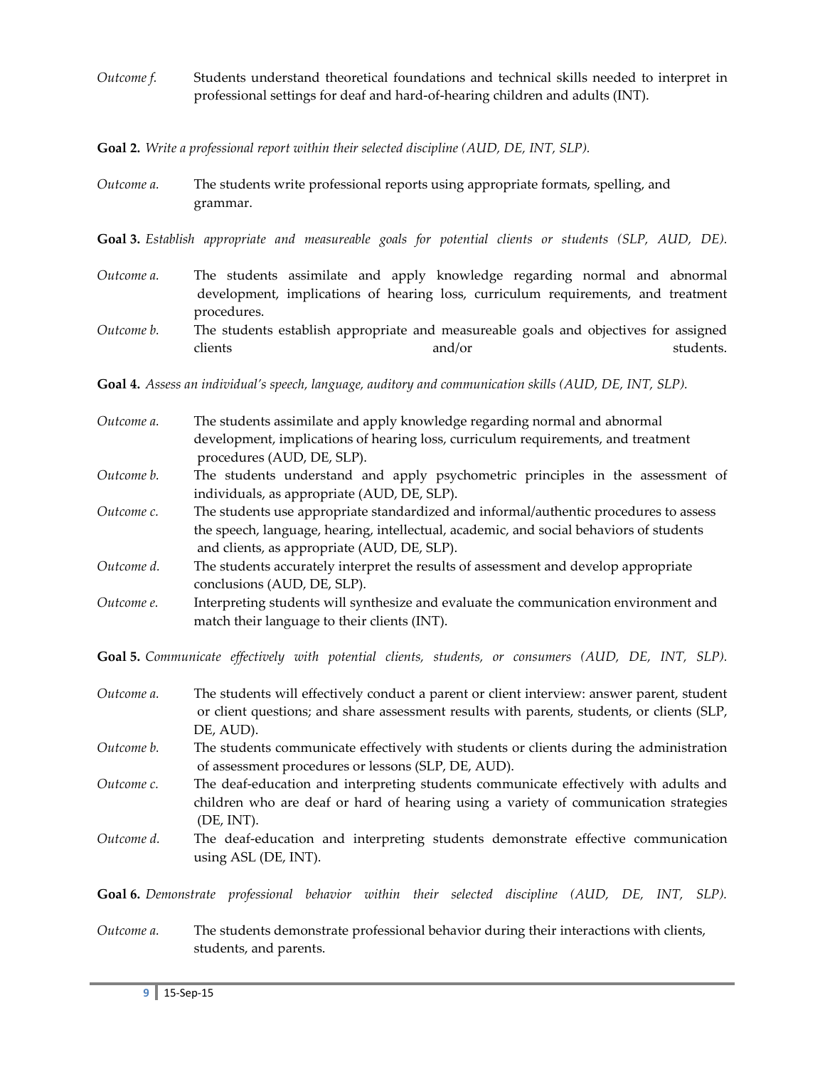*Outcome f.* Students understand theoretical foundations and technical skills needed to interpret in professional settings for deaf and hard-of-hearing children and adults (INT).

**Goal 2.** *Write a professional report within their selected discipline (AUD, DE, INT, SLP).*

*Outcome a.* The students write professional reports using appropriate formats, spelling, and grammar.

**Goal 3.** *Establish appropriate and measureable goals for potential clients or students (SLP, AUD, DE).*

*Outcome a.* The students assimilate and apply knowledge regarding normal and abnormal development, implications of hearing loss, curriculum requirements, and treatment procedures.

*Outcome b.* The students establish appropriate and measureable goals and objectives for assigned clients and/or students.

**Goal 4.** *Assess an individual's speech, language, auditory and communication skills (AUD, DE, INT, SLP).*

*Outcome a.* The students assimilate and apply knowledge regarding normal and abnormal development, implications of hearing loss, curriculum requirements, and treatment procedures (AUD, DE, SLP).

*Outcome b.* The students understand and apply psychometric principles in the assessment of individuals, as appropriate (AUD, DE, SLP).

*Outcome c.* The students use appropriate standardized and informal/authentic procedures to assess the speech, language, hearing, intellectual, academic, and social behaviors of students and clients, as appropriate (AUD, DE, SLP).

*Outcome d.* The students accurately interpret the results of assessment and develop appropriate conclusions (AUD, DE, SLP).

*Outcome e.* Interpreting students will synthesize and evaluate the communication environment and match their language to their clients (INT).

**Goal 5.** *Communicate effectively with potential clients, students, or consumers (AUD, DE, INT, SLP).*

*Outcome a.* The students will effectively conduct a parent or client interview: answer parent, student or client questions; and share assessment results with parents, students, or clients (SLP, DE, AUD).

*Outcome b.* The students communicate effectively with students or clients during the administration of assessment procedures or lessons (SLP, DE, AUD).

*Outcome c.* The deaf-education and interpreting students communicate effectively with adults and children who are deaf or hard of hearing using a variety of communication strategies (DE, INT).

*Outcome d.* The deaf-education and interpreting students demonstrate effective communication using ASL (DE, INT).

**Goal 6.** *Demonstrate professional behavior within their selected discipline (AUD, DE, INT, SLP).*

*Outcome a.* The students demonstrate professional behavior during their interactions with clients, students, and parents.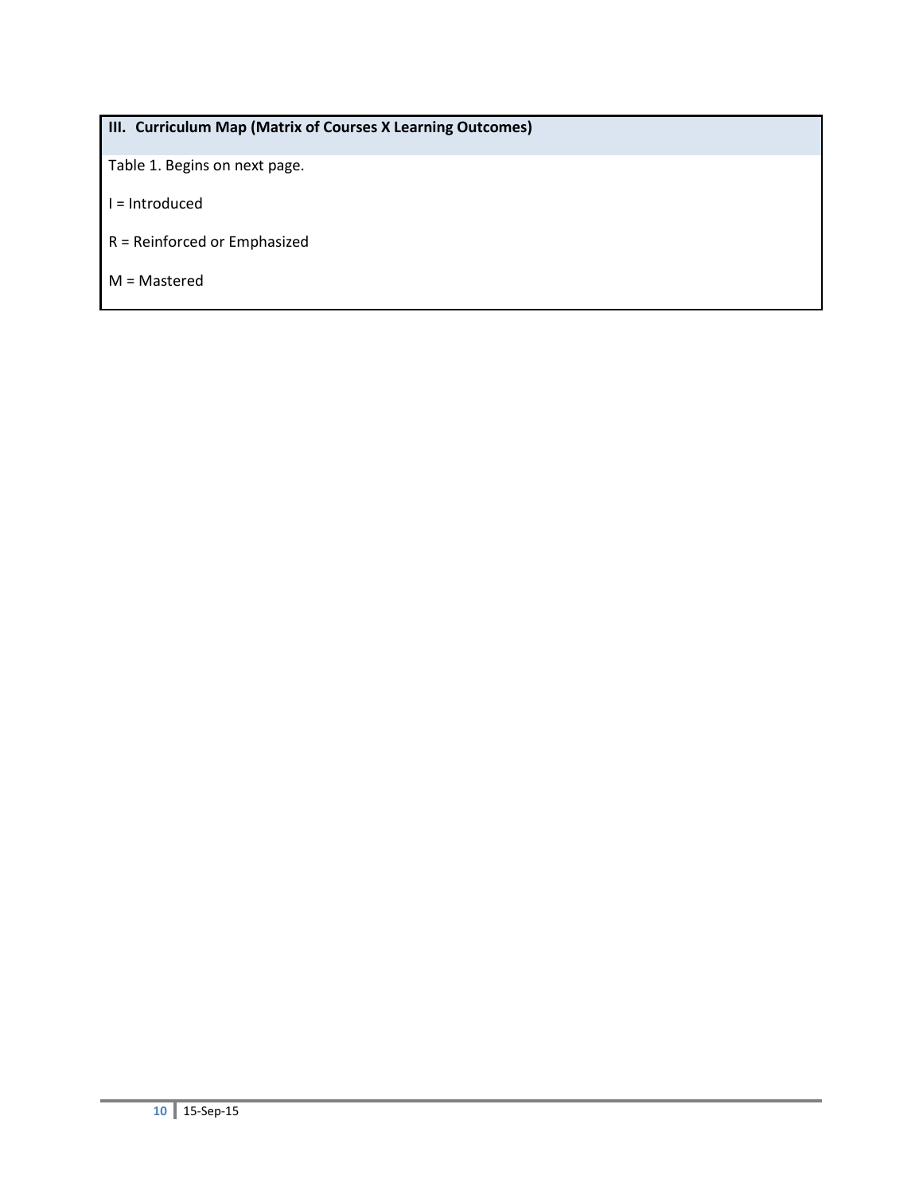## III. Curriculum Map (Matrix of Courses X Learning Outcomes)

Table 1. Begins on next page.

I = Introduced

R = Reinforced or Emphasized

M = Mastered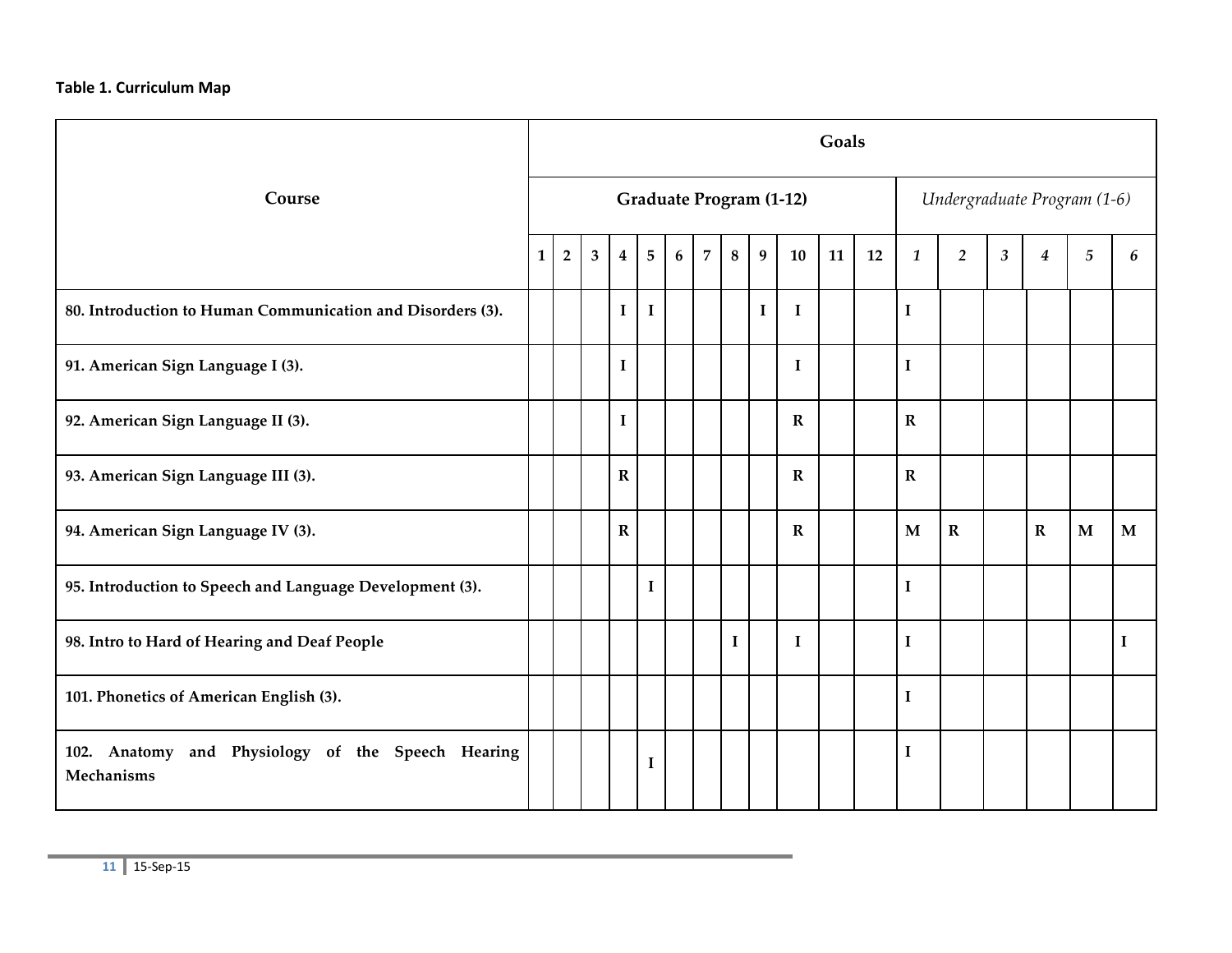**Table 1. Curriculum Map**

| Course | Goals | | | | | | | | | | | | | | | | | |
|---|---|---|---|---|---|---|---|---|---|---|---|---|---|---|---|---|---|---|
| | Graduate Program (1-12) | | | | | | | | | | | | *Undergraduate Program (1-6)* | | | | | |
| | 1 | 2 | 3 | 4 | 5 | 6 | 7 | 8 | 9 | 10 | 11 | 12 | *1* | *2* | *3* | *4* | *5* | *6* |
| **80. Introduction to Human Communication and Disorders (3).** | | | | I | I | | | | I | I | | | I | | | | | |
| **91. American Sign Language I (3).** | | | | I | | | | | | I | | | I | | | | | |
| **92. American Sign Language II (3).** | | | | I | | | | | | R | | | R | | | | | |
| **93. American Sign Language III (3).** | | | | R | | | | | | R | | | R | | | | | |
| **94. American Sign Language IV (3).** | | | | R | | | | | | R | | | M | R | | R | M | M |
| **95. Introduction to Speech and Language Development (3).** | | | | | I | | | | | | | | I | | | | | |
| **98. Intro to Hard of Hearing and Deaf People** | | | | | | | | I | | I | | | I | | | | | I |
| **101. Phonetics of American English (3).** | | | | | | | | | | | | | I | | | | | |
| **102. Anatomy and Physiology of the Speech Hearing Mechanisms** | | | | | I | | | | | | | | I | | | | | |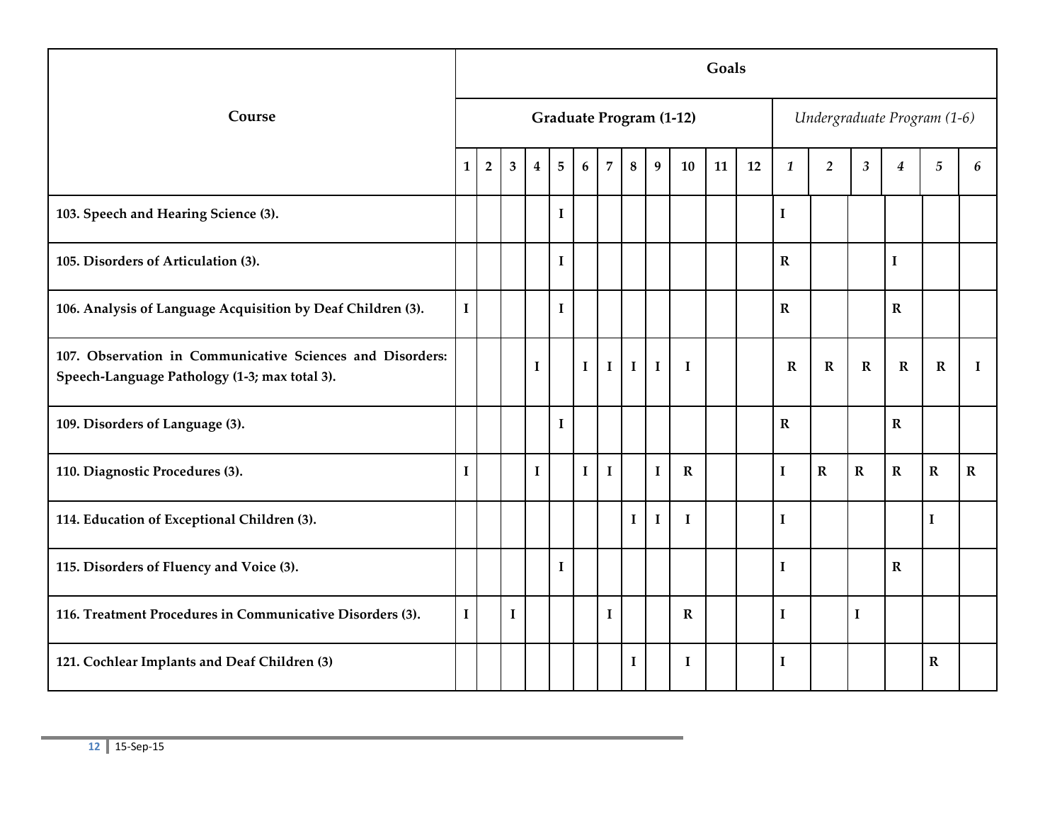| Course | Goals | | | | | | | | | | | | | | | | | |
|---|---|---|---|---|---|---|---|---|---|---|---|---|---|---|---|---|---|---|
| | Graduate Program (1-12) | | | | | | | | | | | | *Undergraduate Program (1-6)* | | | | | |
| | 1 | 2 | 3 | 4 | 5 | 6 | 7 | 8 | 9 | 10 | 11 | 12 | *1* | *2* | *3* | *4* | *5* | *6* |
| **103. Speech and Hearing Science (3).** | | | | | I | | | | | | | | I | | | | | |
| **105. Disorders of Articulation (3).** | | | | | I | | | | | | | | R | | | I | | |
| **106. Analysis of Language Acquisition by Deaf Children (3).** | I | | | | I | | | | | | | | R | | | R | | |
| **107. Observation in Communicative Sciences and Disorders: Speech-Language Pathology (1-3; max total 3).** | | | | I | | I | I | I | I | I | | | R | R | R | R | R | I |
| **109. Disorders of Language (3).** | | | | | I | | | | | | | | R | | | R | | |
| **110. Diagnostic Procedures (3).** | I | | | I | | I | I | | I | R | | | I | R | R | R | R | R |
| **114. Education of Exceptional Children (3).** | | | | | | | | I | I | I | | | I | | | | I | |
| **115. Disorders of Fluency and Voice (3).** | | | | | I | | | | | | | | I | | | R | | |
| **116. Treatment Procedures in Communicative Disorders (3).** | I | | I | | | | I | | | R | | | I | | I | | | |
| **121. Cochlear Implants and Deaf Children (3)** | | | | | | | | I | | I | | | I | | | | R | |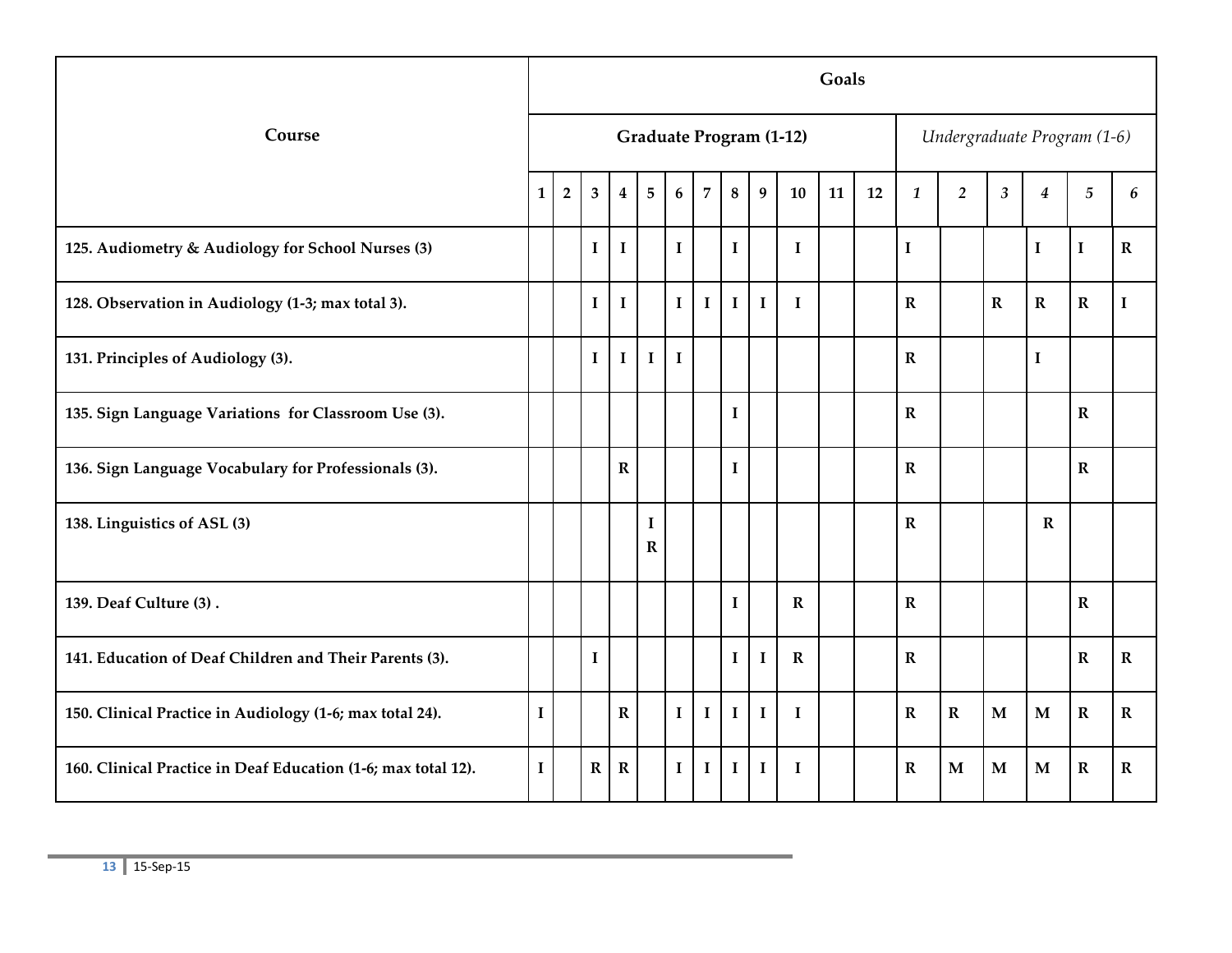| Course | Goals | | | | | | | | | | | | | | | | | |
|---|---|---|---|---|---|---|---|---|---|---|---|---|---|---|---|---|---|---|
| | **Graduate Program (1-12)** | | | | | | | | | | | | *Undergraduate Program (1-6)* | | | | | |
| | **1** | **2** | **3** | **4** | **5** | **6** | **7** | **8** | **9** | **10** | **11** | **12** | ***1*** | ***2*** | ***3*** | ***4*** | ***5*** | ***6*** |
| **125. Audiometry & Audiology for School Nurses (3)** | | | **I** | **I** | | **I** | | **I** | | **I** | | | **I** | | | **I** | **I** | **R** |
| **128. Observation in Audiology (1-3; max total 3).** | | | **I** | **I** | | **I** | **I** | **I** | **I** | **I** | | | **R** | | **R** | **R** | **R** | **I** |
| **131. Principles of Audiology (3).** | | | **I** | **I** | **I** | **I** | | | | | | | **R** | | | **I** | | |
| **135. Sign Language Variations for Classroom Use (3).** | | | | | | | | **I** | | | | | **R** | | | | **R** | |
| **136. Sign Language Vocabulary for Professionals (3).** | | | | **R** | | | | **I** | | | | | **R** | | | | **R** | |
| **138. Linguistics of ASL (3)** | | | | | **I R** | | | | | | | | **R** | | | **R** | | |
| **139. Deaf Culture (3) .** | | | | | | | | **I** | | **R** | | | **R** | | | | **R** | |
| **141. Education of Deaf Children and Their Parents (3).** | | | **I** | | | | | **I** | **I** | **R** | | | **R** | | | | **R** | **R** |
| **150. Clinical Practice in Audiology (1-6; max total 24).** | **I** | | | **R** | | **I** | **I** | **I** | **I** | **I** | | | **R** | **R** | **M** | **M** | **R** | **R** |
| **160. Clinical Practice in Deaf Education (1-6; max total 12).** | **I** | | **R** | **R** | | **I** | **I** | **I** | **I** | **I** | | | **R** | **M** | **M** | **M** | **R** | **R** |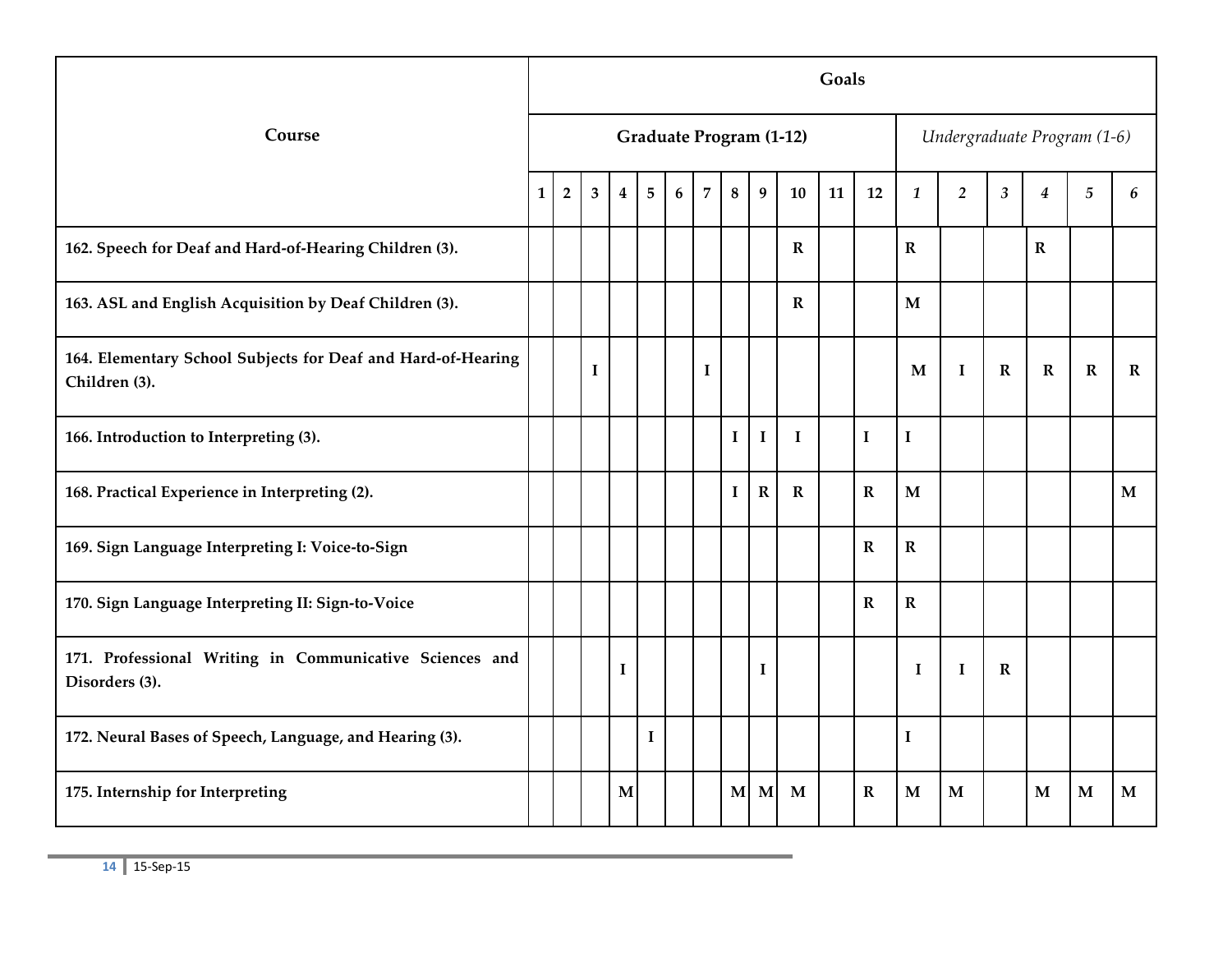| Course | Goals | | | | | | | | | | | | | | | | | |
|---|---|---|---|---|---|---|---|---|---|---|---|---|---|---|---|---|---|---|
| | **Graduate Program (1-12)** | | | | | | | | | | | | *Undergraduate Program (1-6)* | | | | | |
| | **1** | **2** | **3** | **4** | **5** | **6** | **7** | **8** | **9** | **10** | **11** | **12** | ***1*** | ***2*** | ***3*** | ***4*** | ***5*** | ***6*** |
| **162. Speech for Deaf and Hard-of-Hearing Children (3).** | | | | | | | | | | **R** | | | **R** | | | **R** | | |
| **163. ASL and English Acquisition by Deaf Children (3).** | | | | | | | | | | **R** | | | **M** | | | | | |
| **164. Elementary School Subjects for Deaf and Hard-of-Hearing Children (3).** | | | **I** | | | | **I** | | | | | | **M** | **I** | **R** | **R** | **R** | **R** |
| **166. Introduction to Interpreting (3).** | | | | | | | | **I** | **I** | **I** | | **I** | **I** | | | | | |
| **168. Practical Experience in Interpreting (2).** | | | | | | | | **I** | **R** | **R** | | **R** | **M** | | | | | **M** |
| **169. Sign Language Interpreting I: Voice-to-Sign** | | | | | | | | | | | | **R** | **R** | | | | | |
| **170. Sign Language Interpreting II: Sign-to-Voice** | | | | | | | | | | | | **R** | **R** | | | | | |
| **171. Professional Writing in Communicative Sciences and Disorders (3).** | | | | **I** | | | | | **I** | | | | **I** | **I** | **R** | | | |
| **172. Neural Bases of Speech, Language, and Hearing (3).** | | | | | **I** | | | | | | | | **I** | | | | | |
| **175. Internship for Interpreting** | | | | **M** | | | | **M** | **M** | **M** | | **R** | **M** | **M** | | **M** | **M** | **M** |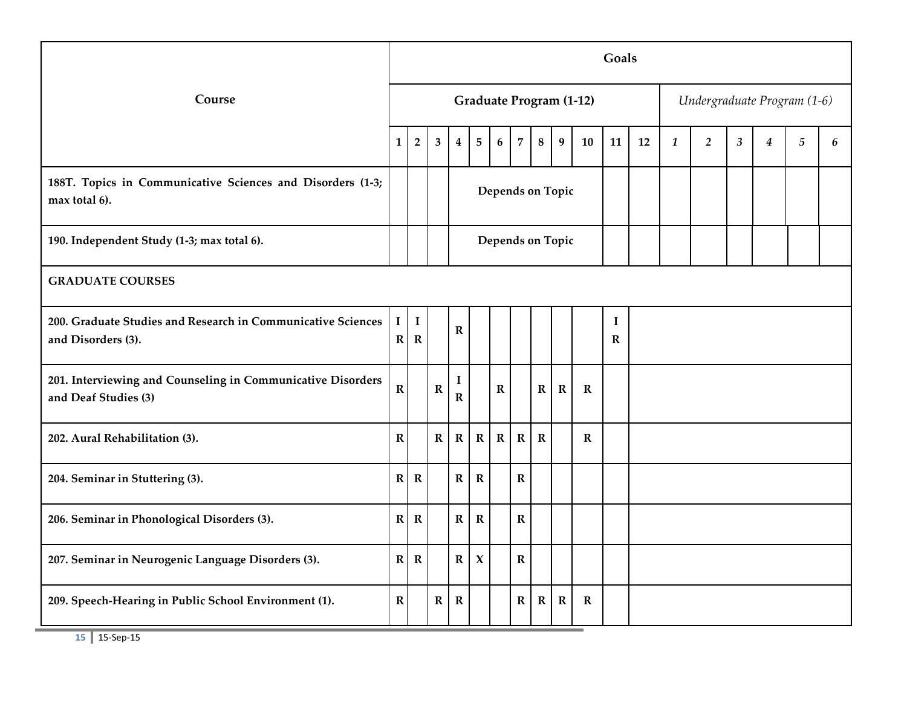| Course | Goals | | | | | | | | | | | | | | | | | |
|---|---|---|---|---|---|---|---|---|---|---|---|---|---|---|---|---|---|---|
| | Graduate Program (1-12) | | | | | | | | | | | | *Undergraduate Program (1-6)* | | | | | |
| | 1 | 2 | 3 | 4 | 5 | 6 | 7 | 8 | 9 | 10 | 11 | 12 | *1* | *2* | *3* | *4* | *5* | *6* |
| **188T. Topics in Communicative Sciences and Disorders (1-3; max total 6).** | | | | Depends on Topic | | | | | | | | | | | | | | |
| **190. Independent Study (1-3; max total 6).** | | | | Depends on Topic | | | | | | | | | | | | | | |
| **GRADUATE COURSES** | | | | | | | | | | | | | | | | | | |
| **200. Graduate Studies and Research in Communicative Sciences and Disorders (3).** | I R | I R | | R | | | | | | | I R | | | | | | | |
| **201. Interviewing and Counseling in Communicative Disorders and Deaf Studies (3)** | R | | R | I R | | R | | R | R | R | | | | | | | | |
| **202. Aural Rehabilitation (3).** | R | | R | R | R | R | R | R | | R | | | | | | | | |
| **204. Seminar in Stuttering (3).** | R | R | | R | R | | R | | | | | | | | | | | |
| **206. Seminar in Phonological Disorders (3).** | R | R | | R | R | | R | | | | | | | | | | | |
| **207. Seminar in Neurogenic Language Disorders (3).** | R | R | | R | X | | R | | | | | | | | | | | |
| **209. Speech-Hearing in Public School Environment (1).** | R | | R | R | | | R | R | R | R | | | | | | | | |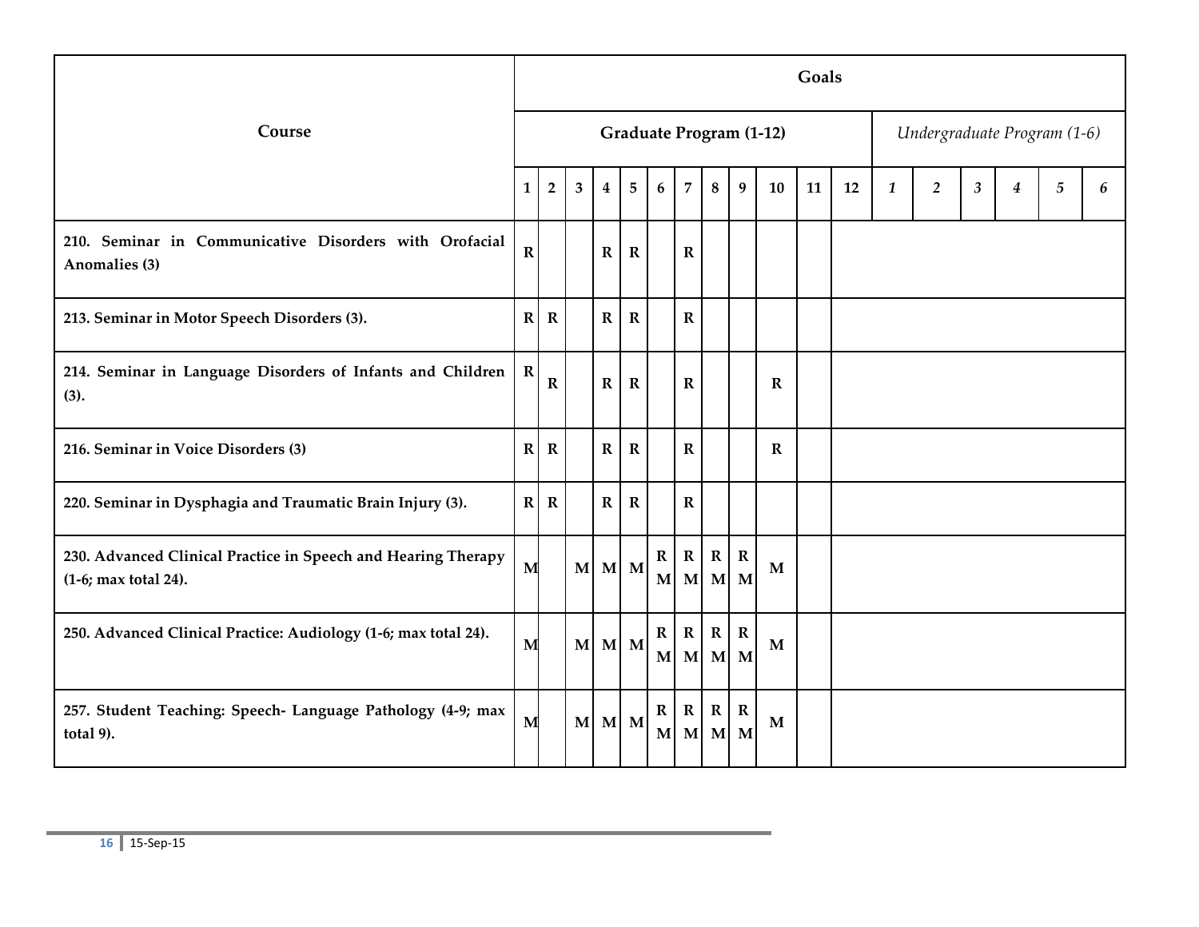| Course | Goals | | | | | | | | | | | | | | | | | |
|---|---|---|---|---|---|---|---|---|---|---|---|---|---|---|---|---|---|---|
| | Graduate Program (1-12) | | | | | | | | | | | | *Undergraduate Program (1-6)* | | | | | |
| | 1 | 2 | 3 | 4 | 5 | 6 | 7 | 8 | 9 | 10 | 11 | 12 | *1* | *2* | *3* | *4* | *5* | *6* |
| **210. Seminar in Communicative Disorders with Orofacial Anomalies (3)** | R | | | R | R | | R | | | | | | | | | | | |
| **213. Seminar in Motor Speech Disorders (3).** | R | R | | R | R | | R | | | | | | | | | | | |
| **214. Seminar in Language Disorders of Infants and Children (3).** | R | R | | R | R | | R | | | R | | | | | | | | |
| **216. Seminar in Voice Disorders (3)** | R | R | | R | R | | R | | | R | | | | | | | | |
| **220. Seminar in Dysphagia and Traumatic Brain Injury (3).** | R | R | | R | R | | R | | | | | | | | | | | |
| **230. Advanced Clinical Practice in Speech and Hearing Therapy (1-6; max total 24).** | M | | M | M | M | R M | R M | R M | R M | M | | | | | | | | |
| **250. Advanced Clinical Practice: Audiology (1-6; max total 24).** | M | | M | M | M | R M | R M | R M | R M | M | | | | | | | | |
| **257. Student Teaching: Speech- Language Pathology (4-9; max total 9).** | M | | M | M | M | R M | R M | R M | R M | M | | | | | | | | |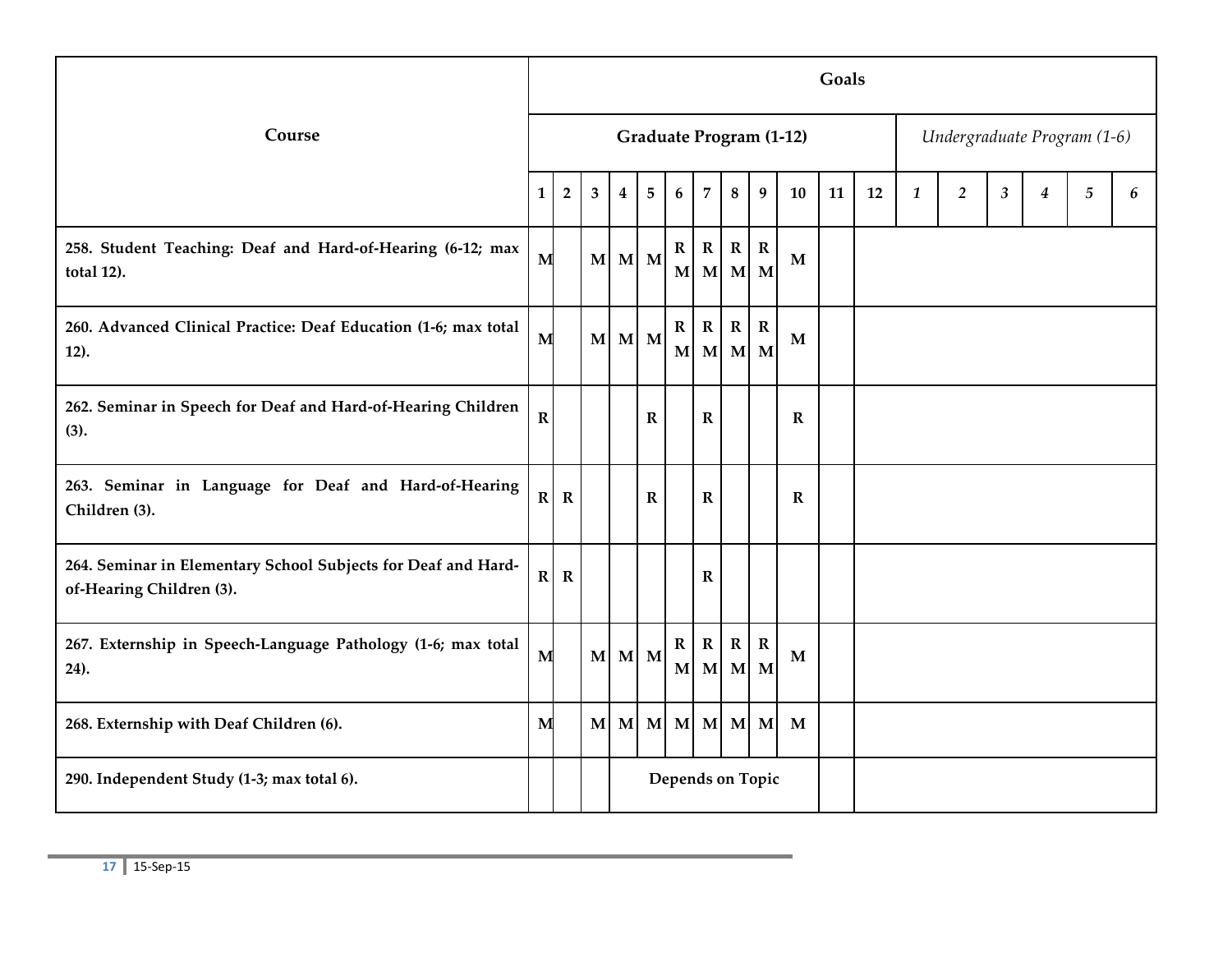| Course | Goals | | | | | | | | | | | | | | | | | |
|---|---|---|---|---|---|---|---|---|---|---|---|---|---|---|---|---|---|---|
| | Graduate Program (1-12) | | | | | | | | | | | | *Undergraduate Program (1-6)* | | | | | |
| | 1 | 2 | 3 | 4 | 5 | 6 | 7 | 8 | 9 | 10 | 11 | 12 | *1* | *2* | *3* | *4* | *5* | *6* |
| **258. Student Teaching: Deaf and Hard-of-Hearing (6-12; max total 12).** | M | | M | M | M | R M | R M | R M | R M | M | | | | | | | | |
| **260. Advanced Clinical Practice: Deaf Education (1-6; max total 12).** | M | | M | M | M | R M | R M | R M | R M | M | | | | | | | | |
| **262. Seminar in Speech for Deaf and Hard-of-Hearing Children (3).** | R | | | | R | | R | | | R | | | | | | | | |
| **263. Seminar in Language for Deaf and Hard-of-Hearing Children (3).** | R | R | | | R | | R | | | R | | | | | | | | |
| **264. Seminar in Elementary School Subjects for Deaf and Hard-of-Hearing Children (3).** | R | R | | | | | R | | | | | | | | | | | |
| **267. Externship in Speech-Language Pathology (1-6; max total 24).** | M | | M | M | M | R M | R M | R M | R M | M | | | | | | | | |
| **268. Externship with Deaf Children (6).** | M | | M | M | M | M | M | M | M | M | | | | | | | | |
| **290. Independent Study (1-3; max total 6).** | | | | Depends on Topic | | | | | | | | | | | | | | |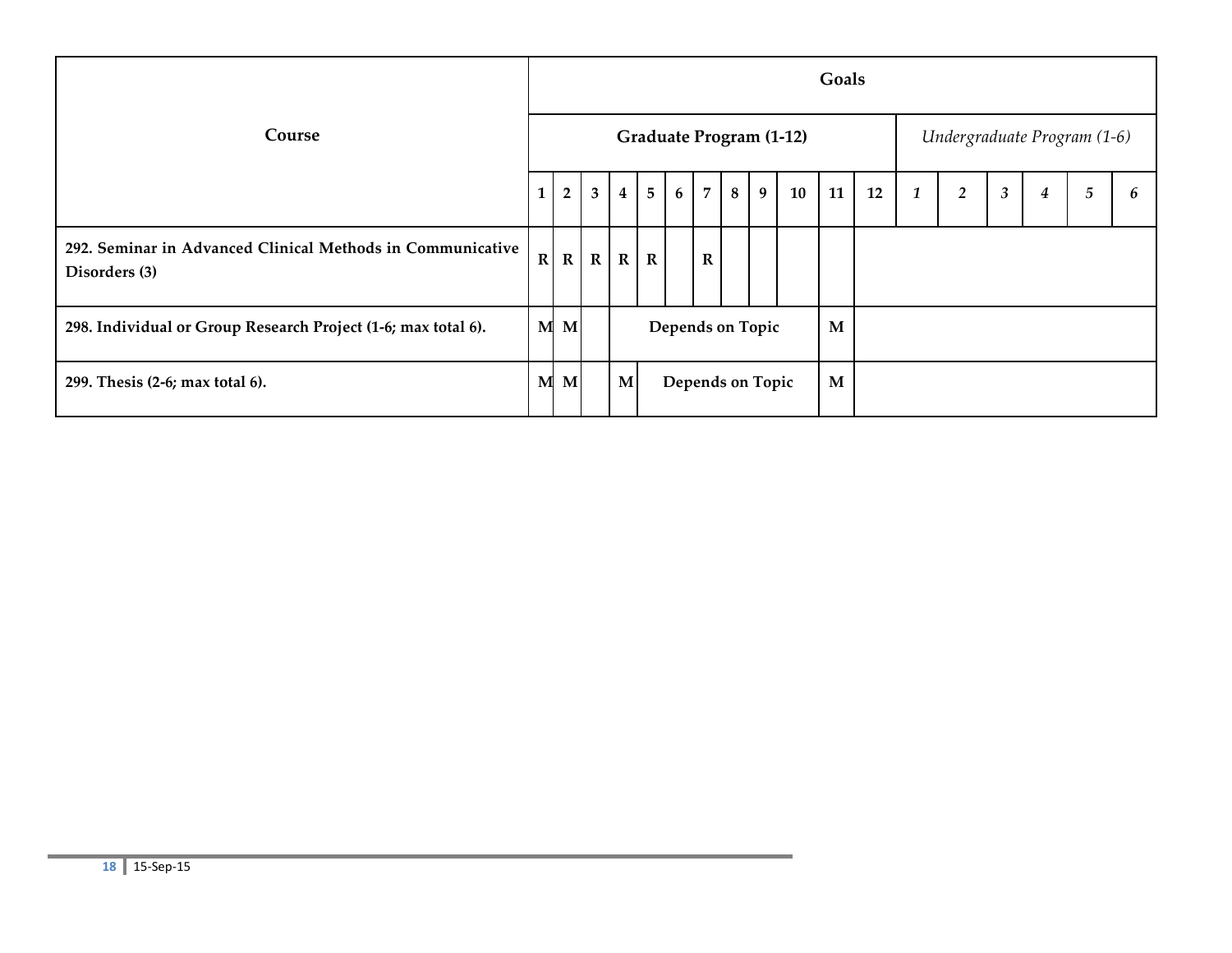| Course | Goals | | | | | | | | | | | | | | | | | |
|---|---|---|---|---|---|---|---|---|---|---|---|---|---|---|---|---|---|---|
| | Graduate Program (1-12) | | | | | | | | | | | | *Undergraduate Program (1-6)* | | | | | |
| | 1 | 2 | 3 | 4 | 5 | 6 | 7 | 8 | 9 | 10 | 11 | 12 | *1* | *2* | *3* | *4* | *5* | *6* |
| **292. Seminar in Advanced Clinical Methods in Communicative Disorders (3)** | R | R | R | R | R | | R | | | | | | | | | | | |
| **298. Individual or Group Research Project (1-6; max total 6).** | M | M | | Depends on Topic | | | | | | | M | | | | | | | |
| **299. Thesis (2-6; max total 6).** | M | M | | M | Depends on Topic | | | | | | M | | | | | | | |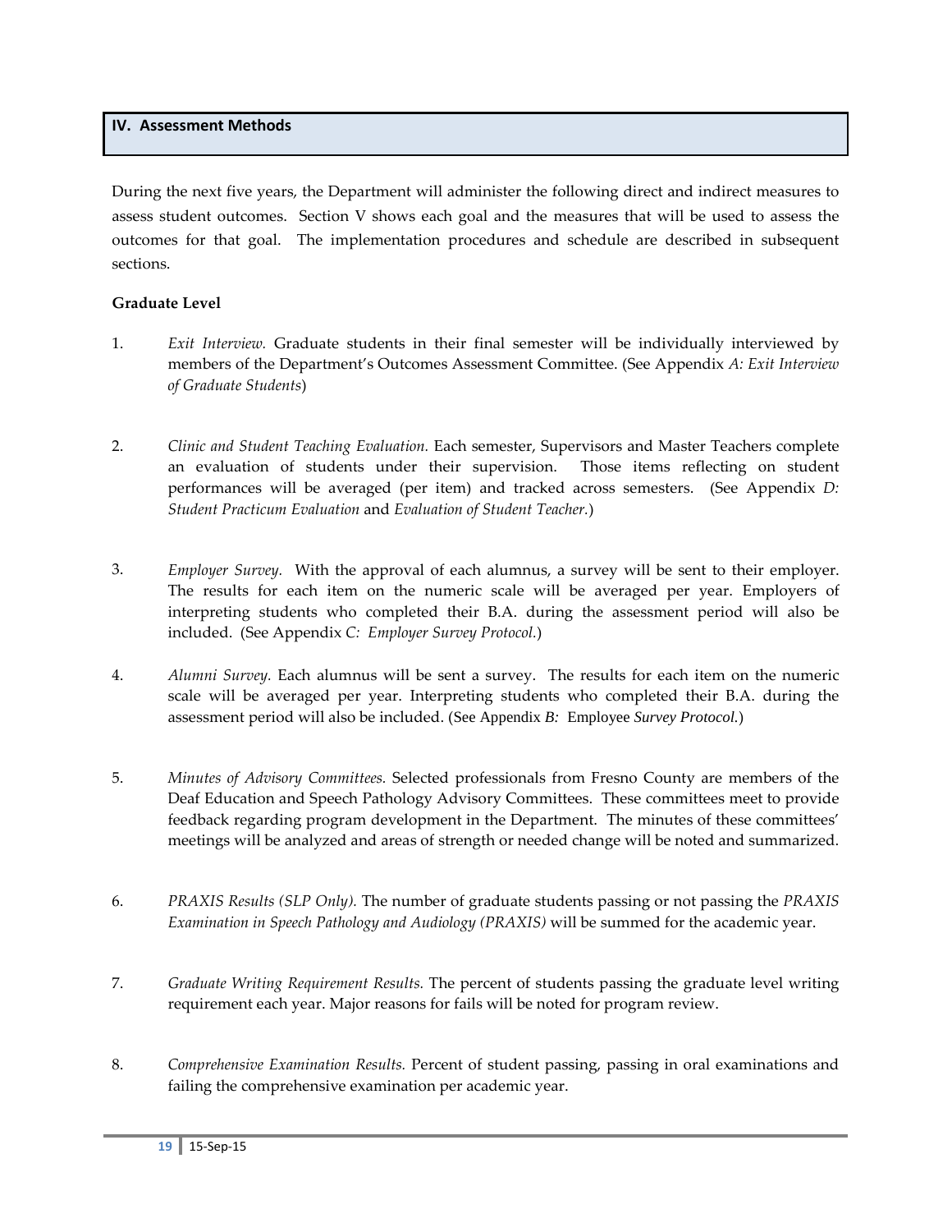## IV. Assessment Methods

During the next five years, the Department will administer the following direct and indirect measures to assess student outcomes. Section V shows each goal and the measures that will be used to assess the outcomes for that goal. The implementation procedures and schedule are described in subsequent sections.

**Graduate Level**

1. *Exit Interview.* Graduate students in their final semester will be individually interviewed by members of the Department's Outcomes Assessment Committee. (See Appendix *A: Exit Interview of Graduate Students*)

2. *Clinic and Student Teaching Evaluation.* Each semester, Supervisors and Master Teachers complete an evaluation of students under their supervision. Those items reflecting on student performances will be averaged (per item) and tracked across semesters. (See Appendix *D: Student Practicum Evaluation* and *Evaluation of Student Teacher.*)

3. *Employer Survey.* With the approval of each alumnus, a survey will be sent to their employer. The results for each item on the numeric scale will be averaged per year. Employers of interpreting students who completed their B.A. during the assessment period will also be included. (See Appendix *C: Employer Survey Protocol.*)

4. *Alumni Survey.* Each alumnus will be sent a survey. The results for each item on the numeric scale will be averaged per year. Interpreting students who completed their B.A. during the assessment period will also be included. (See Appendix *B:* Employee *Survey Protocol.*)

5. *Minutes of Advisory Committees.* Selected professionals from Fresno County are members of the Deaf Education and Speech Pathology Advisory Committees. These committees meet to provide feedback regarding program development in the Department. The minutes of these committees' meetings will be analyzed and areas of strength or needed change will be noted and summarized.

6. *PRAXIS Results (SLP Only).* The number of graduate students passing or not passing the *PRAXIS Examination in Speech Pathology and Audiology (PRAXIS)* will be summed for the academic year.

7. *Graduate Writing Requirement Results.* The percent of students passing the graduate level writing requirement each year. Major reasons for fails will be noted for program review.

8. *Comprehensive Examination Results.* Percent of student passing, passing in oral examinations and failing the comprehensive examination per academic year.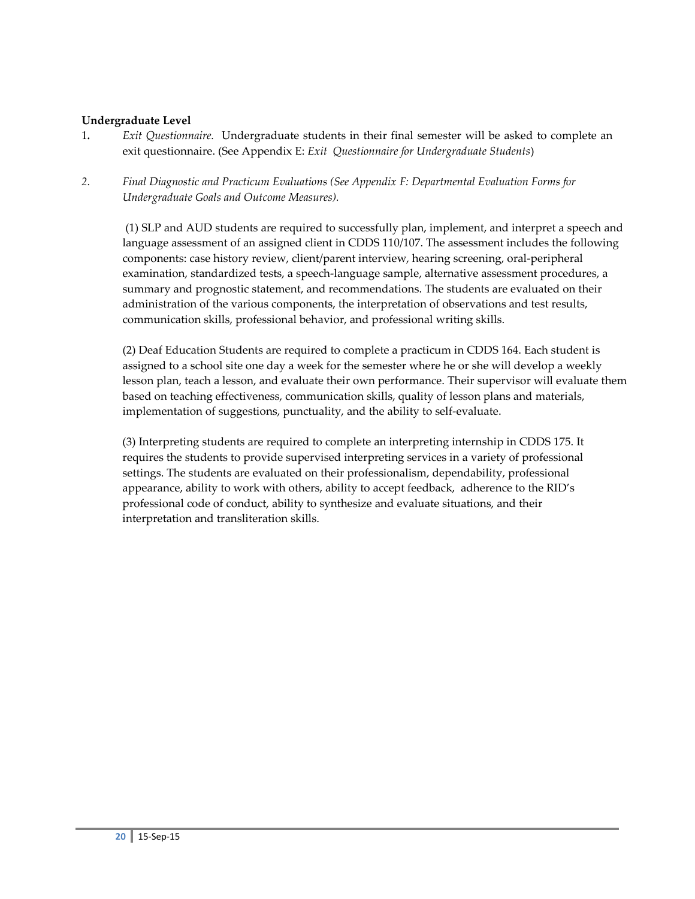**Undergraduate Level**

1. *Exit Questionnaire.* Undergraduate students in their final semester will be asked to complete an exit questionnaire. (See Appendix E: *Exit Questionnaire for Undergraduate Students*)

2. *Final Diagnostic and Practicum Evaluations (See Appendix F: Departmental Evaluation Forms for Undergraduate Goals and Outcome Measures).*

   (1) SLP and AUD students are required to successfully plan, implement, and interpret a speech and language assessment of an assigned client in CDDS 110/107. The assessment includes the following components: case history review, client/parent interview, hearing screening, oral-peripheral examination, standardized tests, a speech-language sample, alternative assessment procedures, a summary and prognostic statement, and recommendations. The students are evaluated on their administration of the various components, the interpretation of observations and test results, communication skills, professional behavior, and professional writing skills.

   (2) Deaf Education Students are required to complete a practicum in CDDS 164. Each student is assigned to a school site one day a week for the semester where he or she will develop a weekly lesson plan, teach a lesson, and evaluate their own performance. Their supervisor will evaluate them based on teaching effectiveness, communication skills, quality of lesson plans and materials, implementation of suggestions, punctuality, and the ability to self-evaluate.

   (3) Interpreting students are required to complete an interpreting internship in CDDS 175. It requires the students to provide supervised interpreting services in a variety of professional settings. The students are evaluated on their professionalism, dependability, professional appearance, ability to work with others, ability to accept feedback, adherence to the RID's professional code of conduct, ability to synthesize and evaluate situations, and their interpretation and transliteration skills.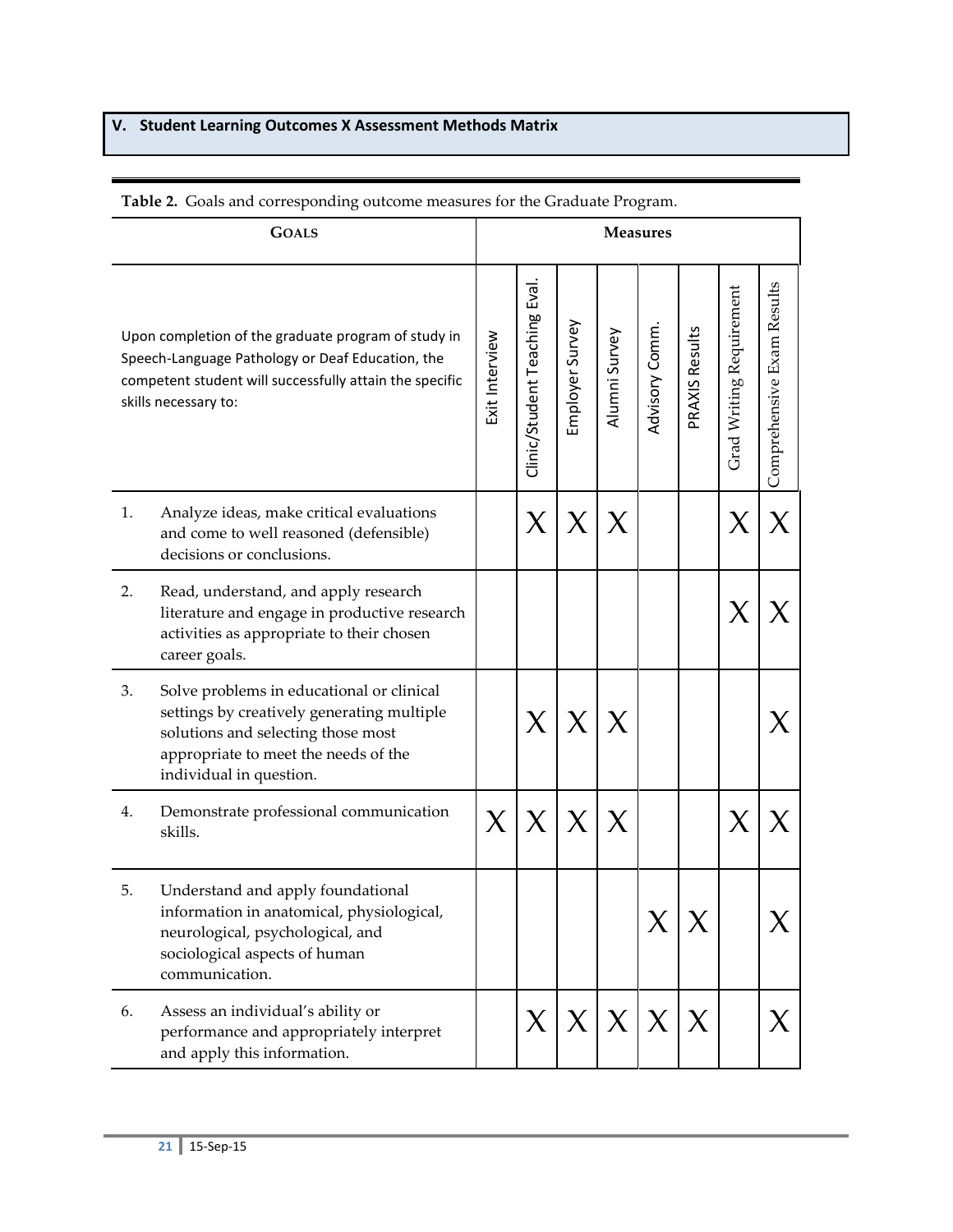## V. Student Learning Outcomes X Assessment Methods Matrix

**Table 2.** Goals and corresponding outcome measures for the Graduate Program.

| Goals | Measures | | | | | | | |
|---|---|---|---|---|---|---|---|---|
| Upon completion of the graduate program of study in Speech-Language Pathology or Deaf Education, the competent student will successfully attain the specific skills necessary to: | Exit Interview | Clinic/Student Teaching Eval. | Employer Survey | Alumni Survey | Advisory Comm. | PRAXIS Results | Grad Writing Requirement | Comprehensive Exam Results |
| 1. Analyze ideas, make critical evaluations and come to well reasoned (defensible) decisions or conclusions. | | X | X | X | | | X | X |
| 2. Read, understand, and apply research literature and engage in productive research activities as appropriate to their chosen career goals. | | | | | | | X | X |
| 3. Solve problems in educational or clinical settings by creatively generating multiple solutions and selecting those most appropriate to meet the needs of the individual in question. | | X | X | X | | | | X |
| 4. Demonstrate professional communication skills. | X | X | X | X | | | X | X |
| 5. Understand and apply foundational information in anatomical, physiological, neurological, psychological, and sociological aspects of human communication. | | | | | X | X | | X |
| 6. Assess an individual's ability or performance and appropriately interpret and apply this information. | | X | X | X | X | X | | X |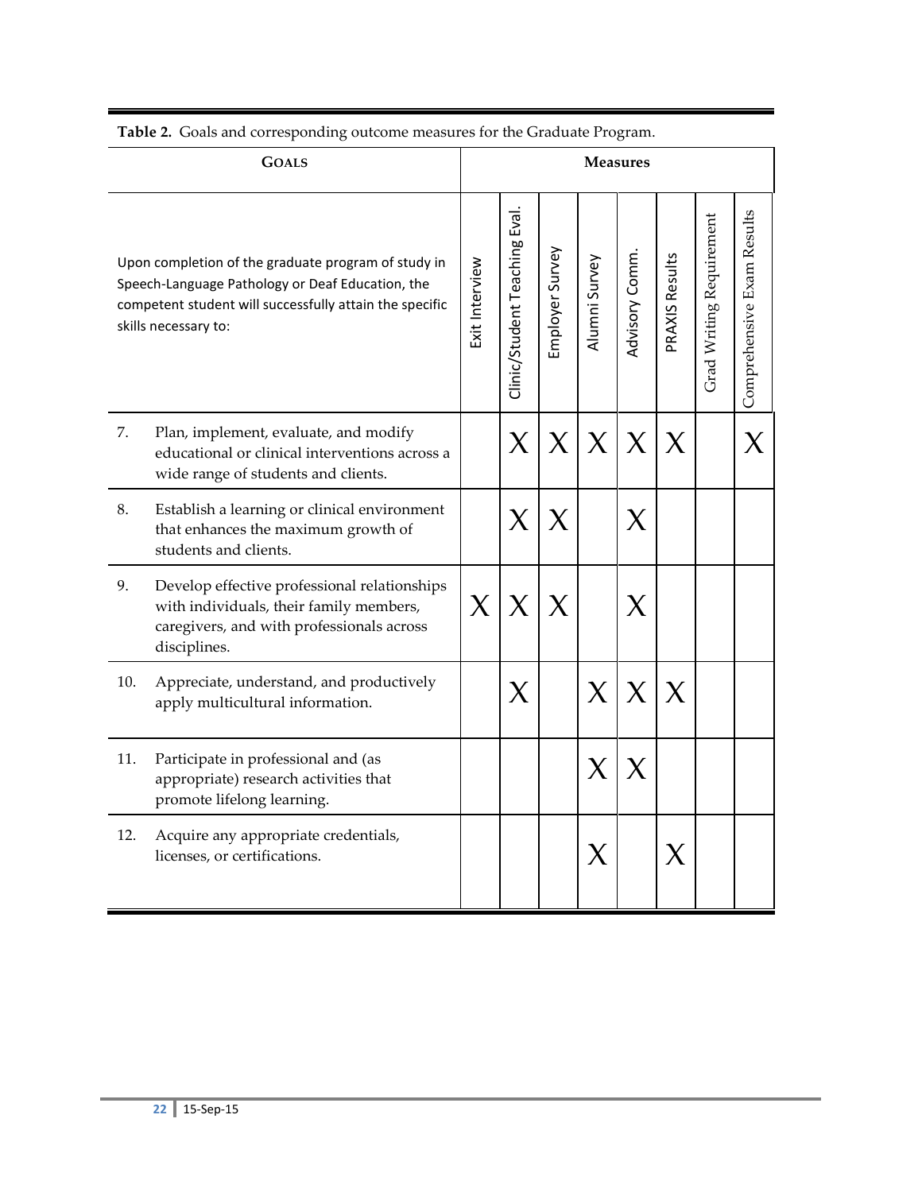**Table 2.** Goals and corresponding outcome measures for the Graduate Program.

| GOALS | Exit Interview | Clinic/Student Teaching Eval. | Employer Survey | Alumni Survey | Advisory Comm. | PRAXIS Results | Grad Writing Requirement | Comprehensive Exam Results |
|---|---|---|---|---|---|---|---|---|
| Upon completion of the graduate program of study in Speech-Language Pathology or Deaf Education, the competent student will successfully attain the specific skills necessary to: | | | | | | | | |
| 7. Plan, implement, evaluate, and modify educational or clinical interventions across a wide range of students and clients. | | X | X | X | X | X | | X |
| 8. Establish a learning or clinical environment that enhances the maximum growth of students and clients. | | X | X | | X | | | |
| 9. Develop effective professional relationships with individuals, their family members, caregivers, and with professionals across disciplines. | X | X | X | | X | | | |
| 10. Appreciate, understand, and productively apply multicultural information. | | X | | X | X | X | | |
| 11. Participate in professional and (as appropriate) research activities that promote lifelong learning. | | | | X | X | | | |
| 12. Acquire any appropriate credentials, licenses, or certifications. | | | | X | | X | | |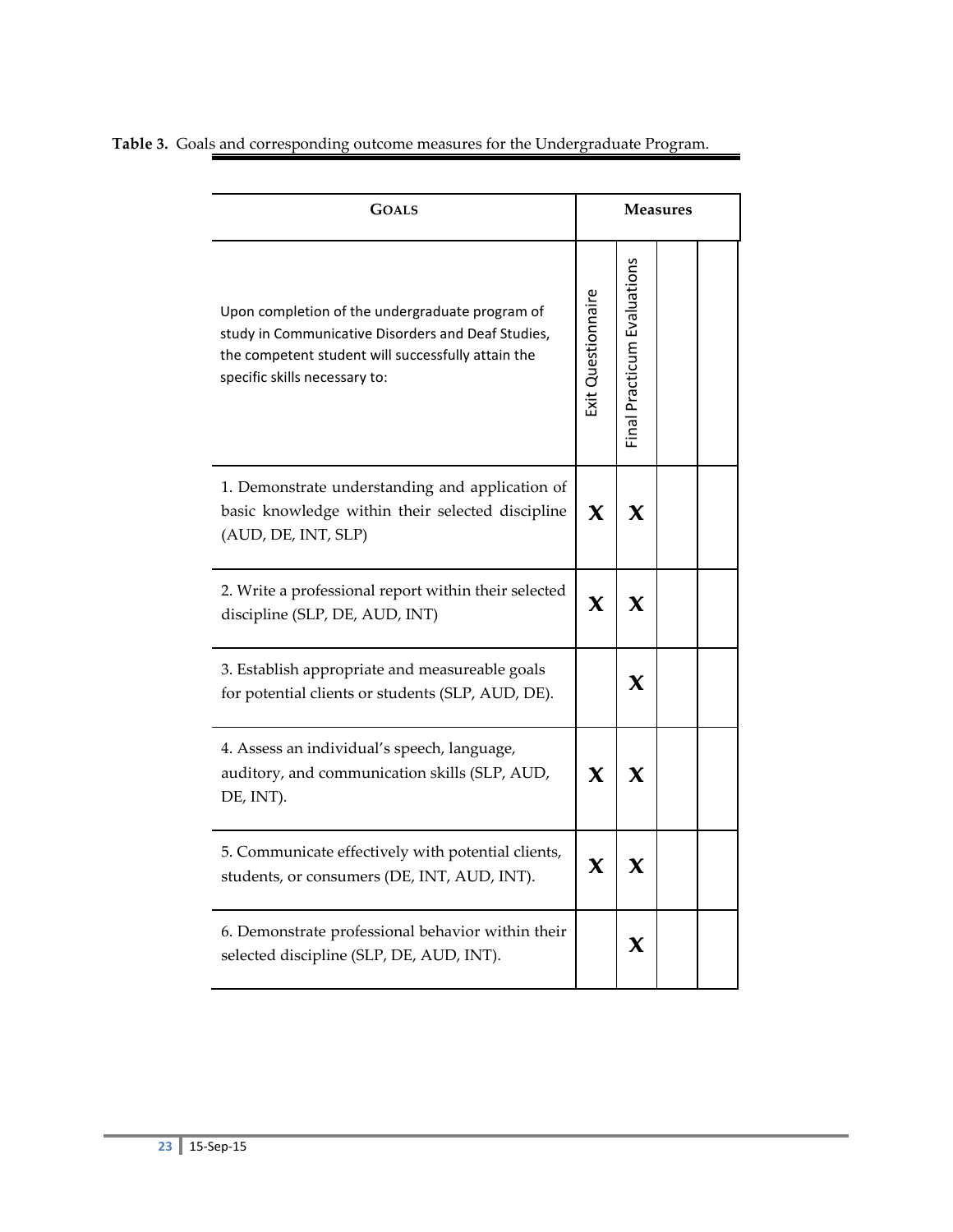**Table 3.** Goals and corresponding outcome measures for the Undergraduate Program.

| GOALS | Measures | | | |
|---|---|---|---|---|
| Upon completion of the undergraduate program of study in Communicative Disorders and Deaf Studies, the competent student will successfully attain the specific skills necessary to: | Exit Questionnaire | Final Practicum Evaluations | | |
| 1. Demonstrate understanding and application of basic knowledge within their selected discipline (AUD, DE, INT, SLP) | X | X | | |
| 2. Write a professional report within their selected discipline (SLP, DE, AUD, INT) | X | X | | |
| 3. Establish appropriate and measureable goals for potential clients or students (SLP, AUD, DE). | | X | | |
| 4. Assess an individual's speech, language, auditory, and communication skills (SLP, AUD, DE, INT). | X | X | | |
| 5. Communicate effectively with potential clients, students, or consumers (DE, INT, AUD, INT). | X | X | | |
| 6. Demonstrate professional behavior within their selected discipline (SLP, DE, AUD, INT). | | X | | |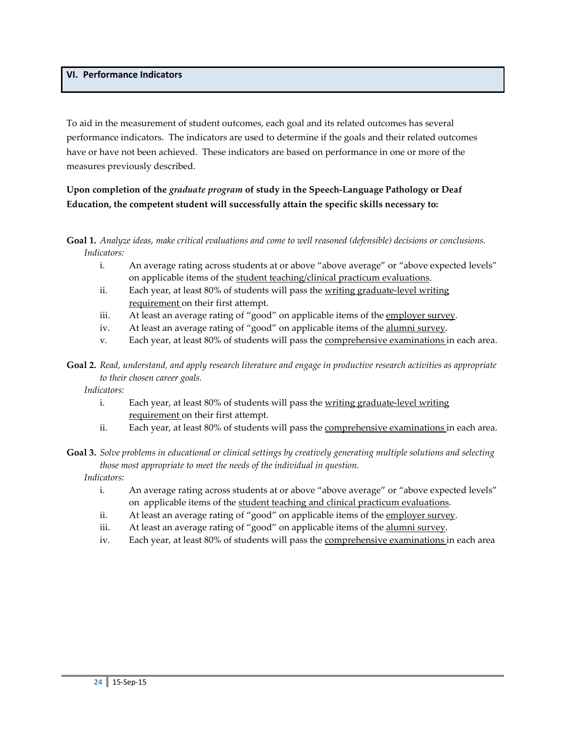## VI. Performance Indicators

To aid in the measurement of student outcomes, each goal and its related outcomes has several performance indicators. The indicators are used to determine if the goals and their related outcomes have or have not been achieved. These indicators are based on performance in one or more of the measures previously described.

**Upon completion of the *graduate program* of study in the Speech-Language Pathology or Deaf Education, the competent student will successfully attain the specific skills necessary to:**

**Goal 1.** *Analyze ideas, make critical evaluations and come to well reasoned (defensible) decisions or conclusions.*

*Indicators:*

- i. An average rating across students at or above "above average" or "above expected levels" on applicable items of the <u>student teaching/clinical practicum evaluations</u>.
- ii. Each year, at least 80% of students will pass the <u>writing graduate-level writing requirement</u> on their first attempt.
- iii. At least an average rating of "good" on applicable items of the <u>employer survey</u>.
- iv. At least an average rating of "good" on applicable items of the <u>alumni survey</u>.
- v. Each year, at least 80% of students will pass the <u>comprehensive examinations</u> in each area.

**Goal 2.** *Read, understand, and apply research literature and engage in productive research activities as appropriate to their chosen career goals.*

*Indicators:*

- i. Each year, at least 80% of students will pass the <u>writing graduate-level writing requirement</u> on their first attempt.
- ii. Each year, at least 80% of students will pass the <u>comprehensive examinations</u> in each area.

**Goal 3.** *Solve problems in educational or clinical settings by creatively generating multiple solutions and selecting those most appropriate to meet the needs of the individual in question.*

*Indicators:*

- i. An average rating across students at or above "above average" or "above expected levels" on applicable items of the <u>student teaching and clinical practicum evaluations</u>.
- ii. At least an average rating of "good" on applicable items of the <u>employer survey</u>.
- iii. At least an average rating of "good" on applicable items of the <u>alumni survey</u>.
- iv. Each year, at least 80% of students will pass the <u>comprehensive examinations</u> in each area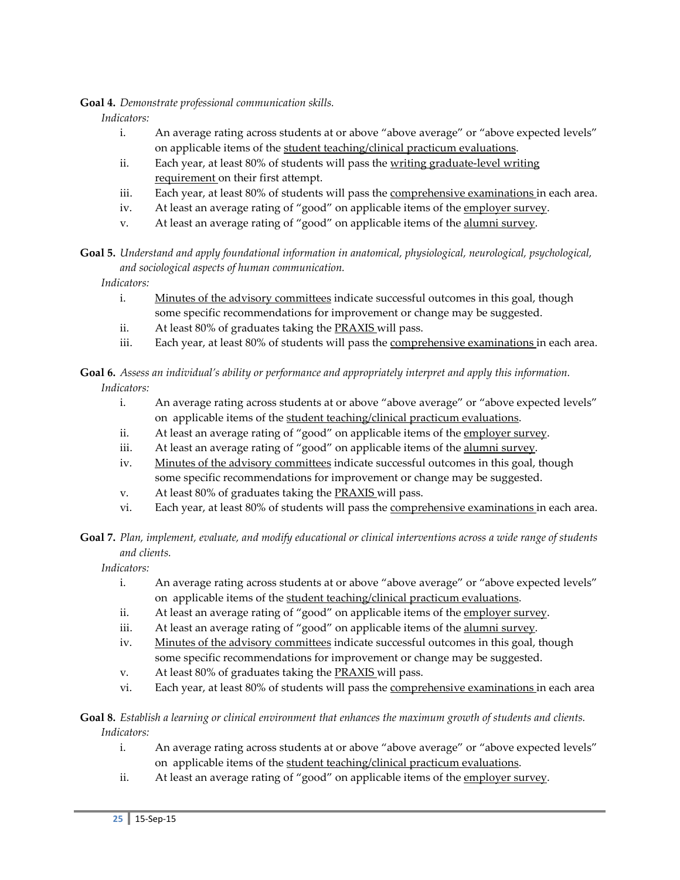**Goal 4.** *Demonstrate professional communication skills.*

*Indicators:*

i. An average rating across students at or above "above average" or "above expected levels" on applicable items of the student teaching/clinical practicum evaluations.
ii. Each year, at least 80% of students will pass the writing graduate-level writing requirement on their first attempt.
iii. Each year, at least 80% of students will pass the comprehensive examinations in each area.
iv. At least an average rating of "good" on applicable items of the employer survey.
v. At least an average rating of "good" on applicable items of the alumni survey.

**Goal 5.** *Understand and apply foundational information in anatomical, physiological, neurological, psychological, and sociological aspects of human communication.*

*Indicators:*

i. Minutes of the advisory committees indicate successful outcomes in this goal, though some specific recommendations for improvement or change may be suggested.
ii. At least 80% of graduates taking the PRAXIS will pass.
iii. Each year, at least 80% of students will pass the comprehensive examinations in each area.

**Goal 6.** *Assess an individual's ability or performance and appropriately interpret and apply this information.*

*Indicators:*

i. An average rating across students at or above "above average" or "above expected levels" on applicable items of the student teaching/clinical practicum evaluations.
ii. At least an average rating of "good" on applicable items of the employer survey.
iii. At least an average rating of "good" on applicable items of the alumni survey.
iv. Minutes of the advisory committees indicate successful outcomes in this goal, though some specific recommendations for improvement or change may be suggested.
v. At least 80% of graduates taking the PRAXIS will pass.
vi. Each year, at least 80% of students will pass the comprehensive examinations in each area.

**Goal 7.** *Plan, implement, evaluate, and modify educational or clinical interventions across a wide range of students and clients.*

*Indicators:*

i. An average rating across students at or above "above average" or "above expected levels" on applicable items of the student teaching/clinical practicum evaluations.
ii. At least an average rating of "good" on applicable items of the employer survey.
iii. At least an average rating of "good" on applicable items of the alumni survey.
iv. Minutes of the advisory committees indicate successful outcomes in this goal, though some specific recommendations for improvement or change may be suggested.
v. At least 80% of graduates taking the PRAXIS will pass.
vi. Each year, at least 80% of students will pass the comprehensive examinations in each area

**Goal 8.** *Establish a learning or clinical environment that enhances the maximum growth of students and clients.*

*Indicators:*

i. An average rating across students at or above "above average" or "above expected levels" on applicable items of the student teaching/clinical practicum evaluations.
ii. At least an average rating of "good" on applicable items of the employer survey.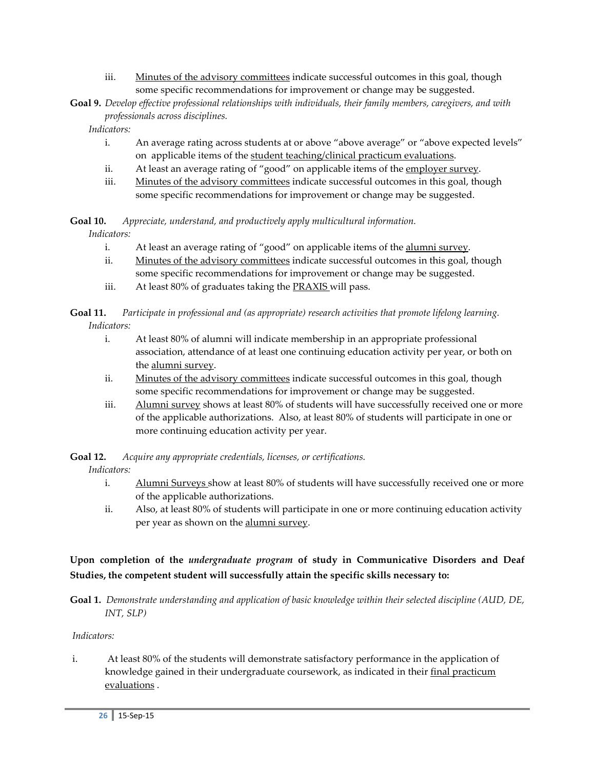iii. Minutes of the advisory committees indicate successful outcomes in this goal, though some specific recommendations for improvement or change may be suggested.

**Goal 9.** *Develop effective professional relationships with individuals, their family members, caregivers, and with professionals across disciplines.*

*Indicators:*

i. An average rating across students at or above "above average" or "above expected levels" on applicable items of the student teaching/clinical practicum evaluations.

ii. At least an average rating of "good" on applicable items of the employer survey.

iii. Minutes of the advisory committees indicate successful outcomes in this goal, though some specific recommendations for improvement or change may be suggested.

**Goal 10.** *Appreciate, understand, and productively apply multicultural information.*

*Indicators:*

i. At least an average rating of "good" on applicable items of the alumni survey.

ii. Minutes of the advisory committees indicate successful outcomes in this goal, though some specific recommendations for improvement or change may be suggested.

iii. At least 80% of graduates taking the PRAXIS will pass.

**Goal 11.** *Participate in professional and (as appropriate) research activities that promote lifelong learning.*

*Indicators:*

i. At least 80% of alumni will indicate membership in an appropriate professional association, attendance of at least one continuing education activity per year, or both on the alumni survey.

ii. Minutes of the advisory committees indicate successful outcomes in this goal, though some specific recommendations for improvement or change may be suggested.

iii. Alumni survey shows at least 80% of students will have successfully received one or more of the applicable authorizations. Also, at least 80% of students will participate in one or more continuing education activity per year.

**Goal 12.** *Acquire any appropriate credentials, licenses, or certifications.*

*Indicators:*

i. Alumni Surveys show at least 80% of students will have successfully received one or more of the applicable authorizations.

ii. Also, at least 80% of students will participate in one or more continuing education activity per year as shown on the alumni survey.

**Upon completion of the *undergraduate program* of study in Communicative Disorders and Deaf Studies, the competent student will successfully attain the specific skills necessary to:**

**Goal 1.** *Demonstrate understanding and application of basic knowledge within their selected discipline (AUD, DE, INT, SLP)*

*Indicators:*

i. At least 80% of the students will demonstrate satisfactory performance in the application of knowledge gained in their undergraduate coursework, as indicated in their final practicum evaluations .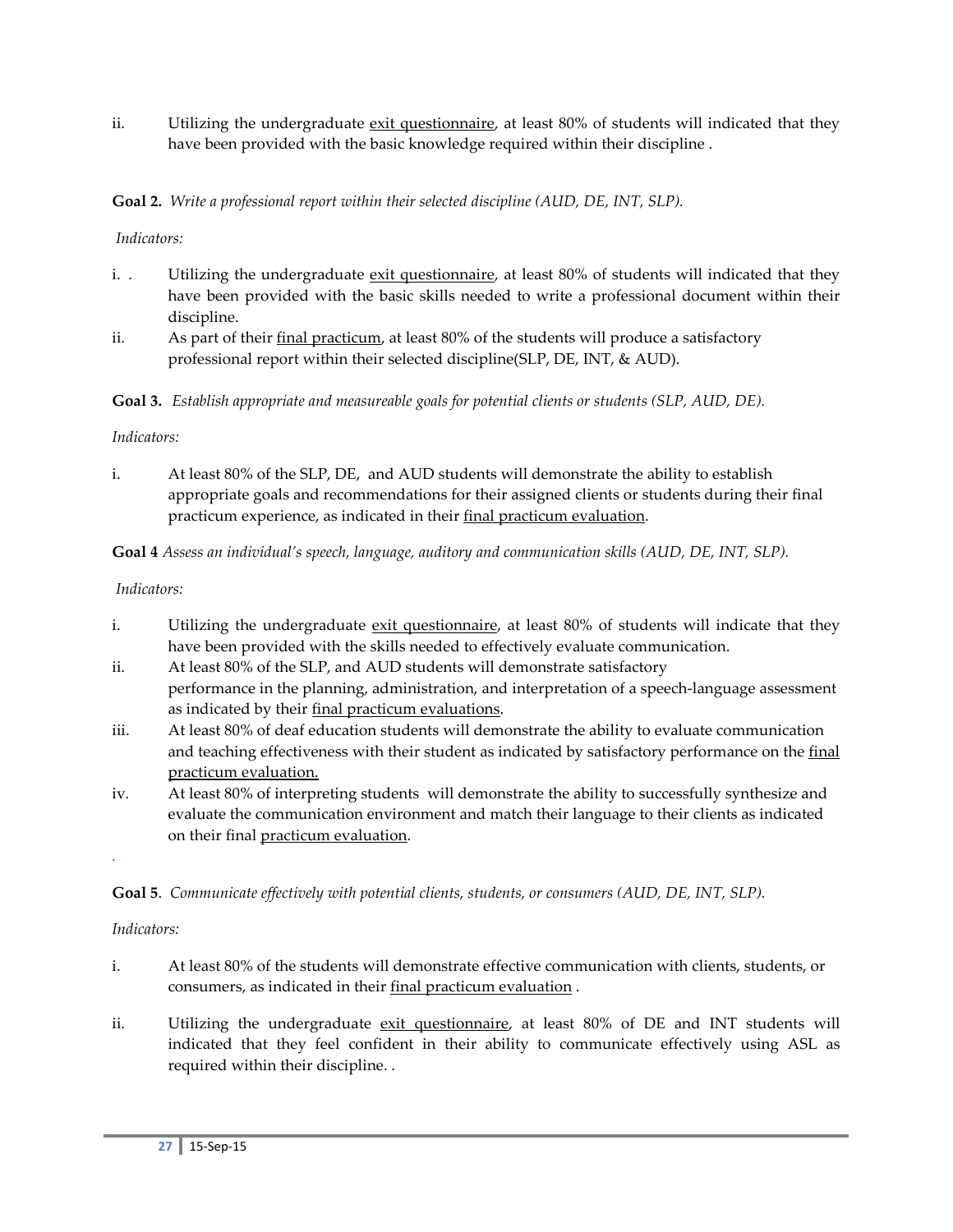ii. Utilizing the undergraduate exit questionnaire, at least 80% of students will indicated that they have been provided with the basic knowledge required within their discipline .

**Goal 2.** *Write a professional report within their selected discipline (AUD, DE, INT, SLP).*

*Indicators:*

i. . Utilizing the undergraduate exit questionnaire, at least 80% of students will indicated that they have been provided with the basic skills needed to write a professional document within their discipline.

ii. As part of their final practicum, at least 80% of the students will produce a satisfactory professional report within their selected discipline(SLP, DE, INT, & AUD).

**Goal 3.** *Establish appropriate and measureable goals for potential clients or students (SLP, AUD, DE).*

*Indicators:*

i. At least 80% of the SLP, DE, and AUD students will demonstrate the ability to establish appropriate goals and recommendations for their assigned clients or students during their final practicum experience, as indicated in their final practicum evaluation.

**Goal 4** *Assess an individual's speech, language, auditory and communication skills (AUD, DE, INT, SLP).*

*Indicators:*

i. Utilizing the undergraduate exit questionnaire, at least 80% of students will indicate that they have been provided with the skills needed to effectively evaluate communication.

ii. At least 80% of the SLP, and AUD students will demonstrate satisfactory performance in the planning, administration, and interpretation of a speech-language assessment as indicated by their final practicum evaluations.

iii. At least 80% of deaf education students will demonstrate the ability to evaluate communication and teaching effectiveness with their student as indicated by satisfactory performance on the final practicum evaluation.

iv. At least 80% of interpreting students will demonstrate the ability to successfully synthesize and evaluate the communication environment and match their language to their clients as indicated on their final practicum evaluation.

**Goal 5**. *Communicate effectively with potential clients, students, or consumers (AUD, DE, INT, SLP).*

*Indicators:*

i. At least 80% of the students will demonstrate effective communication with clients, students, or consumers, as indicated in their final practicum evaluation .

ii. Utilizing the undergraduate exit questionnaire, at least 80% of DE and INT students will indicated that they feel confident in their ability to communicate effectively using ASL as required within their discipline. .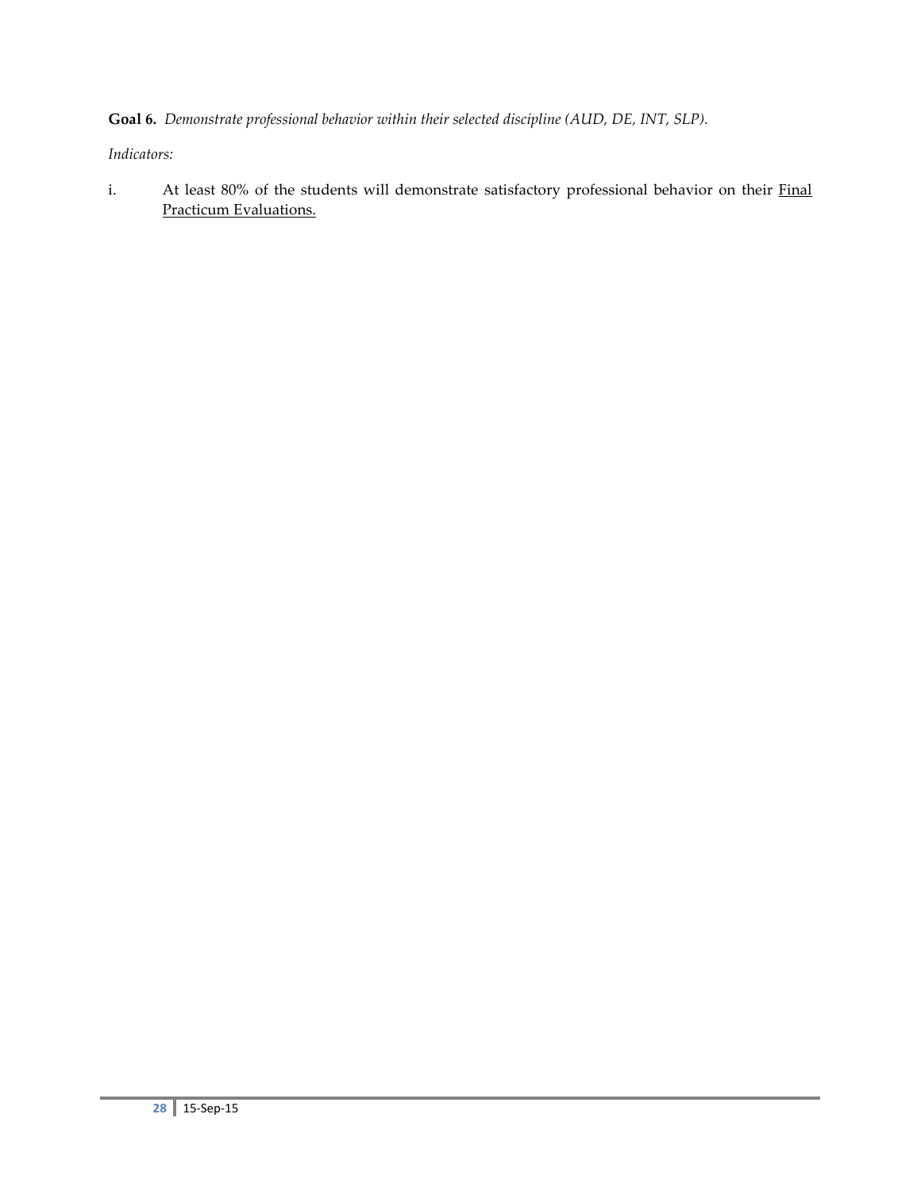**Goal 6.** *Demonstrate professional behavior within their selected discipline (AUD, DE, INT, SLP).*

*Indicators:*

i. At least 80% of the students will demonstrate satisfactory professional behavior on their <u>Final Practicum Evaluations.</u>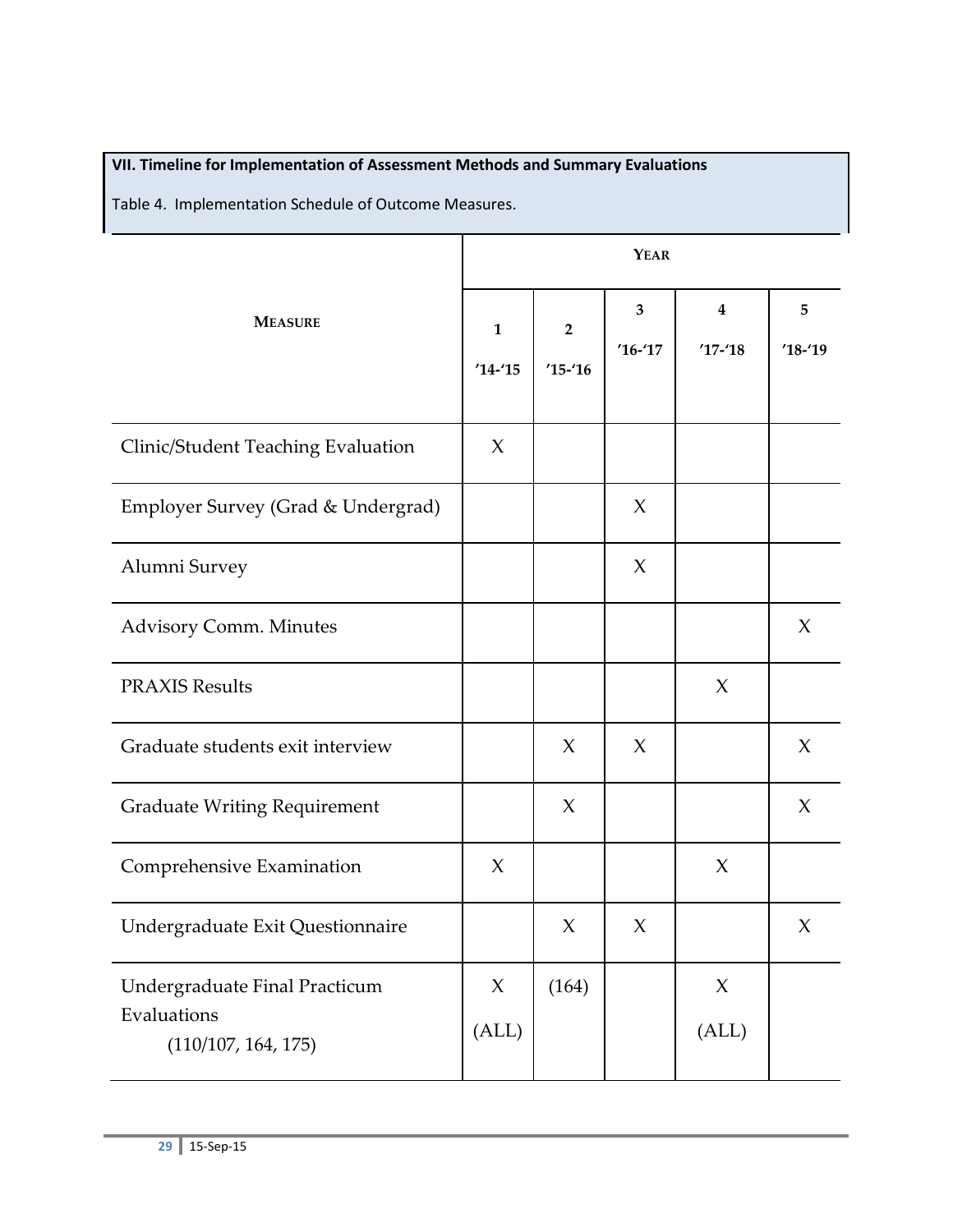## VII. Timeline for Implementation of Assessment Methods and Summary Evaluations

Table 4. Implementation Schedule of Outcome Measures.

| MEASURE | YEAR | | | | |
|---|---|---|---|---|---|
| | 1 '14-'15 | 2 '15-'16 | 3 '16-'17 | 4 '17-'18 | 5 '18-'19 |
| Clinic/Student Teaching Evaluation | X | | | | |
| Employer Survey (Grad & Undergrad) | | | X | | |
| Alumni Survey | | | X | | |
| Advisory Comm. Minutes | | | | | X |
| PRAXIS Results | | | | X | |
| Graduate students exit interview | | X | X | | X |
| Graduate Writing Requirement | | X | | | X |
| Comprehensive Examination | X | | | X | |
| Undergraduate Exit Questionnaire | | X | X | | X |
| Undergraduate Final Practicum Evaluations (110/107, 164, 175) | X (ALL) | (164) | | X (ALL) | |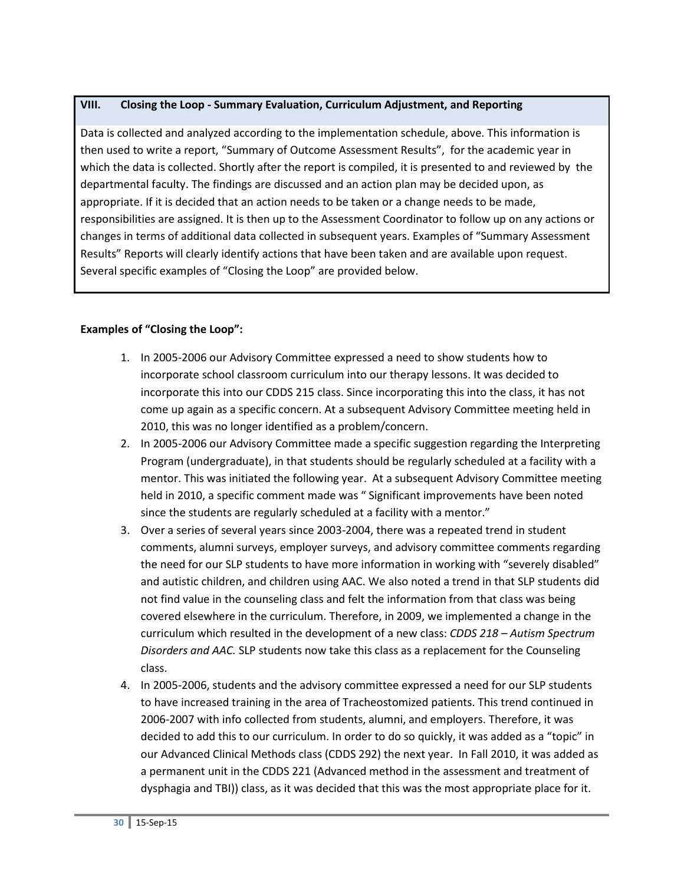## VIII. Closing the Loop - Summary Evaluation, Curriculum Adjustment, and Reporting

Data is collected and analyzed according to the implementation schedule, above. This information is then used to write a report, "Summary of Outcome Assessment Results", for the academic year in which the data is collected. Shortly after the report is compiled, it is presented to and reviewed by the departmental faculty. The findings are discussed and an action plan may be decided upon, as appropriate. If it is decided that an action needs to be taken or a change needs to be made, responsibilities are assigned. It is then up to the Assessment Coordinator to follow up on any actions or changes in terms of additional data collected in subsequent years. Examples of "Summary Assessment Results" Reports will clearly identify actions that have been taken and are available upon request. Several specific examples of "Closing the Loop" are provided below.

**Examples of "Closing the Loop":**

1. In 2005-2006 our Advisory Committee expressed a need to show students how to incorporate school classroom curriculum into our therapy lessons. It was decided to incorporate this into our CDDS 215 class. Since incorporating this into the class, it has not come up again as a specific concern. At a subsequent Advisory Committee meeting held in 2010, this was no longer identified as a problem/concern.
2. In 2005-2006 our Advisory Committee made a specific suggestion regarding the Interpreting Program (undergraduate), in that students should be regularly scheduled at a facility with a mentor. This was initiated the following year. At a subsequent Advisory Committee meeting held in 2010, a specific comment made was " Significant improvements have been noted since the students are regularly scheduled at a facility with a mentor."
3. Over a series of several years since 2003-2004, there was a repeated trend in student comments, alumni surveys, employer surveys, and advisory committee comments regarding the need for our SLP students to have more information in working with "severely disabled" and autistic children, and children using AAC. We also noted a trend in that SLP students did not find value in the counseling class and felt the information from that class was being covered elsewhere in the curriculum. Therefore, in 2009, we implemented a change in the curriculum which resulted in the development of a new class: *CDDS 218 – Autism Spectrum Disorders and AAC.* SLP students now take this class as a replacement for the Counseling class.
4. In 2005-2006, students and the advisory committee expressed a need for our SLP students to have increased training in the area of Tracheostomized patients. This trend continued in 2006-2007 with info collected from students, alumni, and employers. Therefore, it was decided to add this to our curriculum. In order to do so quickly, it was added as a "topic" in our Advanced Clinical Methods class (CDDS 292) the next year. In Fall 2010, it was added as a permanent unit in the CDDS 221 (Advanced method in the assessment and treatment of dysphagia and TBI)) class, as it was decided that this was the most appropriate place for it.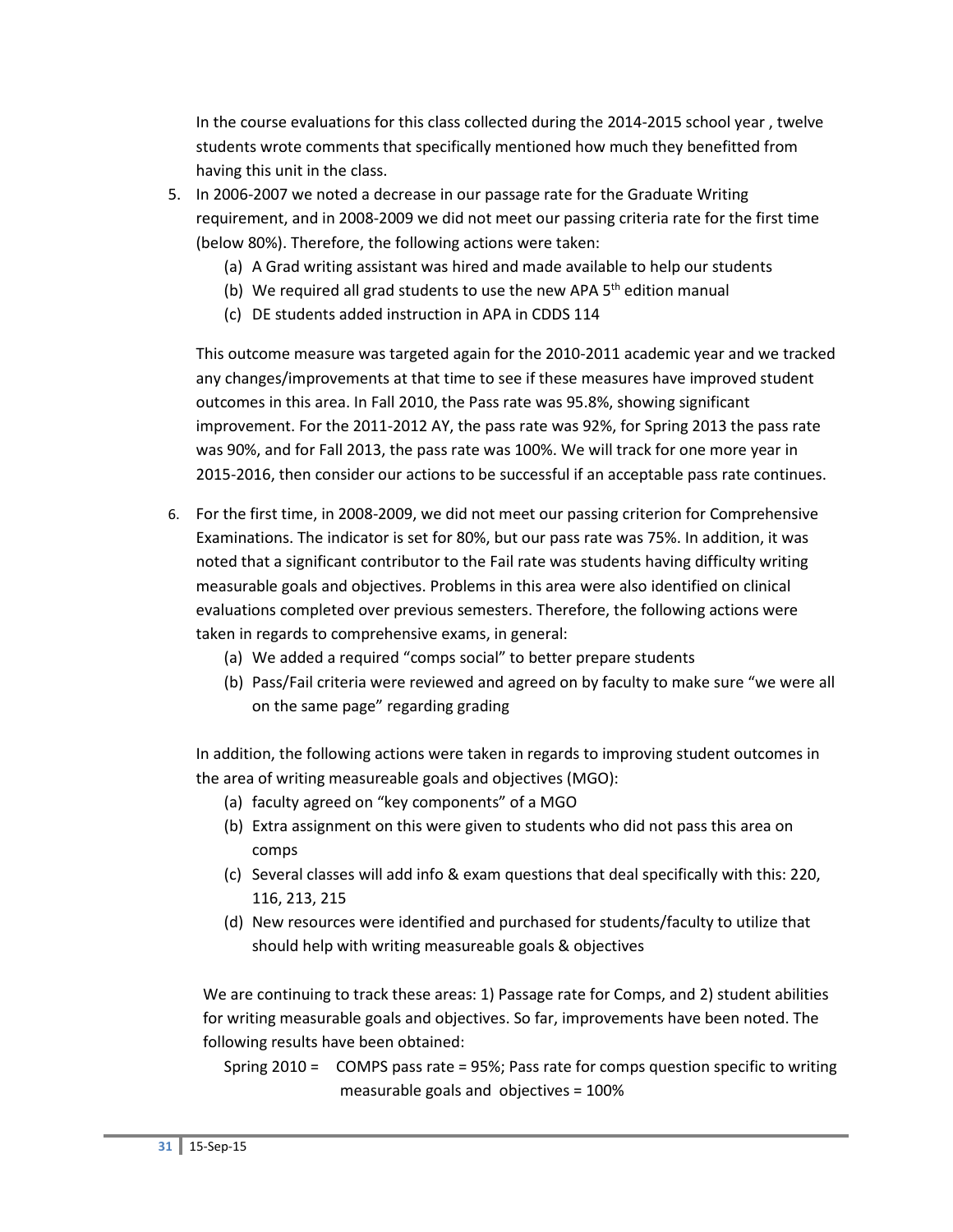In the course evaluations for this class collected during the 2014-2015 school year , twelve students wrote comments that specifically mentioned how much they benefitted from having this unit in the class.

5. In 2006-2007 we noted a decrease in our passage rate for the Graduate Writing requirement, and in 2008-2009 we did not meet our passing criteria rate for the first time (below 80%). Therefore, the following actions were taken:
   (a) A Grad writing assistant was hired and made available to help our students
   (b) We required all grad students to use the new APA 5th edition manual
   (c) DE students added instruction in APA in CDDS 114

   This outcome measure was targeted again for the 2010-2011 academic year and we tracked any changes/improvements at that time to see if these measures have improved student outcomes in this area. In Fall 2010, the Pass rate was 95.8%, showing significant improvement. For the 2011-2012 AY, the pass rate was 92%, for Spring 2013 the pass rate was 90%, and for Fall 2013, the pass rate was 100%. We will track for one more year in 2015-2016, then consider our actions to be successful if an acceptable pass rate continues.

6. For the first time, in 2008-2009, we did not meet our passing criterion for Comprehensive Examinations. The indicator is set for 80%, but our pass rate was 75%. In addition, it was noted that a significant contributor to the Fail rate was students having difficulty writing measurable goals and objectives. Problems in this area were also identified on clinical evaluations completed over previous semesters. Therefore, the following actions were taken in regards to comprehensive exams, in general:
   (a) We added a required "comps social" to better prepare students
   (b) Pass/Fail criteria were reviewed and agreed on by faculty to make sure "we were all on the same page" regarding grading

   In addition, the following actions were taken in regards to improving student outcomes in the area of writing measureable goals and objectives (MGO):
   (a) faculty agreed on "key components" of a MGO
   (b) Extra assignment on this were given to students who did not pass this area on comps
   (c) Several classes will add info & exam questions that deal specifically with this: 220, 116, 213, 215
   (d) New resources were identified and purchased for students/faculty to utilize that should help with writing measureable goals & objectives

   We are continuing to track these areas: 1) Passage rate for Comps, and 2) student abilities for writing measurable goals and objectives. So far, improvements have been noted. The following results have been obtained:

   Spring 2010 = COMPS pass rate = 95%; Pass rate for comps question specific to writing measurable goals and objectives = 100%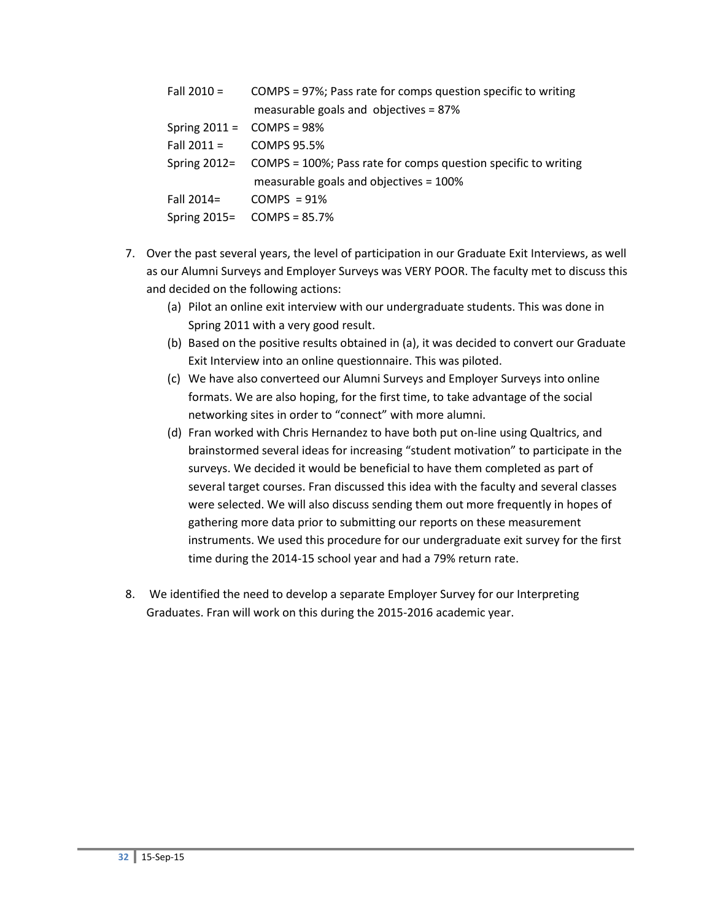Fall 2010 = COMPS = 97%; Pass rate for comps question specific to writing measurable goals and objectives = 87%

Spring 2011 = COMPS = 98%

Fall 2011 = COMPS 95.5%

Spring 2012= COMPS = 100%; Pass rate for comps question specific to writing measurable goals and objectives = 100%

Fall 2014= COMPS = 91%

Spring 2015= COMPS = 85.7%

7. Over the past several years, the level of participation in our Graduate Exit Interviews, as well as our Alumni Surveys and Employer Surveys was VERY POOR. The faculty met to discuss this and decided on the following actions:
   (a) Pilot an online exit interview with our undergraduate students. This was done in Spring 2011 with a very good result.
   (b) Based on the positive results obtained in (a), it was decided to convert our Graduate Exit Interview into an online questionnaire. This was piloted.
   (c) We have also converteed our Alumni Surveys and Employer Surveys into online formats. We are also hoping, for the first time, to take advantage of the social networking sites in order to "connect" with more alumni.
   (d) Fran worked with Chris Hernandez to have both put on-line using Qualtrics, and brainstormed several ideas for increasing "student motivation" to participate in the surveys. We decided it would be beneficial to have them completed as part of several target courses. Fran discussed this idea with the faculty and several classes were selected. We will also discuss sending them out more frequently in hopes of gathering more data prior to submitting our reports on these measurement instruments. We used this procedure for our undergraduate exit survey for the first time during the 2014-15 school year and had a 79% return rate.

8. We identified the need to develop a separate Employer Survey for our Interpreting Graduates. Fran will work on this during the 2015-2016 academic year.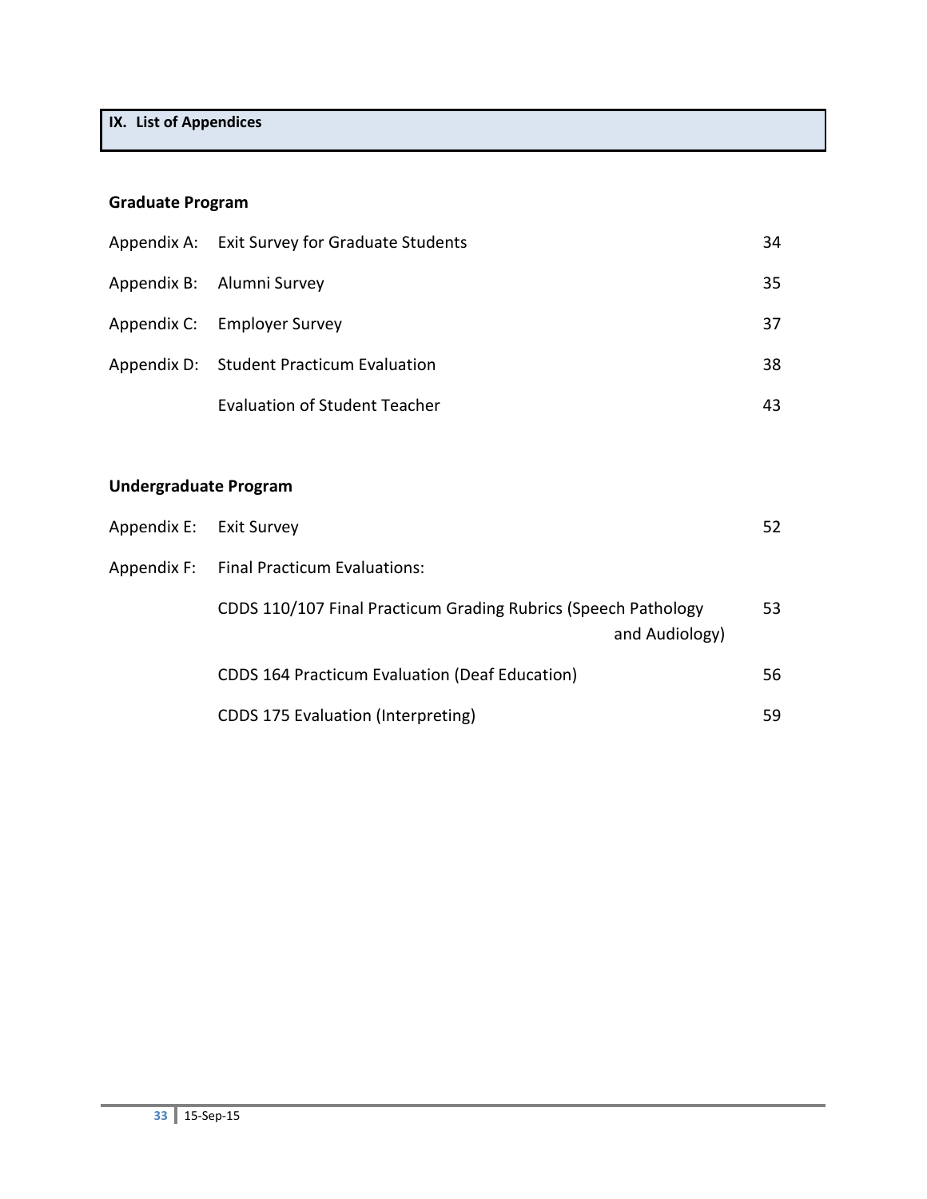## IX. List of Appendices

### Graduate Program

| | | |
|---|---|---|
| Appendix A: | Exit Survey for Graduate Students | 34 |
| Appendix B: | Alumni Survey | 35 |
| Appendix C: | Employer Survey | 37 |
| Appendix D: | Student Practicum Evaluation | 38 |
| | Evaluation of Student Teacher | 43 |

### Undergraduate Program

| | | |
|---|---|---|
| Appendix E: | Exit Survey | 52 |
| Appendix F: | Final Practicum Evaluations: | |
| | CDDS 110/107 Final Practicum Grading Rubrics (Speech Pathology and Audiology) | 53 |
| | CDDS 164 Practicum Evaluation (Deaf Education) | 56 |
| | CDDS 175 Evaluation (Interpreting) | 59 |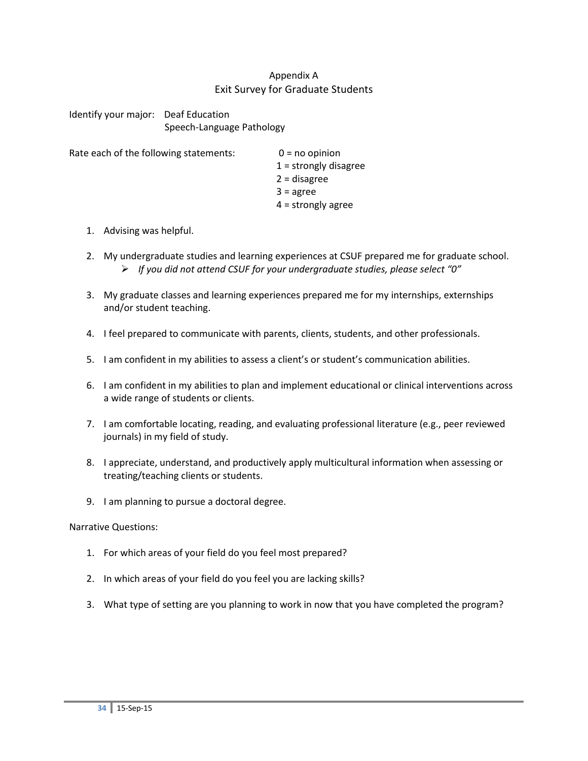## Appendix A
## Exit Survey for Graduate Students

Identify your major: Deaf Education
Speech-Language Pathology

Rate each of the following statements:

0 = no opinion
1 = strongly disagree
2 = disagree
3 = agree
4 = strongly agree

1. Advising was helpful.
2. My undergraduate studies and learning experiences at CSUF prepared me for graduate school.
   - *If you did not attend CSUF for your undergraduate studies, please select "0"*
3. My graduate classes and learning experiences prepared me for my internships, externships and/or student teaching.
4. I feel prepared to communicate with parents, clients, students, and other professionals.
5. I am confident in my abilities to assess a client's or student's communication abilities.
6. I am confident in my abilities to plan and implement educational or clinical interventions across a wide range of students or clients.
7. I am comfortable locating, reading, and evaluating professional literature (e.g., peer reviewed journals) in my field of study.
8. I appreciate, understand, and productively apply multicultural information when assessing or treating/teaching clients or students.
9. I am planning to pursue a doctoral degree.

Narrative Questions:

1. For which areas of your field do you feel most prepared?
2. In which areas of your field do you feel you are lacking skills?
3. What type of setting are you planning to work in now that you have completed the program?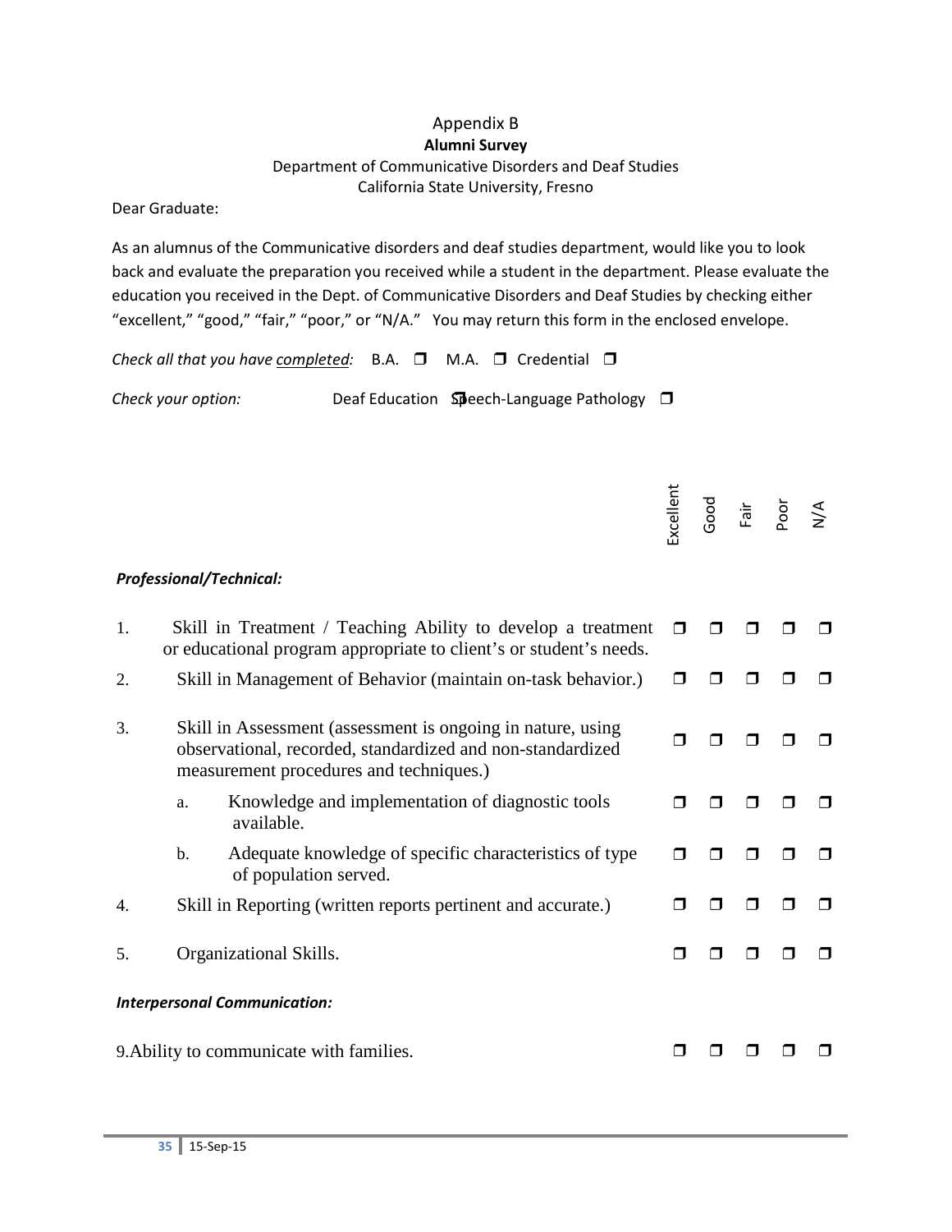Appendix B

**Alumni Survey**

Department of Communicative Disorders and Deaf Studies

California State University, Fresno

Dear Graduate:

As an alumnus of the Communicative disorders and deaf studies department, would like you to look back and evaluate the preparation you received while a student in the department. Please evaluate the education you received in the Dept. of Communicative Disorders and Deaf Studies by checking either “excellent,” “good,” “fair,” “poor,” or “N/A.” You may return this form in the enclosed envelope.

*Check all that you have completed:* B.A. ❐ M.A. ❐ Credential ❐

*Check your option:* Deaf Education ❐ Speech-Language Pathology ❐

| | | Excellent | Good | Fair | Poor | N/A |
|---|---|---|---|---|---|---|
| ***Professional/Technical:*** | | | | | | |
| 1. | Skill in Treatment / Teaching Ability to develop a treatment or educational program appropriate to client’s or student’s needs. | ❐ | ❐ | ❐ | ❐ | ❐ |
| 2. | Skill in Management of Behavior (maintain on-task behavior.) | ❐ | ❐ | ❐ | ❐ | ❐ |
| 3. | Skill in Assessment (assessment is ongoing in nature, using observational, recorded, standardized and non-standardized measurement procedures and techniques.) | ❐ | ❐ | ❐ | ❐ | ❐ |
| | a. Knowledge and implementation of diagnostic tools available. | ❐ | ❐ | ❐ | ❐ | ❐ |
| | b. Adequate knowledge of specific characteristics of type of population served. | ❐ | ❐ | ❐ | ❐ | ❐ |
| 4. | Skill in Reporting (written reports pertinent and accurate.) | ❐ | ❐ | ❐ | ❐ | ❐ |
| 5. | Organizational Skills. | ❐ | ❐ | ❐ | ❐ | ❐ |
| ***Interpersonal Communication:*** | | | | | | |
| 9. | Ability to communicate with families. | ❐ | ❐ | ❐ | ❐ | ❐ |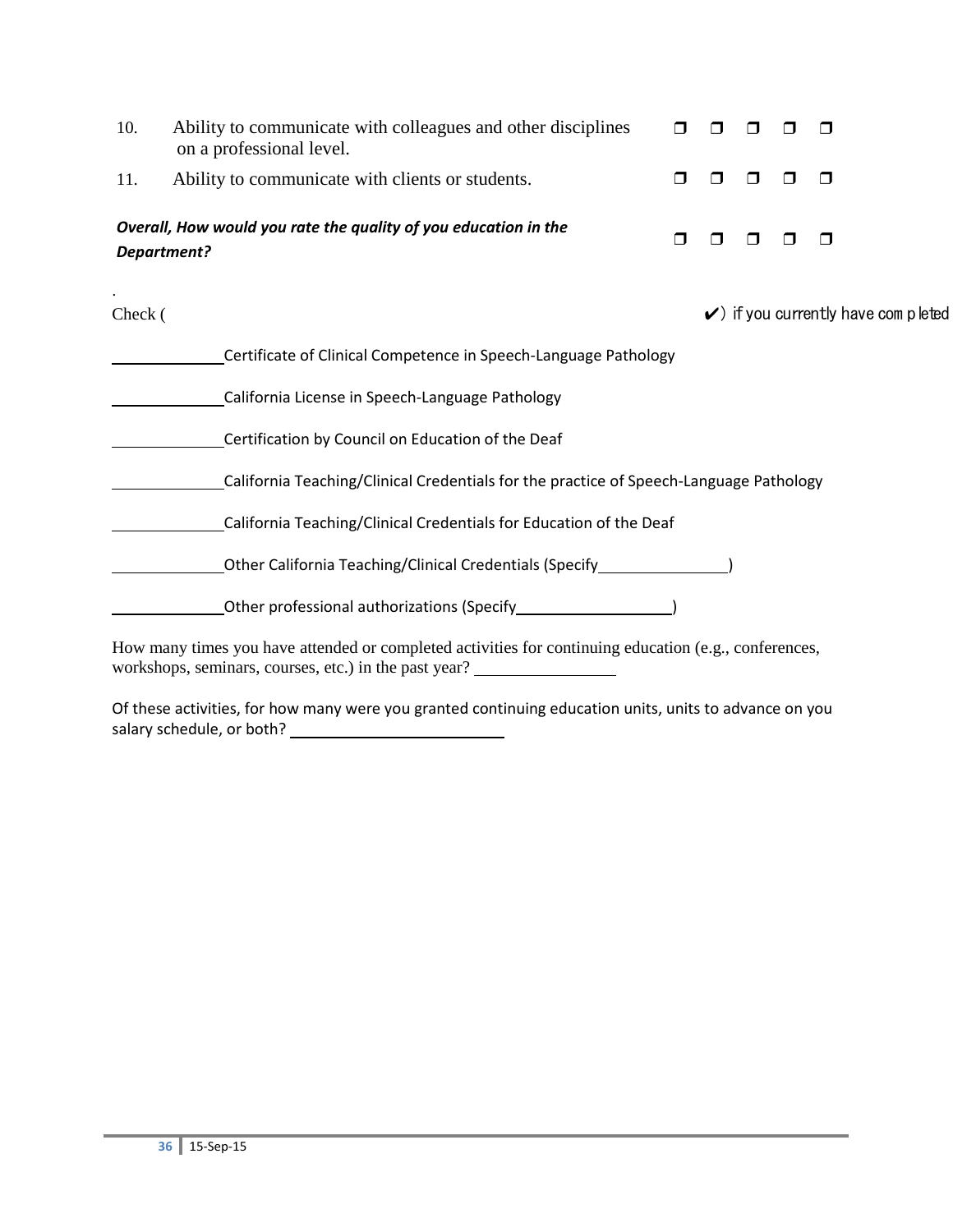| | | ❒ | ❒ | ❒ | ❒ | ❒ |
|---|---|---|---|---|---|---|
| 10. | Ability to communicate with colleagues and other disciplines on a professional level. | ❒ | ❒ | ❒ | ❒ | ❒ |
| 11. | Ability to communicate with clients or students. | ❒ | ❒ | ❒ | ❒ | ❒ |
| ***Overall, How would you rate the quality of you education in the Department?*** | | ❒ | ❒ | ❒ | ❒ | ❒ |

.

Check ( ✔) if you currently have completed

_____________ Certificate of Clinical Competence in Speech-Language Pathology

_____________ California License in Speech-Language Pathology

_____________ Certification by Council on Education of the Deaf

_____________ California Teaching/Clinical Credentials for the practice of Speech-Language Pathology

_____________ California Teaching/Clinical Credentials for Education of the Deaf

_____________ Other California Teaching/Clinical Credentials (Specify_______________)

_____________ Other professional authorizations (Specify__________________)

How many times you have attended or completed activities for continuing education (e.g., conferences, workshops, seminars, courses, etc.) in the past year? ________________

Of these activities, for how many were you granted continuing education units, units to advance on you salary schedule, or both? ________________________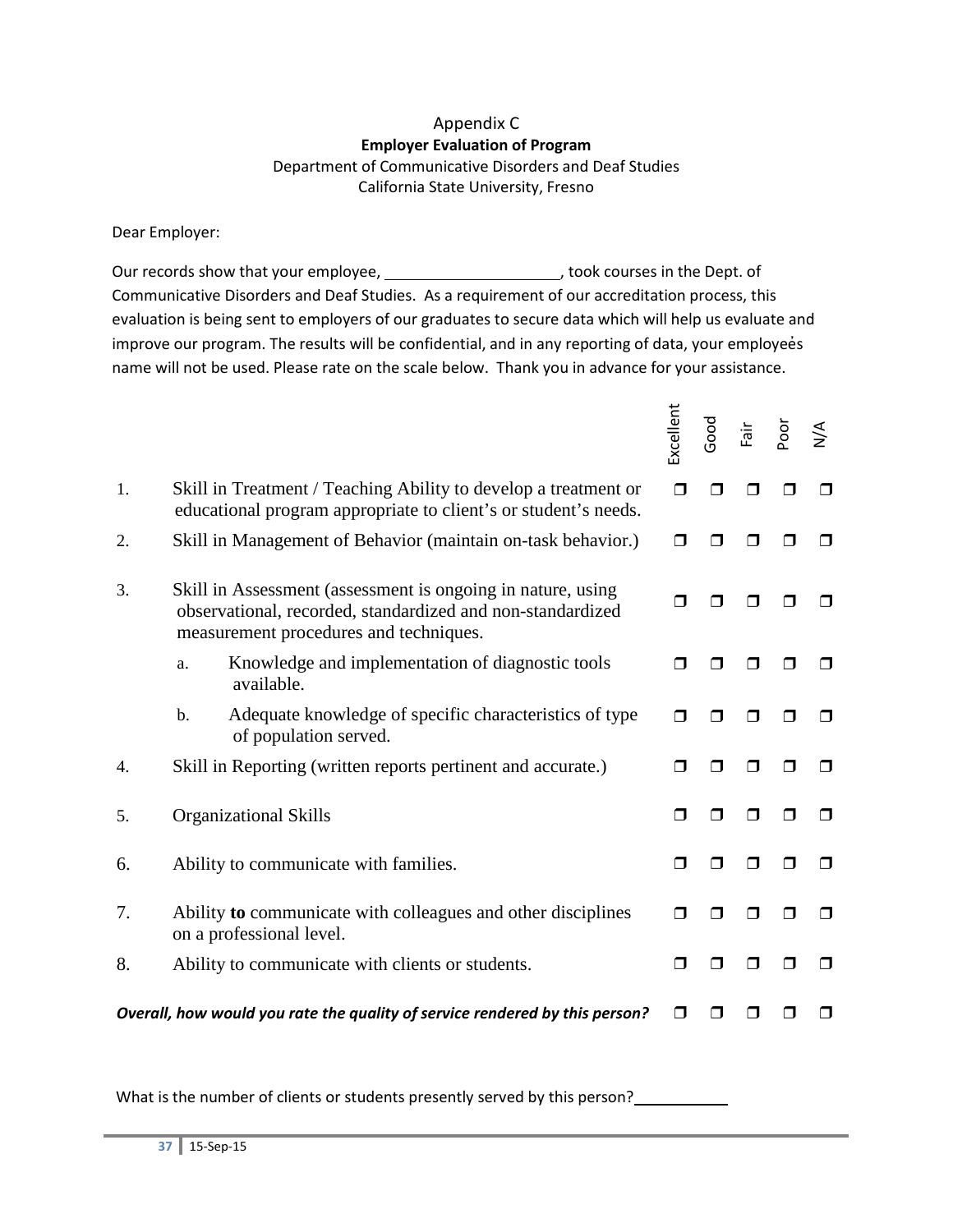# Appendix C

## Employer Evaluation of Program

Department of Communicative Disorders and Deaf Studies
California State University, Fresno

Dear Employer:

Our records show that your employee, \_\_\_\_\_\_\_\_\_\_\_\_\_\_\_\_\_\_\_\_\_\_\_\_, took courses in the Dept. of Communicative Disorders and Deaf Studies. As a requirement of our accreditation process, this evaluation is being sent to employers of our graduates to secure data which will help us evaluate and improve our program. The results will be confidential, and in any reporting of data, your employee's name will not be used. Please rate on the scale below. Thank you in advance for your assistance.

| | | Excellent | Good | Fair | Poor | N/A |
|---|---|---|---|---|---|---|
| 1. | Skill in Treatment / Teaching Ability to develop a treatment or educational program appropriate to client's or student's needs. | ❒ | ❒ | ❒ | ❒ | ❒ |
| 2. | Skill in Management of Behavior (maintain on-task behavior.) | ❒ | ❒ | ❒ | ❒ | ❒ |
| 3. | Skill in Assessment (assessment is ongoing in nature, using observational, recorded, standardized and non-standardized measurement procedures and techniques. | ❒ | ❒ | ❒ | ❒ | ❒ |
| | a. Knowledge and implementation of diagnostic tools available. | ❒ | ❒ | ❒ | ❒ | ❒ |
| | b. Adequate knowledge of specific characteristics of type of population served. | ❒ | ❒ | ❒ | ❒ | ❒ |
| 4. | Skill in Reporting (written reports pertinent and accurate.) | ❒ | ❒ | ❒ | ❒ | ❒ |
| 5. | Organizational Skills | ❒ | ❒ | ❒ | ❒ | ❒ |
| 6. | Ability to communicate with families. | ❒ | ❒ | ❒ | ❒ | ❒ |
| 7. | Ability **to** communicate with colleagues and other disciplines on a professional level. | ❒ | ❒ | ❒ | ❒ | ❒ |
| 8. | Ability to communicate with clients or students. | ❒ | ❒ | ❒ | ❒ | ❒ |
| | ***Overall, how would you rate the quality of service rendered by this person?*** | ❒ | ❒ | ❒ | ❒ | ❒ |

What is the number of clients or students presently served by this person?\_\_\_\_\_\_\_\_\_\_\_\_

15-Sep-15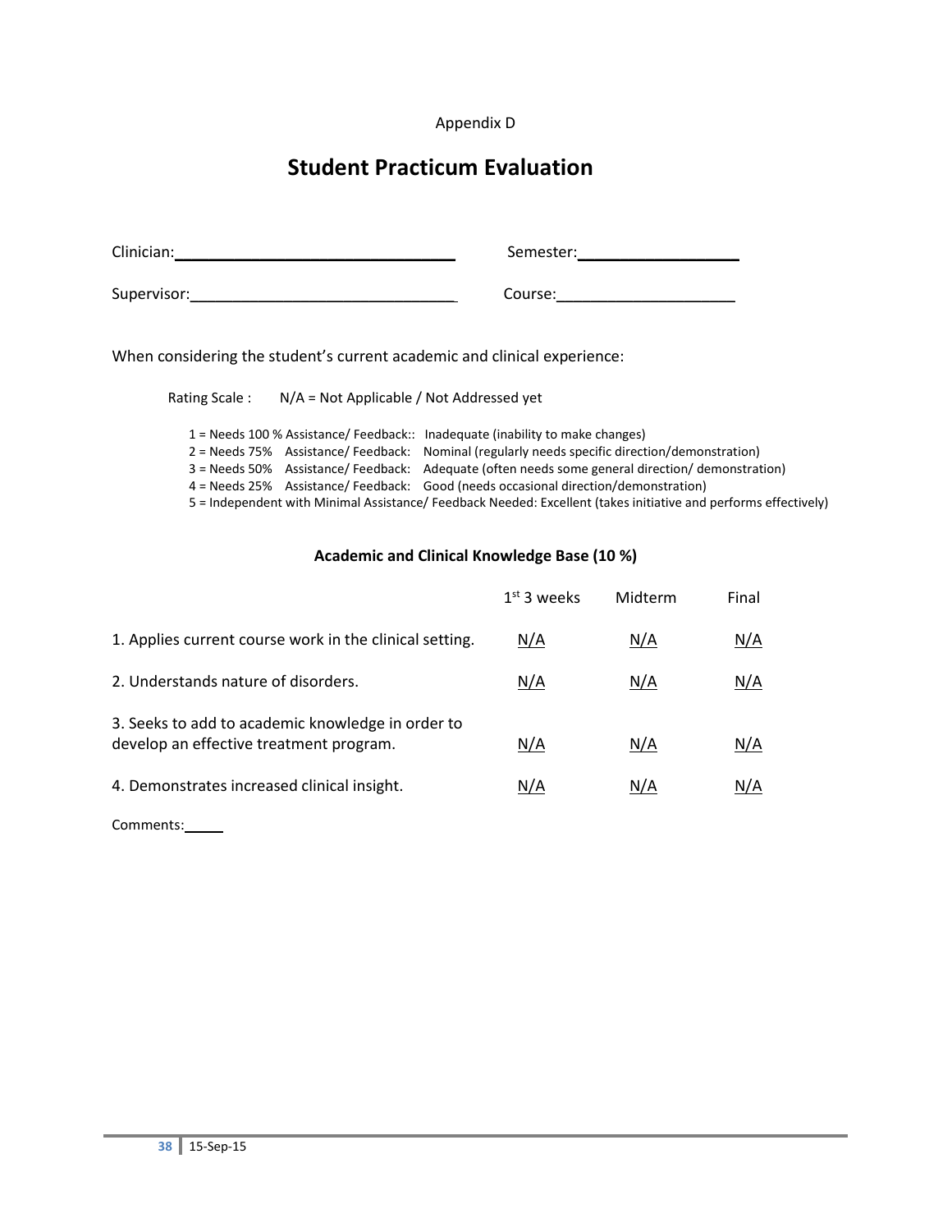Appendix D

# Student Practicum Evaluation

Clinician:________________________________ Semester:___________________

Supervisor:______________________________ Course:____________________

When considering the student's current academic and clinical experience:

Rating Scale : N/A = Not Applicable / Not Addressed yet

1 = Needs 100 % Assistance/ Feedback:: Inadequate (inability to make changes)
2 = Needs 75% Assistance/ Feedback: Nominal (regularly needs specific direction/demonstration)
3 = Needs 50% Assistance/ Feedback: Adequate (often needs some general direction/ demonstration)
4 = Needs 25% Assistance/ Feedback: Good (needs occasional direction/demonstration)
5 = Independent with Minimal Assistance/ Feedback Needed: Excellent (takes initiative and performs effectively)

### Academic and Clinical Knowledge Base (10 %)

| | 1st 3 weeks | Midterm | Final |
|---|---|---|---|
| 1. Applies current course work in the clinical setting. | N/A | N/A | N/A |
| 2. Understands nature of disorders. | N/A | N/A | N/A |
| 3. Seeks to add to academic knowledge in order to develop an effective treatment program. | N/A | N/A | N/A |
| 4. Demonstrates increased clinical insight. | N/A | N/A | N/A |

Comments:_____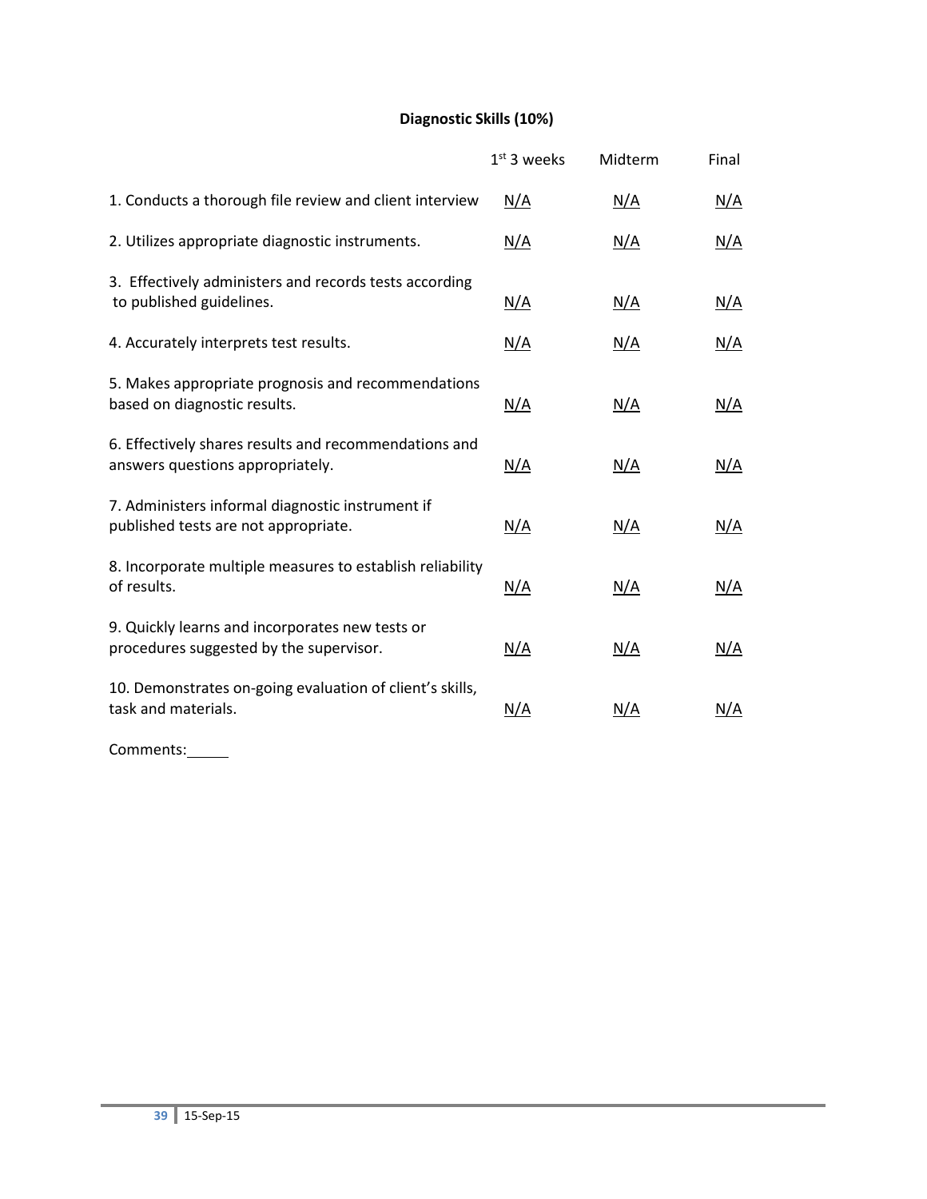## Diagnostic Skills (10%)

| | 1st 3 weeks | Midterm | Final |
|---|---|---|---|
| 1. Conducts a thorough file review and client interview | N/A | N/A | N/A |
| 2. Utilizes appropriate diagnostic instruments. | N/A | N/A | N/A |
| 3. Effectively administers and records tests according to published guidelines. | N/A | N/A | N/A |
| 4. Accurately interprets test results. | N/A | N/A | N/A |
| 5. Makes appropriate prognosis and recommendations based on diagnostic results. | N/A | N/A | N/A |
| 6. Effectively shares results and recommendations and answers questions appropriately. | N/A | N/A | N/A |
| 7. Administers informal diagnostic instrument if published tests are not appropriate. | N/A | N/A | N/A |
| 8. Incorporate multiple measures to establish reliability of results. | N/A | N/A | N/A |
| 9. Quickly learns and incorporates new tests or procedures suggested by the supervisor. | N/A | N/A | N/A |
| 10. Demonstrates on-going evaluation of client's skills, task and materials. | N/A | N/A | N/A |

Comments:_____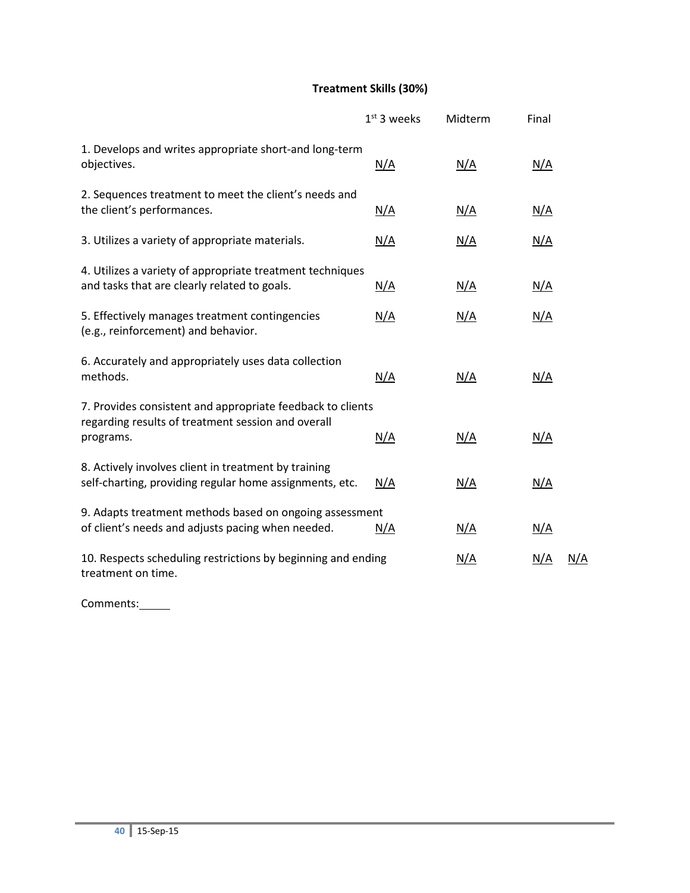## Treatment Skills (30%)

| | 1st 3 weeks | Midterm | Final | |
|---|---|---|---|---|
| 1. Develops and writes appropriate short-and long-term objectives. | N/A | N/A | N/A | |
| 2. Sequences treatment to meet the client's needs and the client's performances. | N/A | N/A | N/A | |
| 3. Utilizes a variety of appropriate materials. | N/A | N/A | N/A | |
| 4. Utilizes a variety of appropriate treatment techniques and tasks that are clearly related to goals. | N/A | N/A | N/A | |
| 5. Effectively manages treatment contingencies (e.g., reinforcement) and behavior. | N/A | N/A | N/A | |
| 6. Accurately and appropriately uses data collection methods. | N/A | N/A | N/A | |
| 7. Provides consistent and appropriate feedback to clients regarding results of treatment session and overall programs. | N/A | N/A | N/A | |
| 8. Actively involves client in treatment by training self-charting, providing regular home assignments, etc. | N/A | N/A | N/A | |
| 9. Adapts treatment methods based on ongoing assessment of client's needs and adjusts pacing when needed. | N/A | N/A | N/A | |
| 10. Respects scheduling restrictions by beginning and ending treatment on time. | | N/A | N/A | N/A |

Comments:_____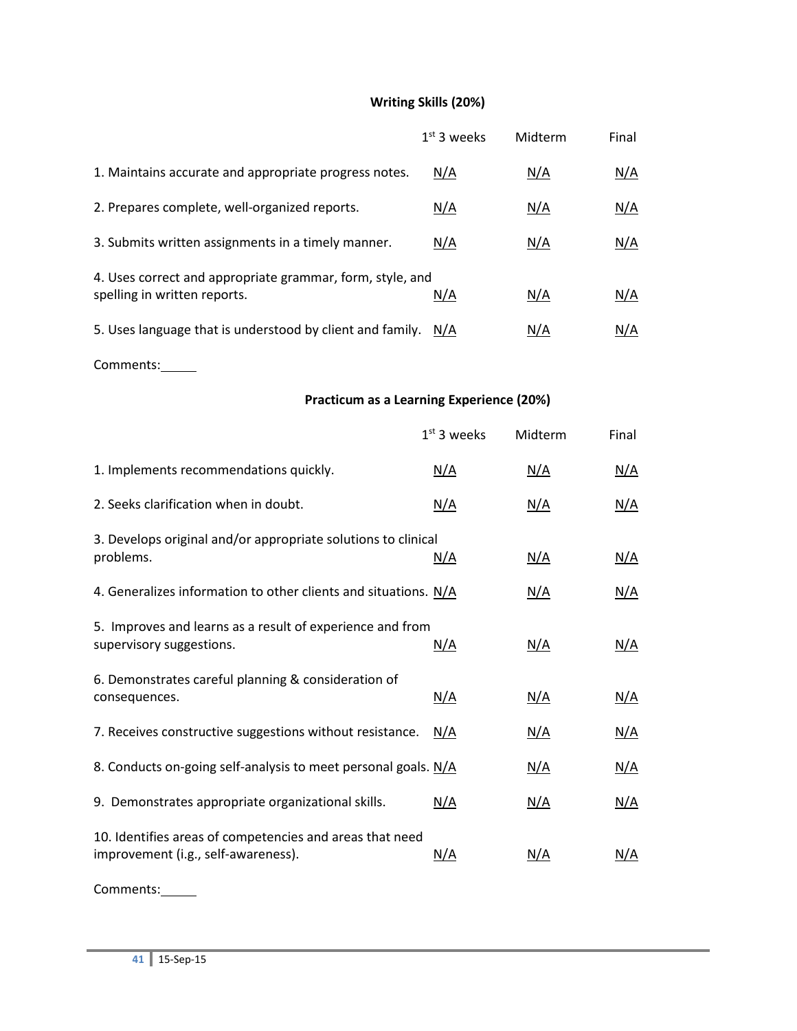### Writing Skills (20%)

| | 1st 3 weeks | Midterm | Final |
|---|---|---|---|
| 1. Maintains accurate and appropriate progress notes. | N/A | N/A | N/A |
| 2. Prepares complete, well-organized reports. | N/A | N/A | N/A |
| 3. Submits written assignments in a timely manner. | N/A | N/A | N/A |
| 4. Uses correct and appropriate grammar, form, style, and spelling in written reports. | N/A | N/A | N/A |
| 5. Uses language that is understood by client and family. | N/A | N/A | N/A |

Comments:_____

### Practicum as a Learning Experience (20%)

| | 1st 3 weeks | Midterm | Final |
|---|---|---|---|
| 1. Implements recommendations quickly. | N/A | N/A | N/A |
| 2. Seeks clarification when in doubt. | N/A | N/A | N/A |
| 3. Develops original and/or appropriate solutions to clinical problems. | N/A | N/A | N/A |
| 4. Generalizes information to other clients and situations. | N/A | N/A | N/A |
| 5. Improves and learns as a result of experience and from supervisory suggestions. | N/A | N/A | N/A |
| 6. Demonstrates careful planning & consideration of consequences. | N/A | N/A | N/A |
| 7. Receives constructive suggestions without resistance. | N/A | N/A | N/A |
| 8. Conducts on-going self-analysis to meet personal goals. | N/A | N/A | N/A |
| 9. Demonstrates appropriate organizational skills. | N/A | N/A | N/A |
| 10. Identifies areas of competencies and areas that need improvement (i.e., self-awareness). | N/A | N/A | N/A |

Comments:_____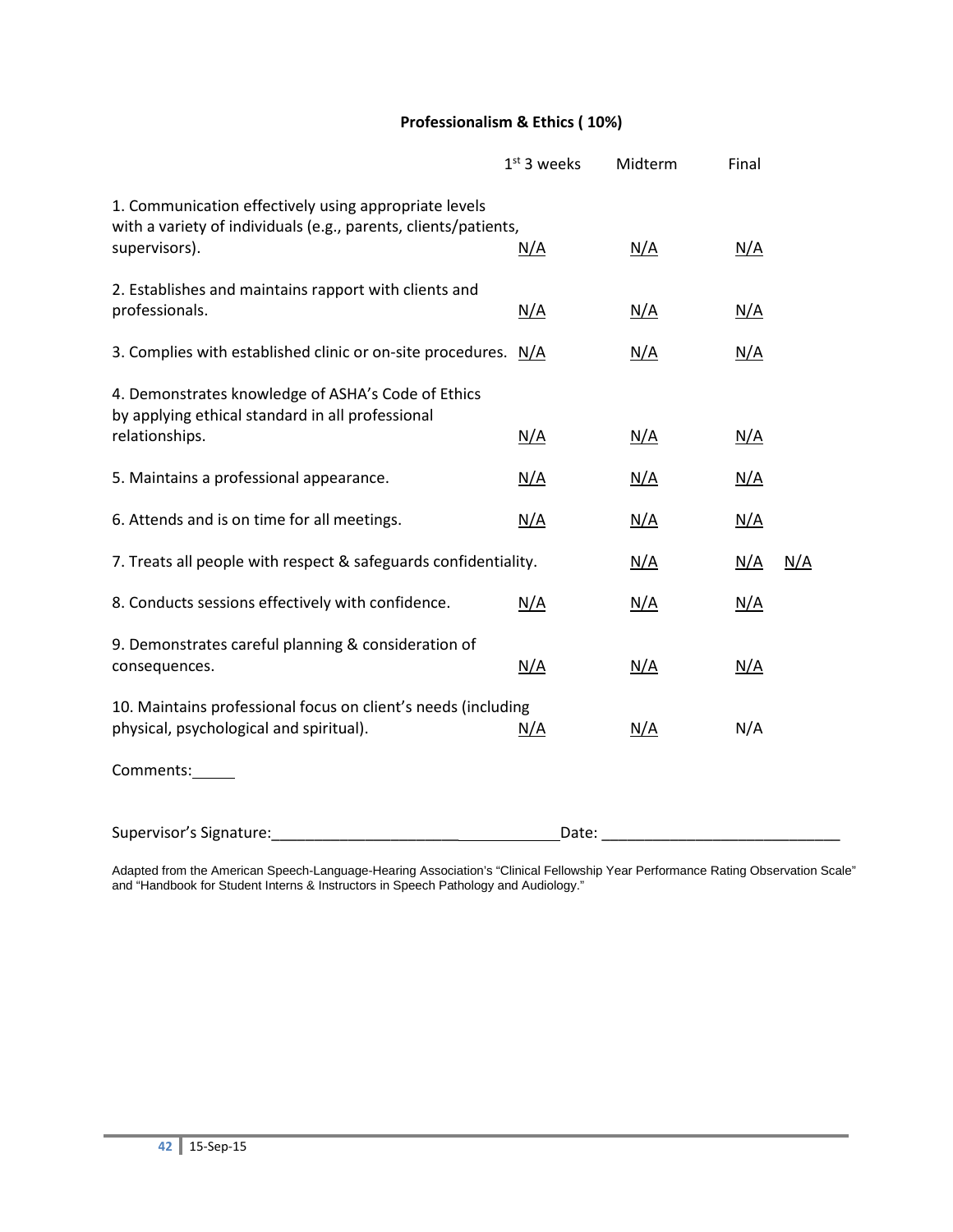**Professionalism & Ethics ( 10%)**

| | 1st 3 weeks | Midterm | Final | |
|---|---|---|---|---|
| 1. Communication effectively using appropriate levels with a variety of individuals (e.g., parents, clients/patients, supervisors). | N/A | N/A | N/A | |
| 2. Establishes and maintains rapport with clients and professionals. | N/A | N/A | N/A | |
| 3. Complies with established clinic or on-site procedures. | N/A | N/A | N/A | |
| 4. Demonstrates knowledge of ASHA's Code of Ethics by applying ethical standard in all professional relationships. | N/A | N/A | N/A | |
| 5. Maintains a professional appearance. | N/A | N/A | N/A | |
| 6. Attends and is on time for all meetings. | N/A | N/A | N/A | |
| 7. Treats all people with respect & safeguards confidentiality. | | N/A | N/A | N/A |
| 8. Conducts sessions effectively with confidence. | N/A | N/A | N/A | |
| 9. Demonstrates careful planning & consideration of consequences. | N/A | N/A | N/A | |
| 10. Maintains professional focus on client's needs (including physical, psychological and spiritual). | N/A | N/A | N/A | |

Comments:_____

Supervisor's Signature:___________________________________ Date: ____________________________

Adapted from the American Speech-Language-Hearing Association's "Clinical Fellowship Year Performance Rating Observation Scale" and "Handbook for Student Interns & Instructors in Speech Pathology and Audiology."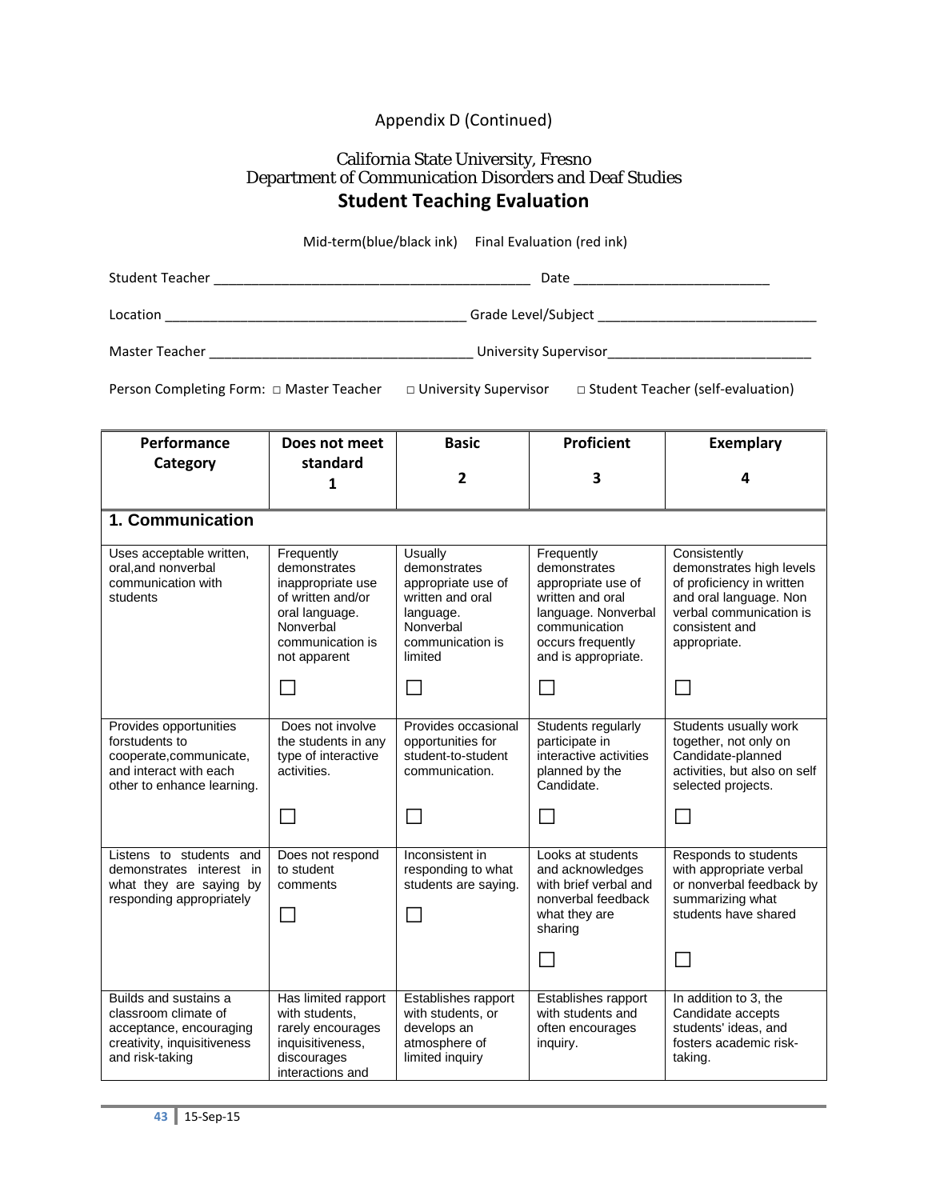Appendix D (Continued)

California State University, Fresno
Department of Communication Disorders and Deaf Studies

# Student Teaching Evaluation

Mid-term(blue/black ink)    Final Evaluation (red ink)

Student Teacher ________________________________________ Date _________________________

Location _______________________________________ Grade Level/Subject ____________________________

Master Teacher ___________________________________ University Supervisor__________________________

Person Completing Form: □ Master Teacher    □ University Supervisor    □ Student Teacher (self-evaluation)

| Performance Category | Does not meet standard 1 | Basic 2 | Proficient 3 | Exemplary 4 |
|---|---|---|---|---|
| **1. Communication** | | | | |
| Uses acceptable written, oral,and nonverbal communication with students | Frequently demonstrates inappropriate use of written and/or oral language. Nonverbal communication is not apparent ☐ | Usually demonstrates appropriate use of written and oral language. Nonverbal communication is limited ☐ | Frequently demonstrates appropriate use of written and oral language. Nonverbal communication occurs frequently and is appropriate. ☐ | Consistently demonstrates high levels of proficiency in written and oral language. Non verbal communication is consistent and appropriate. ☐ |
| Provides opportunities forstudents to cooperate,communicate, and interact with each other to enhance learning. | Does not involve the students in any type of interactive activities. ☐ | Provides occasional opportunities for student-to-student communication. ☐ | Students regularly participate in interactive activities planned by the Candidate. ☐ | Students usually work together, not only on Candidate-planned activities, but also on self selected projects. ☐ |
| Listens to students and demonstrates interest in what they are saying by responding appropriately | Does not respond to student comments ☐ | Inconsistent in responding to what students are saying. ☐ | Looks at students and acknowledges with brief verbal and nonverbal feedback what they are sharing ☐ | Responds to students with appropriate verbal or nonverbal feedback by summarizing what students have shared ☐ |
| Builds and sustains a classroom climate of acceptance, encouraging creativity, inquisitiveness and risk-taking | Has limited rapport with students, rarely encourages inquisitiveness, discourages interactions and | Establishes rapport with students, or develops an atmosphere of limited inquiry | Establishes rapport with students and often encourages inquiry. | In addition to 3, the Candidate accepts students' ideas, and fosters academic risk-taking. |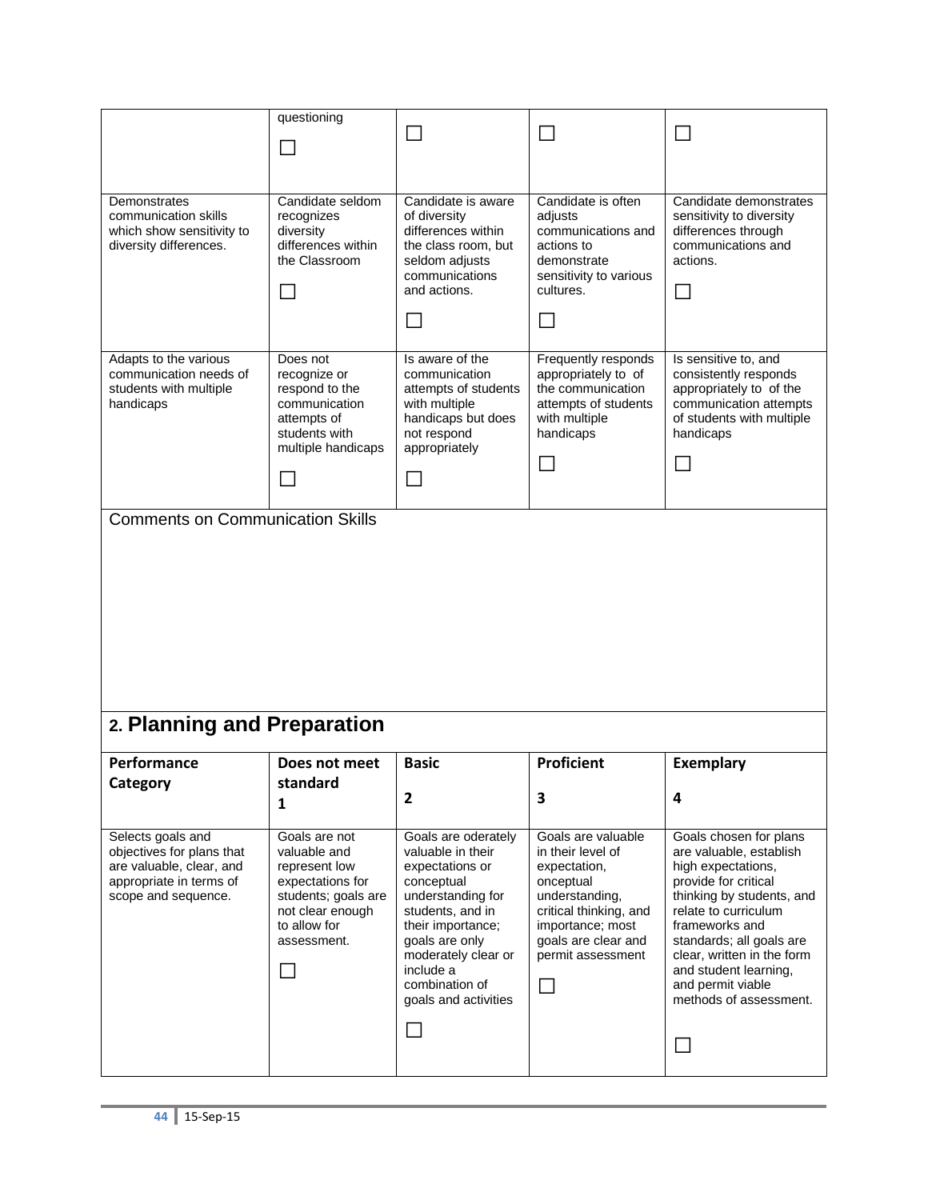| | questioning ☐ | ☐ | ☐ | ☐ |
|---|---|---|---|---|
| Demonstrates communication skills which show sensitivity to diversity differences. | Candidate seldom recognizes diversity differences within the Classroom ☐ | Candidate is aware of diversity differences within the class room, but seldom adjusts communications and actions. ☐ | Candidate is often adjusts communications and actions to demonstrate sensitivity to various cultures. ☐ | Candidate demonstrates sensitivity to diversity differences through communications and actions. ☐ |
| Adapts to the various communication needs of students with multiple handicaps | Does not recognize or respond to the communication attempts of students with multiple handicaps ☐ | Is aware of the communication attempts of students with multiple handicaps but does not respond appropriately ☐ | Frequently responds appropriately to of the communication attempts of students with multiple handicaps ☐ | Is sensitive to, and consistently responds appropriately to of the communication attempts of students with multiple handicaps ☐ |

Comments on Communication Skills

## 2. Planning and Preparation

| **Performance Category** | **Does not meet standard 1** | **Basic 2** | **Proficient 3** | **Exemplary 4** |
|---|---|---|---|---|
| Selects goals and objectives for plans that are valuable, clear, and appropriate in terms of scope and sequence. | Goals are not valuable and represent low expectations for students; goals are not clear enough to allow for assessment. ☐ | Goals are oderately valuable in their expectations or conceptual understanding for students, and in their importance; goals are only moderately clear or include a combination of goals and activities ☐ | Goals are valuable in their level of expectation, onceptual understanding, critical thinking, and importance; most goals are clear and permit assessment ☐ | Goals chosen for plans are valuable, establish high expectations, provide for critical thinking by students, and relate to curriculum frameworks and standards; all goals are clear, written in the form and student learning, and permit viable methods of assessment. ☐ |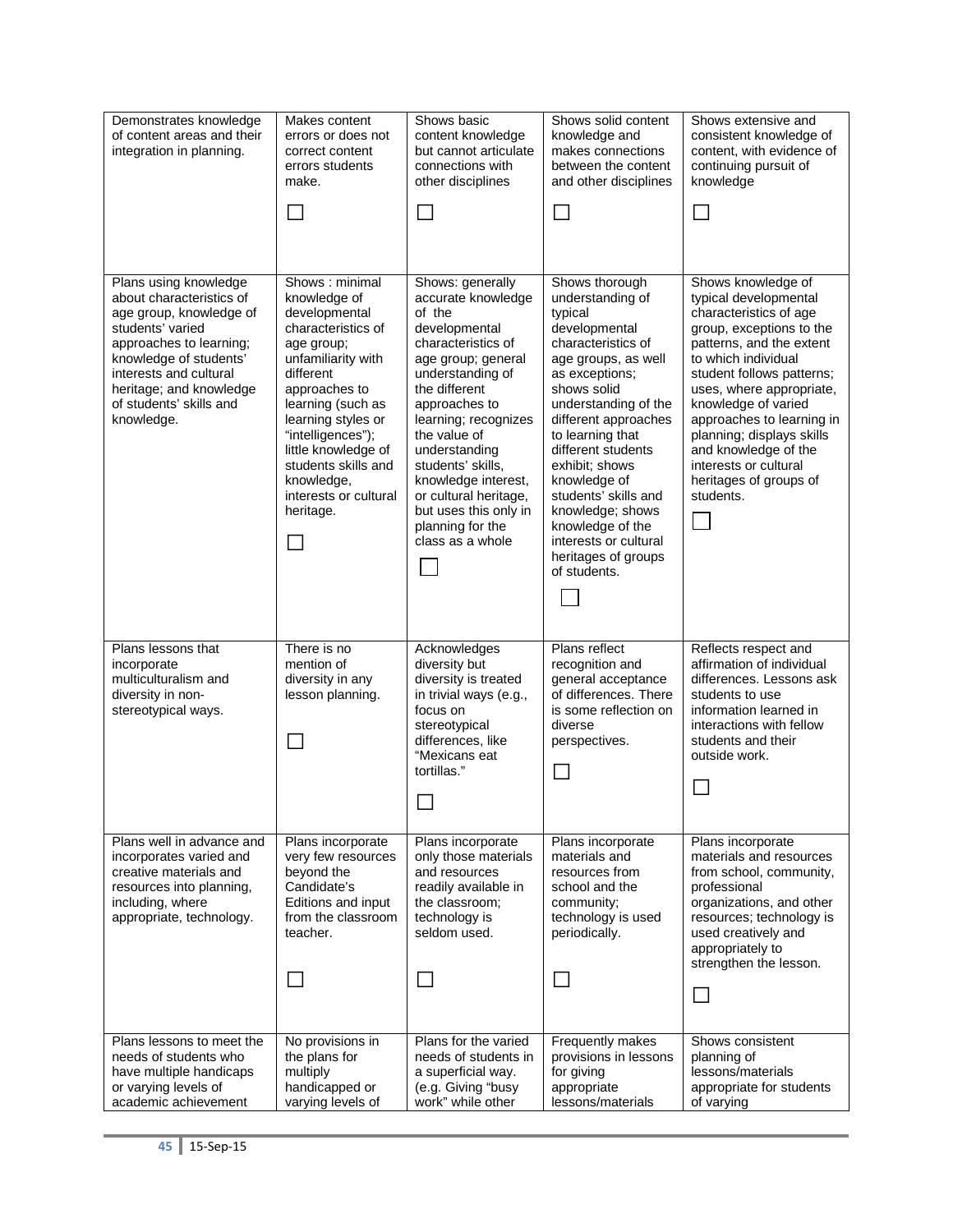| | | | | |
|---|---|---|---|---|
| Demonstrates knowledge of content areas and their integration in planning. | Makes content errors or does not correct content errors students make. ☐ | Shows basic content knowledge but cannot articulate connections with other disciplines ☐ | Shows solid content knowledge and makes connections between the content and other disciplines ☐ | Shows extensive and consistent knowledge of content, with evidence of continuing pursuit of knowledge ☐ |
| Plans using knowledge about characteristics of age group, knowledge of students' varied approaches to learning; knowledge of students' interests and cultural heritage; and knowledge of students' skills and knowledge. | Shows : minimal knowledge of developmental characteristics of age group; unfamiliarity with different approaches to learning (such as learning styles or "intelligences"); little knowledge of students skills and knowledge, interests or cultural heritage. ☐ | Shows: generally accurate knowledge of the developmental characteristics of age group; general understanding of the different approaches to learning; recognizes the value of understanding students' skills, knowledge interest, or cultural heritage, but uses this only in planning for the class as a whole ☐ | Shows thorough understanding of typical developmental characteristics of age groups, as well as exceptions; shows solid understanding of the different approaches to learning that different students exhibit; shows knowledge of students' skills and knowledge; shows knowledge of the interests or cultural heritages of groups of students. ☐ | Shows knowledge of typical developmental characteristics of age group, exceptions to the patterns, and the extent to which individual student follows patterns; uses, where appropriate, knowledge of varied approaches to learning in planning; displays skills and knowledge of the interests or cultural heritages of groups of students. ☐ |
| Plans lessons that incorporate multiculturalism and diversity in non-stereotypical ways. | There is no mention of diversity in any lesson planning. ☐ | Acknowledges diversity but diversity is treated in trivial ways (e.g., focus on stereotypical differences, like "Mexicans eat tortillas." ☐ | Plans reflect recognition and general acceptance of differences. There is some reflection on diverse perspectives. ☐ | Reflects respect and affirmation of individual differences. Lessons ask students to use information learned in interactions with fellow students and their outside work. ☐ |
| Plans well in advance and incorporates varied and creative materials and resources into planning, including, where appropriate, technology. | Plans incorporate very few resources beyond the Candidate's Editions and input from the classroom teacher. ☐ | Plans incorporate only those materials and resources readily available in the classroom; technology is seldom used. ☐ | Plans incorporate materials and resources from school and the community; technology is used periodically. ☐ | Plans incorporate materials and resources from school, community, professional organizations, and other resources; technology is used creatively and appropriately to strengthen the lesson. ☐ |
| Plans lessons to meet the needs of students who have multiple handicaps or varying levels of academic achievement | No provisions in the plans for multiply handicapped or varying levels of | Plans for the varied needs of students in a superficial way. (e.g. Giving "busy work" while other | Frequently makes provisions in lessons for giving appropriate lessons/materials | Shows consistent planning of lessons/materials appropriate for students of varying |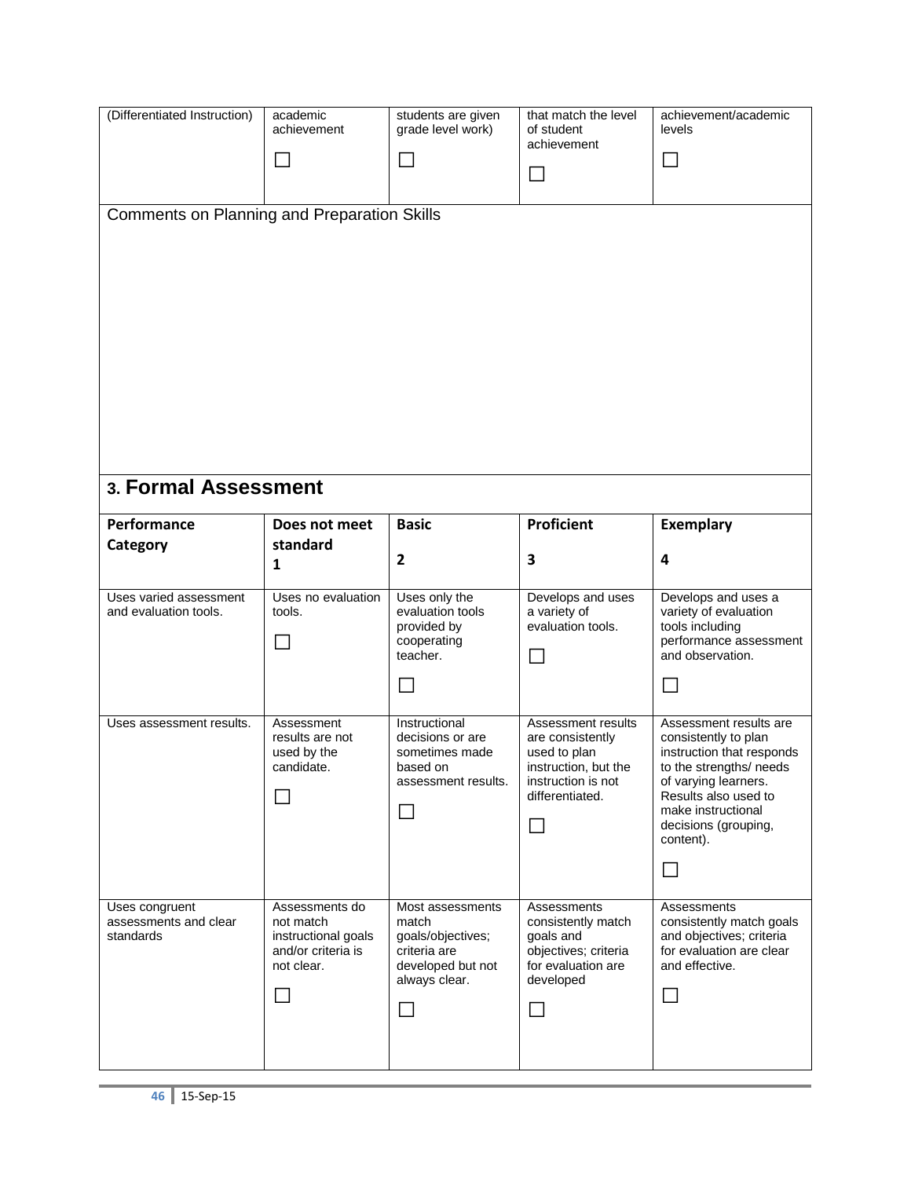| (Differentiated Instruction) | academic achievement ☐ | students are given grade level work) ☐ | that match the level of student achievement ☐ | achievement/academic levels ☐ |
|---|---|---|---|---|

Comments on Planning and Preparation Skills

## 3. Formal Assessment

| Performance Category | Does not meet standard 1 | Basic 2 | Proficient 3 | Exemplary 4 |
|---|---|---|---|---|
| Uses varied assessment and evaluation tools. | Uses no evaluation tools. ☐ | Uses only the evaluation tools provided by cooperating teacher. ☐ | Develops and uses a variety of evaluation tools. ☐ | Develops and uses a variety of evaluation tools including performance assessment and observation. ☐ |
| Uses assessment results. | Assessment results are not used by the candidate. ☐ | Instructional decisions or are sometimes made based on assessment results. ☐ | Assessment results are consistently used to plan instruction, but the instruction is not differentiated. ☐ | Assessment results are consistently to plan instruction that responds to the strengths/ needs of varying learners. Results also used to make instructional decisions (grouping, content). ☐ |
| Uses congruent assessments and clear standards | Assessments do not match instructional goals and/or criteria is not clear. ☐ | Most assessments match goals/objectives; criteria are developed but not always clear. ☐ | Assessments consistently match goals and objectives; criteria for evaluation are developed ☐ | Assessments consistently match goals and objectives; criteria for evaluation are clear and effective. ☐ |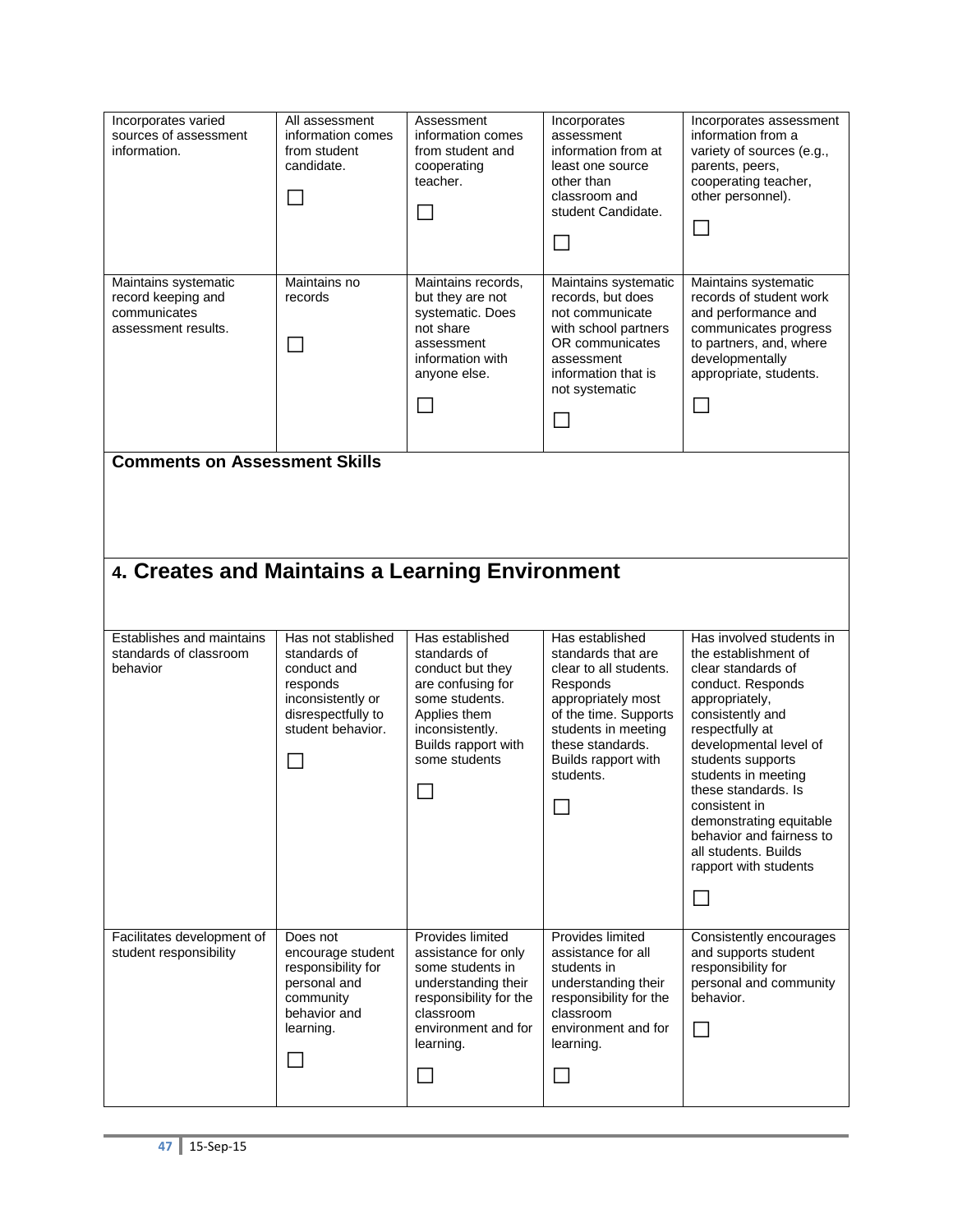| | | | | |
|---|---|---|---|---|
| Incorporates varied sources of assessment information. | All assessment information comes from student candidate. ☐ | Assessment information comes from student and cooperating teacher. ☐ | Incorporates assessment information from at least one source other than classroom and student Candidate. ☐ | Incorporates assessment information from a variety of sources (e.g., parents, peers, cooperating teacher, other personnel). ☐ |
| Maintains systematic record keeping and communicates assessment results. | Maintains no records ☐ | Maintains records, but they are not systematic. Does not share assessment information with anyone else. ☐ | Maintains systematic records, but does not communicate with school partners OR communicates assessment information that is not systematic ☐ | Maintains systematic records of student work and performance and communicates progress to partners, and, where developmentally appropriate, students. ☐ |

**Comments on Assessment Skills**

## 4. Creates and Maintains a Learning Environment

| | | | | |
|---|---|---|---|---|
| Establishes and maintains standards of classroom behavior | Has not stablished standards of conduct and responds inconsistently or disrespectfully to student behavior. ☐ | Has established standards of conduct but they are confusing for some students. Applies them inconsistently. Builds rapport with some students ☐ | Has established standards that are clear to all students. Responds appropriately most of the time. Supports students in meeting these standards. Builds rapport with students. ☐ | Has involved students in the establishment of clear standards of conduct. Responds appropriately, consistently and respectfully at developmental level of students supports students in meeting these standards. Is consistent in demonstrating equitable behavior and fairness to all students. Builds rapport with students ☐ |
| Facilitates development of student responsibility | Does not encourage student responsibility for personal and community behavior and learning. ☐ | Provides limited assistance for only some students in understanding their responsibility for the classroom environment and for learning. ☐ | Provides limited assistance for all students in understanding their responsibility for the classroom environment and for learning. ☐ | Consistently encourages and supports student responsibility for personal and community behavior. ☐ |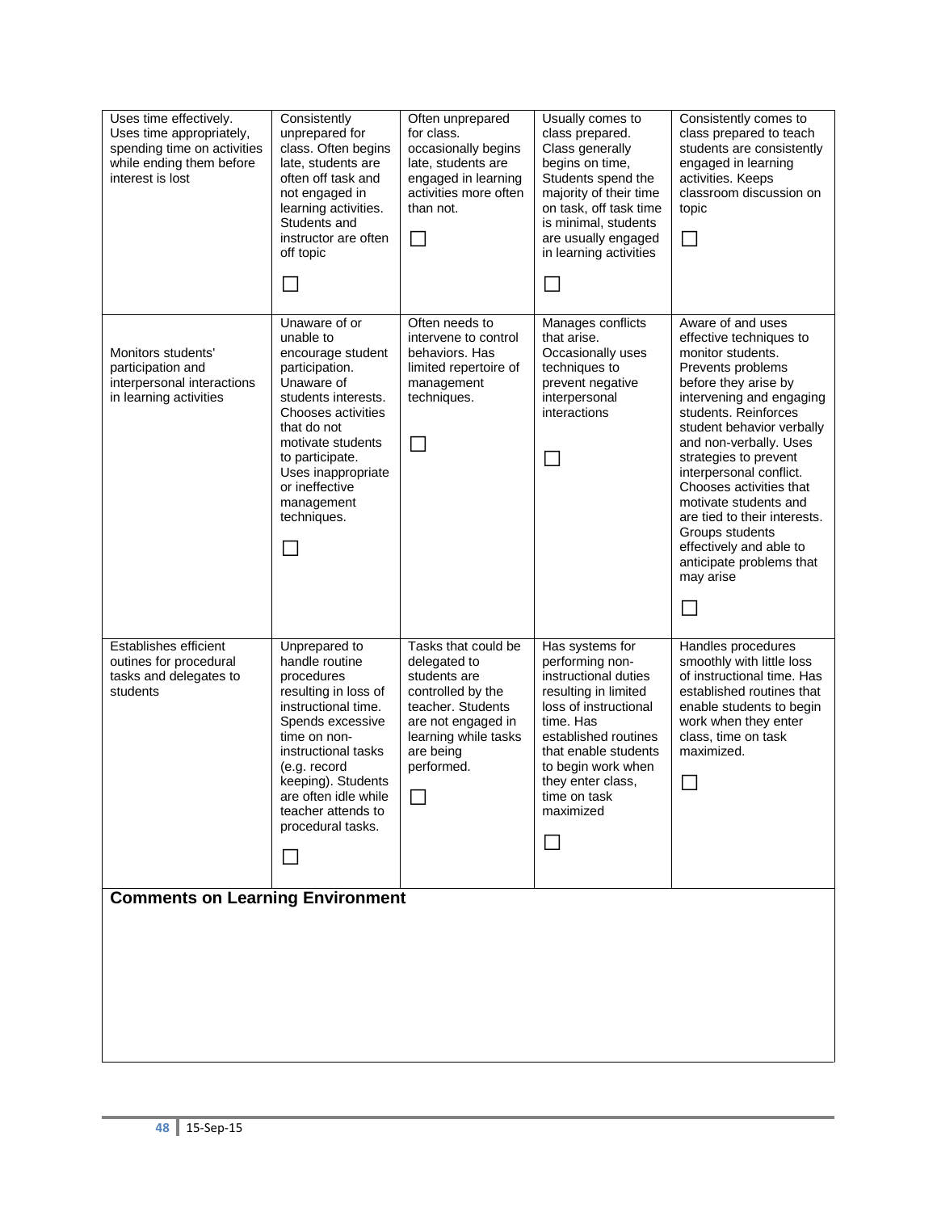| | | | | |
|---|---|---|---|---|
| Uses time effectively. Uses time appropriately, spending time on activities while ending them before interest is lost | Consistently unprepared for class. Often begins late, students are often off task and not engaged in learning activities. Students and instructor are often off topic ☐ | Often unprepared for class. occasionally begins late, students are engaged in learning activities more often than not. ☐ | Usually comes to class prepared. Class generally begins on time, Students spend the majority of their time on task, off task time is minimal, students are usually engaged in learning activities ☐ | Consistently comes to class prepared to teach students are consistently engaged in learning activities. Keeps classroom discussion on topic ☐ |
| Monitors students' participation and interpersonal interactions in learning activities | Unaware of or unable to encourage student participation. Unaware of students interests. Chooses activities that do not motivate students to participate. Uses inappropriate or ineffective management techniques. ☐ | Often needs to intervene to control behaviors. Has limited repertoire of management techniques. ☐ | Manages conflicts that arise. Occasionally uses techniques to prevent negative interpersonal interactions ☐ | Aware of and uses effective techniques to monitor students. Prevents problems before they arise by intervening and engaging students. Reinforces student behavior verbally and non-verbally. Uses strategies to prevent interpersonal conflict. Chooses activities that motivate students and are tied to their interests. Groups students effectively and able to anticipate problems that may arise ☐ |
| Establishes efficient outines for procedural tasks and delegates to students | Unprepared to handle routine procedures resulting in loss of instructional time. Spends excessive time on non-instructional tasks (e.g. record keeping). Students are often idle while teacher attends to procedural tasks. ☐ | Tasks that could be delegated to students are controlled by the teacher. Students are not engaged in learning while tasks are being performed. ☐ | Has systems for performing non-instructional duties resulting in limited loss of instructional time. Has established routines that enable students to begin work when they enter class, time on task maximized ☐ | Handles procedures smoothly with little loss of instructional time. Has established routines that enable students to begin work when they enter class, time on task maximized. ☐ |

**Comments on Learning Environment**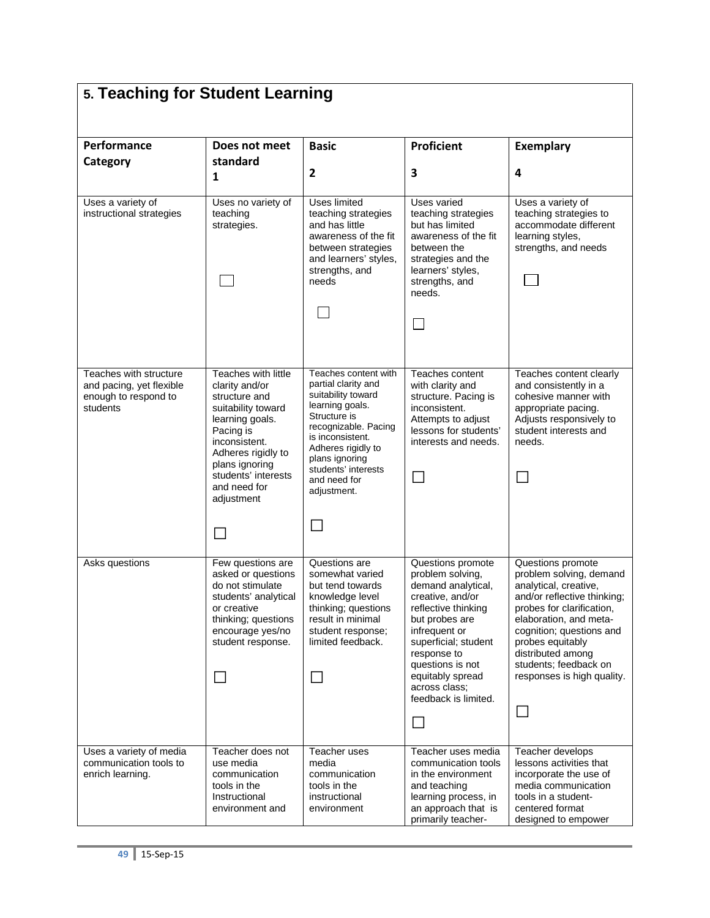## 5. Teaching for Student Learning

| Performance Category | Does not meet standard 1 | Basic 2 | Proficient 3 | Exemplary 4 |
| --- | --- | --- | --- | --- |
| Uses a variety of instructional strategies | Uses no variety of teaching strategies. ☐ | Uses limited teaching strategies and has little awareness of the fit between strategies and learners' styles, strengths, and needs ☐ | Uses varied teaching strategies but has limited awareness of the fit between the strategies and the learners' styles, strengths, and needs. ☐ | Uses a variety of teaching strategies to accommodate different learning styles, strengths, and needs ☐ |
| Teaches with structure and pacing, yet flexible enough to respond to students | Teaches with little clarity and/or structure and suitability toward learning goals. Pacing is inconsistent. Adheres rigidly to plans ignoring students' interests and need for adjustment ☐ | Teaches content with partial clarity and suitability toward learning goals. Structure is recognizable. Pacing is inconsistent. Adheres rigidly to plans ignoring students' interests and need for adjustment. ☐ | Teaches content with clarity and structure. Pacing is inconsistent. Attempts to adjust lessons for students' interests and needs. ☐ | Teaches content clearly and consistently in a cohesive manner with appropriate pacing. Adjusts responsively to student interests and needs. ☐ |
| Asks questions | Few questions are asked or questions do not stimulate students' analytical or creative thinking; questions encourage yes/no student response. ☐ | Questions are somewhat varied but tend towards knowledge level thinking; questions result in minimal student response; limited feedback. ☐ | Questions promote problem solving, demand analytical, creative, and/or reflective thinking but probes are infrequent or superficial; student response to questions is not equitably spread across class; feedback is limited. ☐ | Questions promote problem solving, demand analytical, creative, and/or reflective thinking; probes for clarification, elaboration, and meta-cognition; questions and probes equitably distributed among students; feedback on responses is high quality. ☐ |
| Uses a variety of media communication tools to enrich learning. | Teacher does not use media communication tools in the Instructional environment and | Teacher uses media communication tools in the instructional environment | Teacher uses media communication tools in the environment and teaching learning process, in an approach that is primarily teacher- | Teacher develops lessons activities that incorporate the use of media communication tools in a student-centered format designed to empower |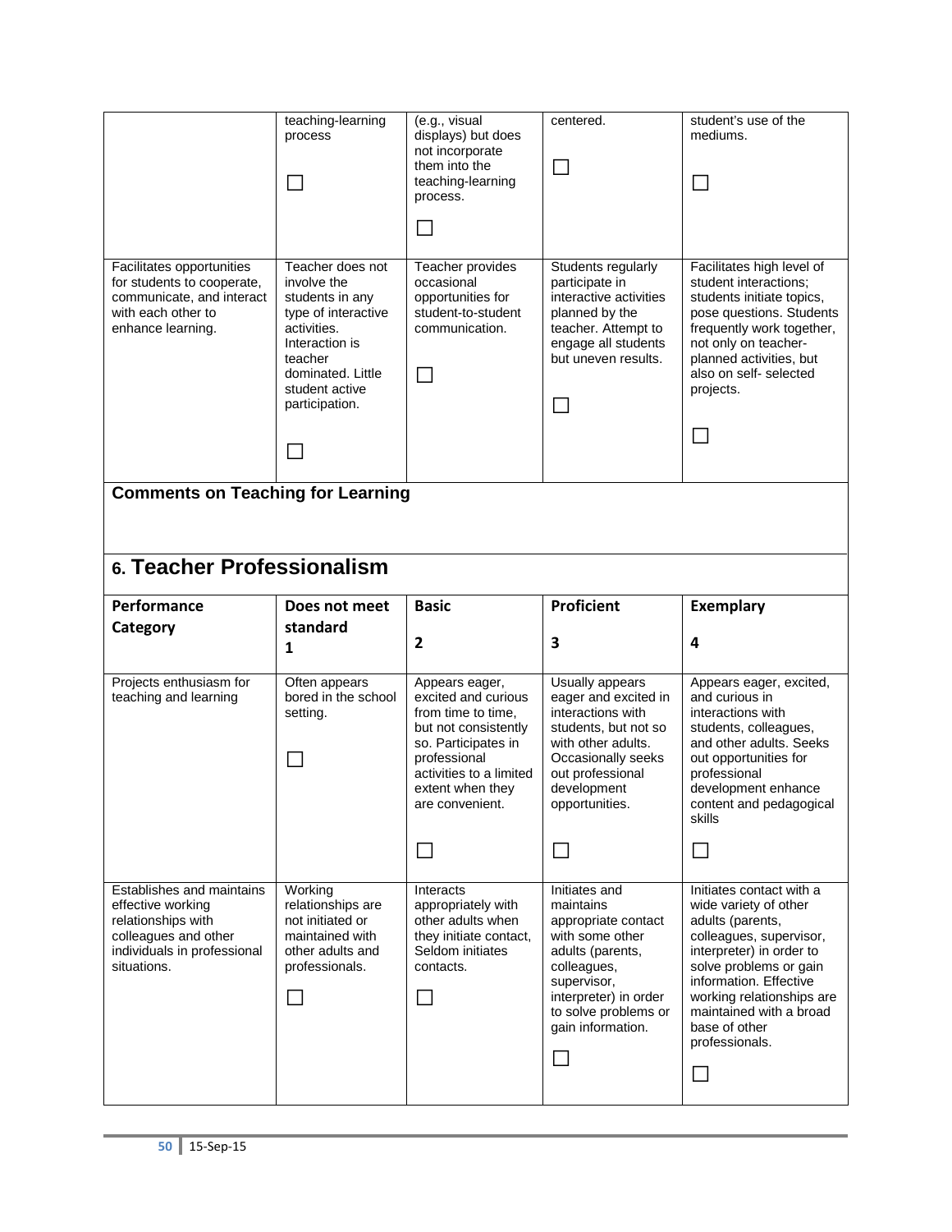| | teaching-learning process ☐ | (e.g., visual displays) but does not incorporate them into the teaching-learning process. ☐ | centered. ☐ | student's use of the mediums. ☐ |
|---|---|---|---|---|
| Facilitates opportunities for students to cooperate, communicate, and interact with each other to enhance learning. | Teacher does not involve the students in any type of interactive activities. Interaction is teacher dominated. Little student active participation. ☐ | Teacher provides occasional opportunities for student-to-student communication. ☐ | Students regularly participate in interactive activities planned by the teacher. Attempt to engage all students but uneven results. ☐ | Facilitates high level of student interactions; students initiate topics, pose questions. Students frequently work together, not only on teacher-planned activities, but also on self- selected projects. ☐ |

**Comments on Teaching for Learning**

## 6. Teacher Professionalism

| Performance Category | Does not meet standard 1 | Basic 2 | Proficient 3 | Exemplary 4 |
|---|---|---|---|---|
| Projects enthusiasm for teaching and learning | Often appears bored in the school setting. ☐ | Appears eager, excited and curious from time to time, but not consistently so. Participates in professional activities to a limited extent when they are convenient. ☐ | Usually appears eager and excited in interactions with students, but not so with other adults. Occasionally seeks out professional development opportunities. ☐ | Appears eager, excited, and curious in interactions with students, colleagues, and other adults. Seeks out opportunities for professional development enhance content and pedagogical skills ☐ |
| Establishes and maintains effective working relationships with colleagues and other individuals in professional situations. | Working relationships are not initiated or maintained with other adults and professionals. ☐ | Interacts appropriately with other adults when they initiate contact, Seldom initiates contacts. ☐ | Initiates and maintains appropriate contact with some other adults (parents, colleagues, supervisor, interpreter) in order to solve problems or gain information. ☐ | Initiates contact with a wide variety of other adults (parents, colleagues, supervisor, interpreter) in order to solve problems or gain information. Effective working relationships are maintained with a broad base of other professionals. ☐ |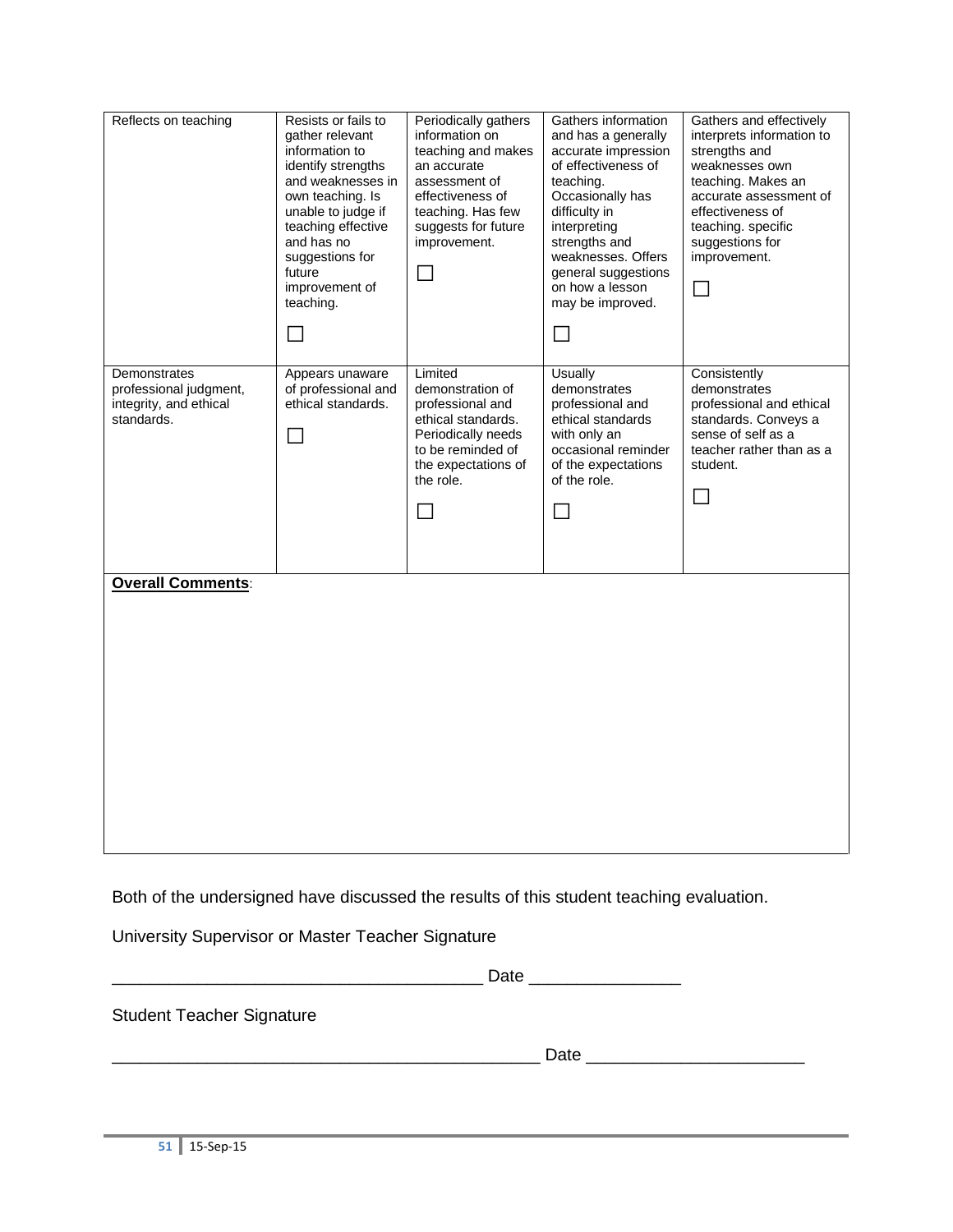| Reflects on teaching | Resists or fails to gather relevant information to identify strengths and weaknesses in own teaching. Is unable to judge if teaching effective and has no suggestions for future improvement of teaching. ☐ | Periodically gathers information on teaching and makes an accurate assessment of effectiveness of teaching. Has few suggests for future improvement. ☐ | Gathers information and has a generally accurate impression of effectiveness of teaching. Occasionally has difficulty in interpreting strengths and weaknesses. Offers general suggestions on how a lesson may be improved. ☐ | Gathers and effectively interprets information to strengths and weaknesses own teaching. Makes an accurate assessment of effectiveness of teaching. specific suggestions for improvement. ☐ |
|---|---|---|---|---|
| Demonstrates professional judgment, integrity, and ethical standards. | Appears unaware of professional and ethical standards. ☐ | Limited demonstration of professional and ethical standards. Periodically needs to be reminded of the expectations of the role. ☐ | Usually demonstrates professional and ethical standards with only an occasional reminder of the expectations of the role. ☐ | Consistently demonstrates professional and ethical standards. Conveys a sense of self as a teacher rather than as a student. ☐ |

**Overall Comments**:

Both of the undersigned have discussed the results of this student teaching evaluation.

University Supervisor or Master Teacher Signature

_______________________________________ Date ________________

Student Teacher Signature

_____________________________________________ Date ______________________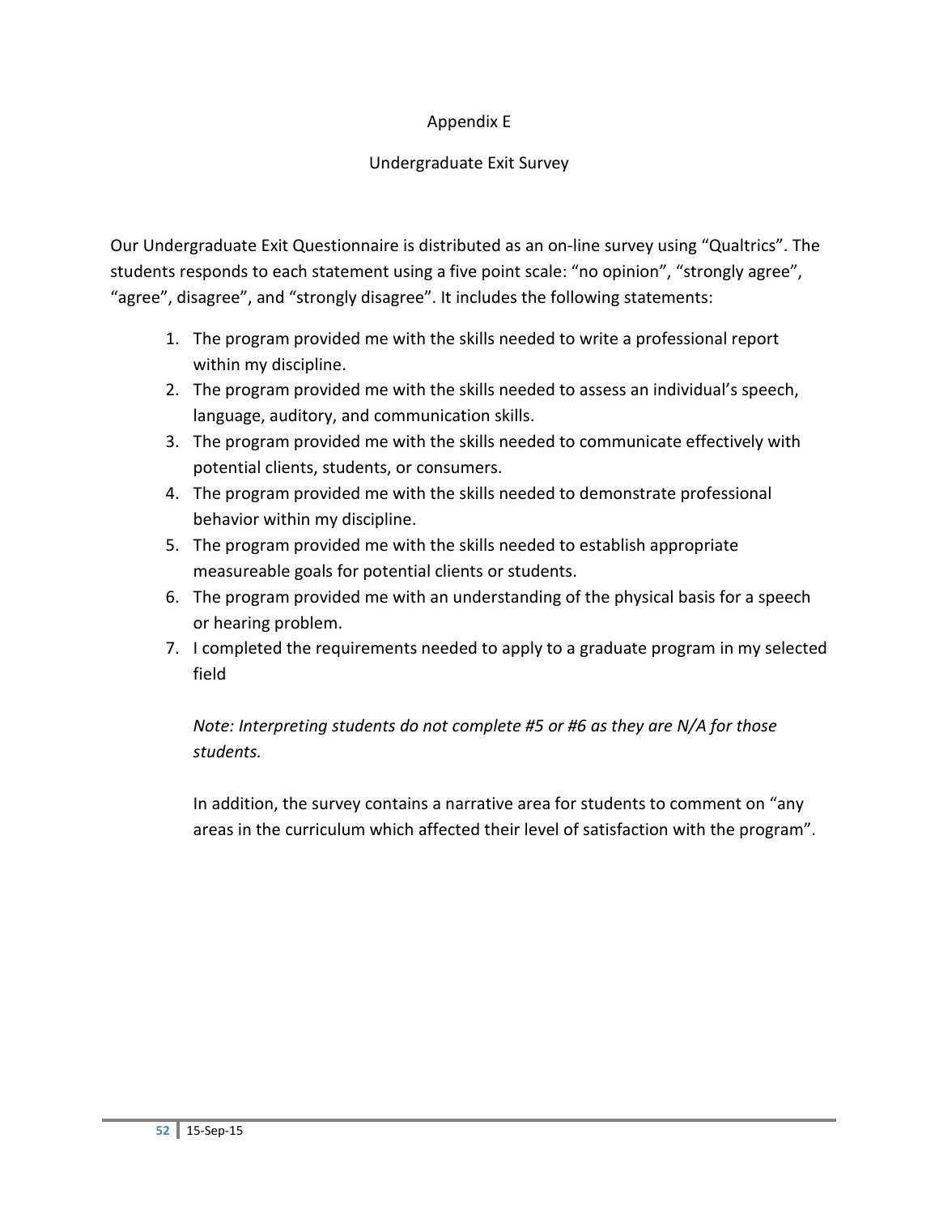# Appendix E

## Undergraduate Exit Survey

Our Undergraduate Exit Questionnaire is distributed as an on-line survey using "Qualtrics". The students responds to each statement using a five point scale: "no opinion", "strongly agree", "agree", disagree", and "strongly disagree". It includes the following statements:

1. The program provided me with the skills needed to write a professional report within my discipline.
2. The program provided me with the skills needed to assess an individual's speech, language, auditory, and communication skills.
3. The program provided me with the skills needed to communicate effectively with potential clients, students, or consumers.
4. The program provided me with the skills needed to demonstrate professional behavior within my discipline.
5. The program provided me with the skills needed to establish appropriate measureable goals for potential clients or students.
6. The program provided me with an understanding of the physical basis for a speech or hearing problem.
7. I completed the requirements needed to apply to a graduate program in my selected field

   *Note: Interpreting students do not complete #5 or #6 as they are N/A for those students.*

   In addition, the survey contains a narrative area for students to comment on "any areas in the curriculum which affected their level of satisfaction with the program".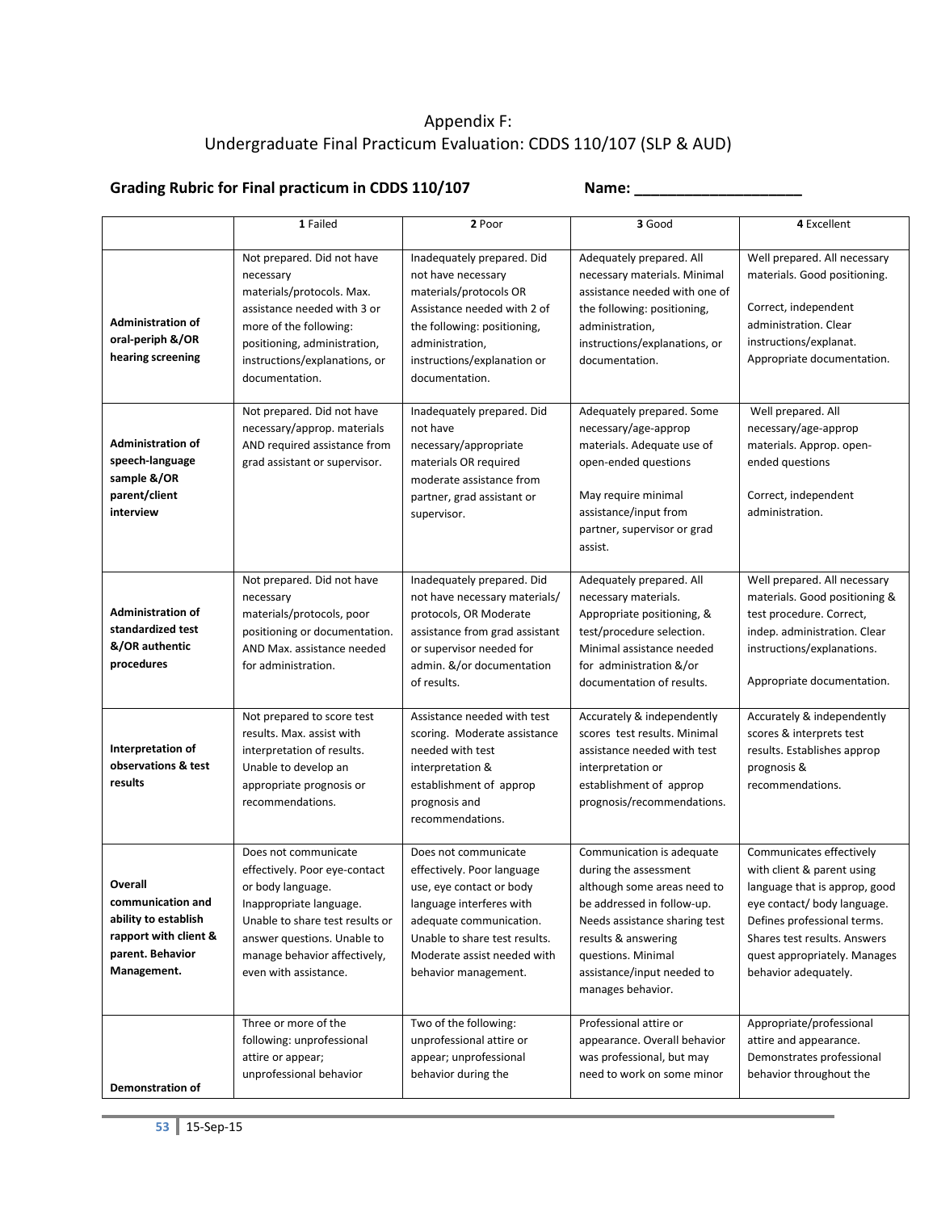Appendix F:
Undergraduate Final Practicum Evaluation: CDDS 110/107 (SLP & AUD)

**Grading Rubric for Final practicum in CDDS 110/107** **Name: ____________________**

| | **1** Failed | **2** Poor | **3** Good | **4** Excellent |
|---|---|---|---|---|
| **Administration of oral-periph &/OR hearing screening** | Not prepared. Did not have necessary materials/protocols. Max. assistance needed with 3 or more of the following: positioning, administration, instructions/explanations, or documentation. | Inadequately prepared. Did not have necessary materials/protocols OR Assistance needed with 2 of the following: positioning, administration, instructions/explanation or documentation. | Adequately prepared. All necessary materials. Minimal assistance needed with one of the following: positioning, administration, instructions/explanations, or documentation. | Well prepared. All necessary materials. Good positioning. Correct, independent administration. Clear instructions/explanat. Appropriate documentation. |
| **Administration of speech-language sample &/OR parent/client interview** | Not prepared. Did not have necessary/approp. materials AND required assistance from grad assistant or supervisor. | Inadequately prepared. Did not have necessary/appropriate materials OR required moderate assistance from partner, grad assistant or supervisor. | Adequately prepared. Some necessary/age-approp materials. Adequate use of open-ended questions May require minimal assistance/input from partner, supervisor or grad assist. | Well prepared. All necessary/age-approp materials. Approp. open-ended questions Correct, independent administration. |
| **Administration of standardized test &/OR authentic procedures** | Not prepared. Did not have necessary materials/protocols, poor positioning or documentation. AND Max. assistance needed for administration. | Inadequately prepared. Did not have necessary materials/ protocols, OR Moderate assistance from grad assistant or supervisor needed for admin. &/or documentation of results. | Adequately prepared. All necessary materials. Appropriate positioning, & test/procedure selection. Minimal assistance needed for administration &/or documentation of results. | Well prepared. All necessary materials. Good positioning & test procedure. Correct, indep. administration. Clear instructions/explanations. Appropriate documentation. |
| **Interpretation of observations & test results** | Not prepared to score test results. Max. assist with interpretation of results. Unable to develop an appropriate prognosis or recommendations. | Assistance needed with test scoring. Moderate assistance needed with test interpretation & establishment of approp prognosis and recommendations. | Accurately & independently scores test results. Minimal assistance needed with test interpretation or establishment of approp prognosis/recommendations. | Accurately & independently scores & interprets test results. Establishes approp prognosis & recommendations. |
| **Overall communication and ability to establish rapport with client & parent. Behavior Management.** | Does not communicate effectively. Poor eye-contact or body language. Inappropriate language. Unable to share test results or answer questions. Unable to manage behavior affectively, even with assistance. | Does not communicate effectively. Poor language use, eye contact or body language interferes with adequate communication. Unable to share test results. Moderate assist needed with behavior management. | Communication is adequate during the assessment although some areas need to be addressed in follow-up. Needs assistance sharing test results & answering questions. Minimal assistance/input needed to manages behavior. | Communicates effectively with client & parent using language that is approp, good eye contact/ body language. Defines professional terms. Shares test results. Answers quest appropriately. Manages behavior adequately. |
| **Demonstration of** | Three or more of the following: unprofessional attire or appear; unprofessional behavior | Two of the following: unprofessional attire or appear; unprofessional behavior during the | Professional attire or appearance. Overall behavior was professional, but may need to work on some minor | Appropriate/professional attire and appearance. Demonstrates professional behavior throughout the |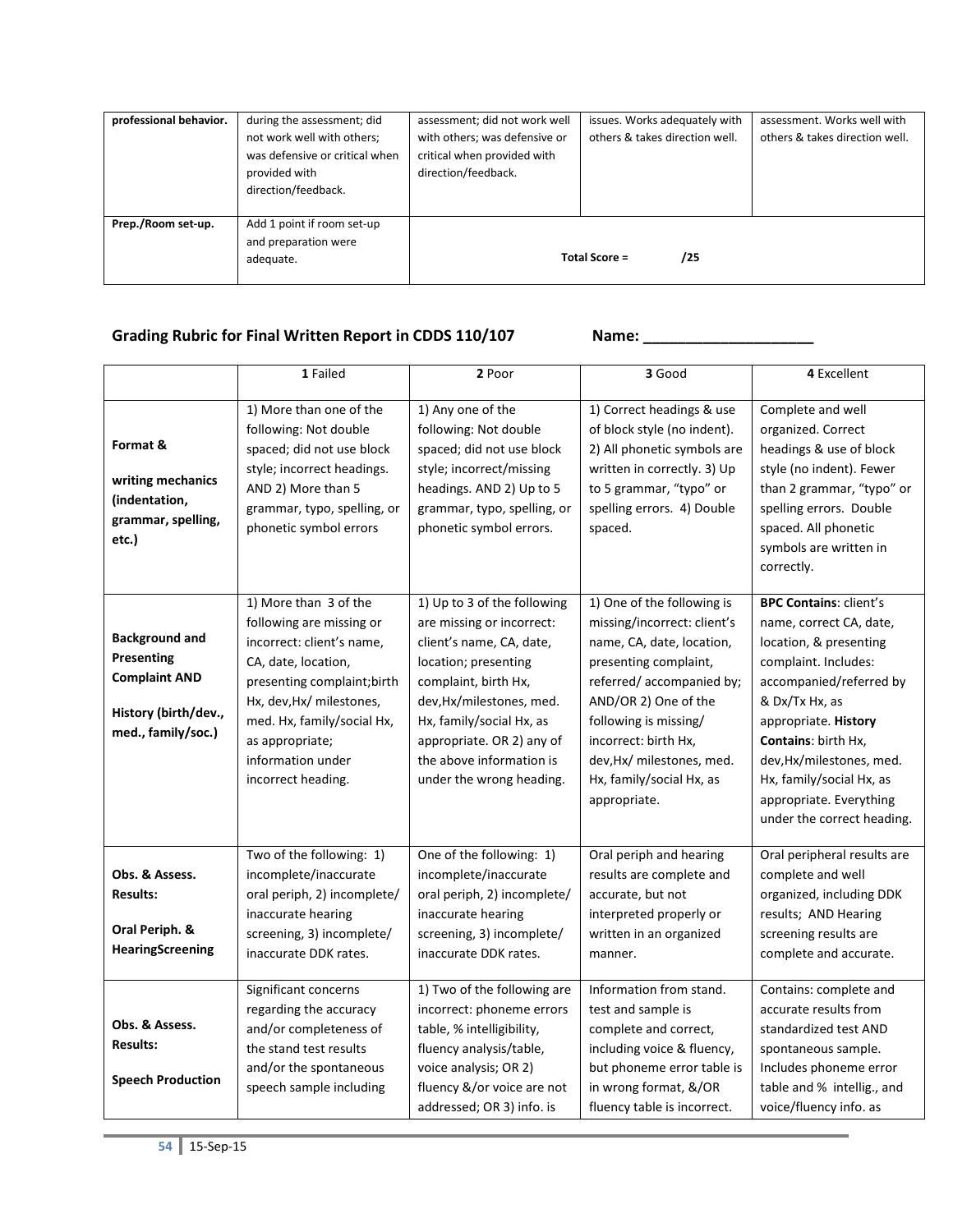| professional behavior. | during the assessment; did not work well with others; was defensive or critical when provided with direction/feedback. | assessment; did not work well with others; was defensive or critical when provided with direction/feedback. | issues. Works adequately with others & takes direction well. | assessment. Works well with others & takes direction well. |
|---|---|---|---|---|
| Prep./Room set-up. | Add 1 point if room set-up and preparation were adequate. | **Total Score = /25** | | |

**Grading Rubric for Final Written Report in CDDS 110/107** **Name: ___________________**

| | **1** Failed | **2** Poor | **3** Good | **4** Excellent |
|---|---|---|---|---|
| **Format & writing mechanics (indentation, grammar, spelling, etc.)** | 1) More than one of the following: Not double spaced; did not use block style; incorrect headings. AND 2) More than 5 grammar, typo, spelling, or phonetic symbol errors | 1) Any one of the following: Not double spaced; did not use block style; incorrect/missing headings. AND 2) Up to 5 grammar, typo, spelling, or phonetic symbol errors. | 1) Correct headings & use of block style (no indent). 2) All phonetic symbols are written in correctly. 3) Up to 5 grammar, "typo" or spelling errors. 4) Double spaced. | Complete and well organized. Correct headings & use of block style (no indent). Fewer than 2 grammar, "typo" or spelling errors. Double spaced. All phonetic symbols are written in correctly. |
| **Background and Presenting Complaint AND History (birth/dev., med., family/soc.)** | 1) More than 3 of the following are missing or incorrect: client's name, CA, date, location, presenting complaint;birth Hx, dev,Hx/ milestones, med. Hx, family/social Hx, as appropriate; information under incorrect heading. | 1) Up to 3 of the following are missing or incorrect: client's name, CA, date, location; presenting complaint, birth Hx, dev,Hx/milestones, med. Hx, family/social Hx, as appropriate. OR 2) any of the above information is under the wrong heading. | 1) One of the following is missing/incorrect: client's name, CA, date, location, presenting complaint, referred/ accompanied by; AND/OR 2) One of the following is missing/ incorrect: birth Hx, dev,Hx/ milestones, med. Hx, family/social Hx, as appropriate. | **BPC Contains**: client's name, correct CA, date, location, & presenting complaint. Includes: accompanied/referred by & Dx/Tx Hx, as appropriate. **History Contains**: birth Hx, dev,Hx/milestones, med. Hx, family/social Hx, as appropriate. Everything under the correct heading. |
| **Obs. & Assess. Results: Oral Periph. & HearingScreening** | Two of the following: 1) incomplete/inaccurate oral periph, 2) incomplete/ inaccurate hearing screening, 3) incomplete/ inaccurate DDK rates. | One of the following: 1) incomplete/inaccurate oral periph, 2) incomplete/ inaccurate hearing screening, 3) incomplete/ inaccurate DDK rates. | Oral periph and hearing results are complete and accurate, but not interpreted properly or written in an organized manner. | Oral peripheral results are complete and well organized, including DDK results; AND Hearing screening results are complete and accurate. |
| **Obs. & Assess. Results: Speech Production** | Significant concerns regarding the accuracy and/or completeness of the stand test results and/or the spontaneous speech sample including | 1) Two of the following are incorrect: phoneme errors table, % intelligibility, fluency analysis/table, voice analysis; OR 2) fluency &/or voice are not addressed; OR 3) info. is | Information from stand. test and sample is complete and correct, including voice & fluency, but phoneme error table is in wrong format, &/OR fluency table is incorrect. | Contains: complete and accurate results from standardized test AND spontaneous sample. Includes phoneme error table and % intellig., and voice/fluency info. as |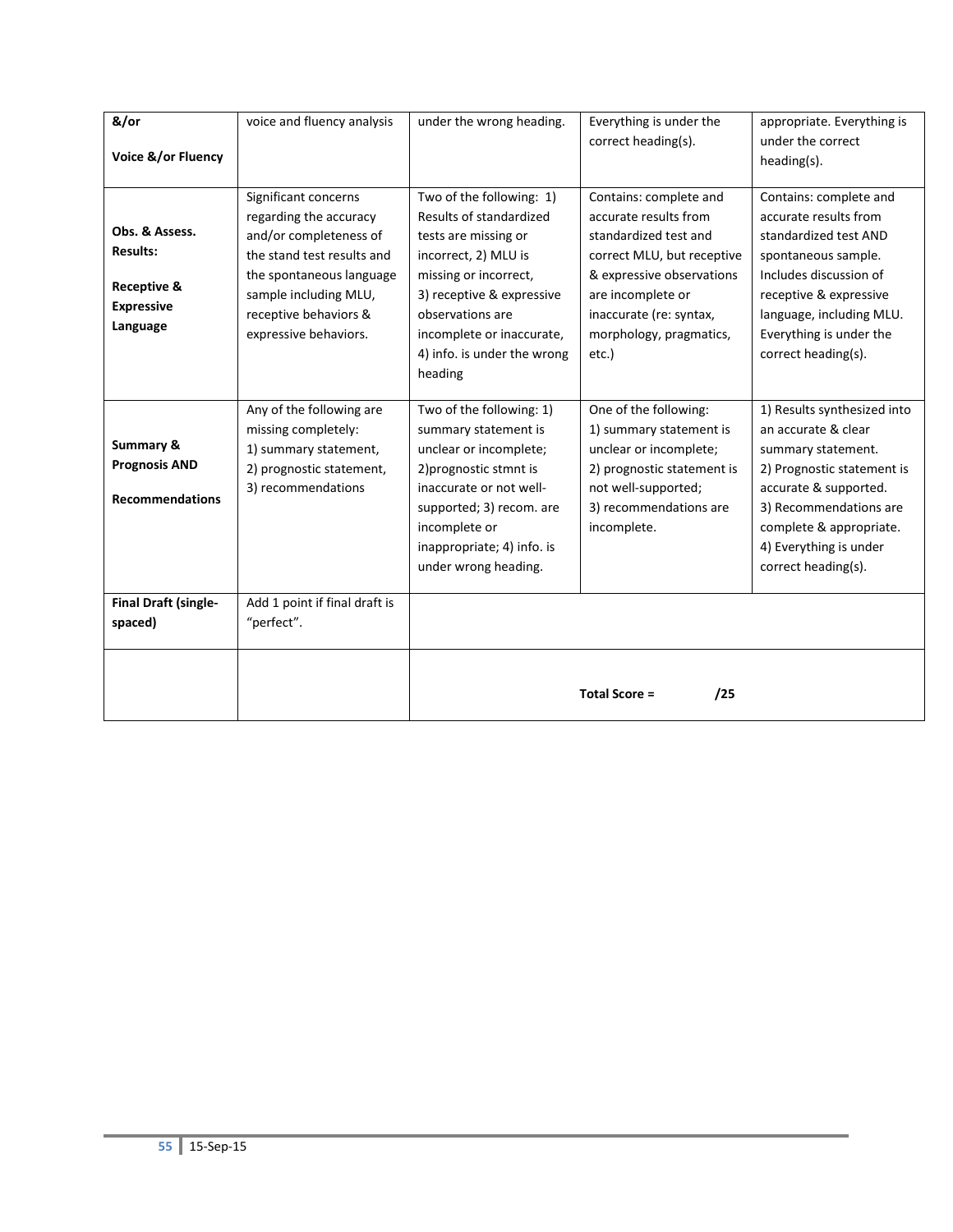| &/or<br><br>Voice &/or Fluency | voice and fluency analysis | under the wrong heading. | Everything is under the correct heading(s). | appropriate. Everything is under the correct heading(s). |
|---|---|---|---|---|
| Obs. & Assess. Results:<br><br>Receptive & Expressive Language | Significant concerns regarding the accuracy and/or completeness of the stand test results and the spontaneous language sample including MLU, receptive behaviors & expressive behaviors. | Two of the following: 1) Results of standardized tests are missing or incorrect, 2) MLU is missing or incorrect, 3) receptive & expressive observations are incomplete or inaccurate, 4) info. is under the wrong heading | Contains: complete and accurate results from standardized test and correct MLU, but receptive & expressive observations are incomplete or inaccurate (re: syntax, morphology, pragmatics, etc.) | Contains: complete and accurate results from standardized test AND spontaneous sample. Includes discussion of receptive & expressive language, including MLU. Everything is under the correct heading(s). |
| Summary & Prognosis AND<br><br>Recommendations | Any of the following are missing completely:<br>1) summary statement,<br>2) prognostic statement,<br>3) recommendations | Two of the following: 1) summary statement is unclear or incomplete; 2)prognostic stmnt is inaccurate or not well-supported; 3) recom. are incomplete or inappropriate; 4) info. is under wrong heading. | One of the following:<br>1) summary statement is unclear or incomplete;<br>2) prognostic statement is not well-supported;<br>3) recommendations are incomplete. | 1) Results synthesized into an accurate & clear summary statement.<br>2) Prognostic statement is accurate & supported.<br>3) Recommendations are complete & appropriate.<br>4) Everything is under correct heading(s). |
| Final Draft (single-spaced) | Add 1 point if final draft is "perfect". | | | |
| | | **Total Score = /25** | | |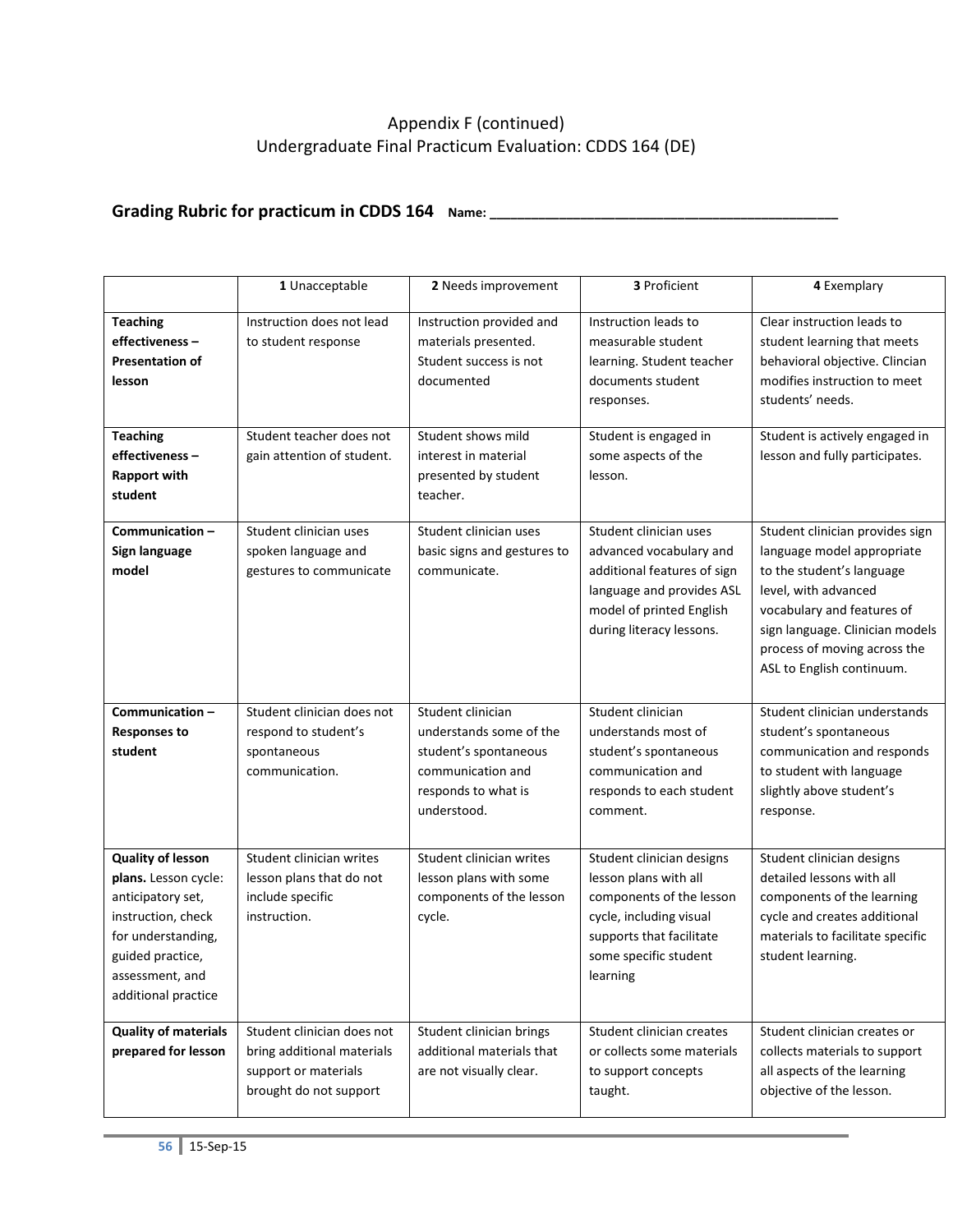Appendix F (continued)
Undergraduate Final Practicum Evaluation: CDDS 164 (DE)

## Grading Rubric for practicum in CDDS 164 Name: ____________________________________________

| | **1** Unacceptable | **2** Needs improvement | **3** Proficient | **4** Exemplary |
|---|---|---|---|---|
| **Teaching effectiveness – Presentation of lesson** | Instruction does not lead to student response | Instruction provided and materials presented. Student success is not documented | Instruction leads to measurable student learning. Student teacher documents student responses. | Clear instruction leads to student learning that meets behavioral objective. Clincian modifies instruction to meet students' needs. |
| **Teaching effectiveness – Rapport with student** | Student teacher does not gain attention of student. | Student shows mild interest in material presented by student teacher. | Student is engaged in some aspects of the lesson. | Student is actively engaged in lesson and fully participates. |
| **Communication – Sign language model** | Student clinician uses spoken language and gestures to communicate | Student clinician uses basic signs and gestures to communicate. | Student clinician uses advanced vocabulary and additional features of sign language and provides ASL model of printed English during literacy lessons. | Student clinician provides sign language model appropriate to the student's language level, with advanced vocabulary and features of sign language. Clinician models process of moving across the ASL to English continuum. |
| **Communication – Responses to student** | Student clinician does not respond to student's spontaneous communication. | Student clinician understands some of the student's spontaneous communication and responds to what is understood. | Student clinician understands most of student's spontaneous communication and responds to each student comment. | Student clinician understands student's spontaneous communication and responds to student with language slightly above student's response. |
| **Quality of lesson plans.** Lesson cycle: anticipatory set, instruction, check for understanding, guided practice, assessment, and additional practice | Student clinician writes lesson plans that do not include specific instruction. | Student clinician writes lesson plans with some components of the lesson cycle. | Student clinician designs lesson plans with all components of the lesson cycle, including visual supports that facilitate some specific student learning | Student clinician designs detailed lessons with all components of the learning cycle and creates additional materials to facilitate specific student learning. |
| **Quality of materials prepared for lesson** | Student clinician does not bring additional materials support or materials brought do not support | Student clinician brings additional materials that are not visually clear. | Student clinician creates or collects some materials to support concepts taught. | Student clinician creates or collects materials to support all aspects of the learning objective of the lesson. |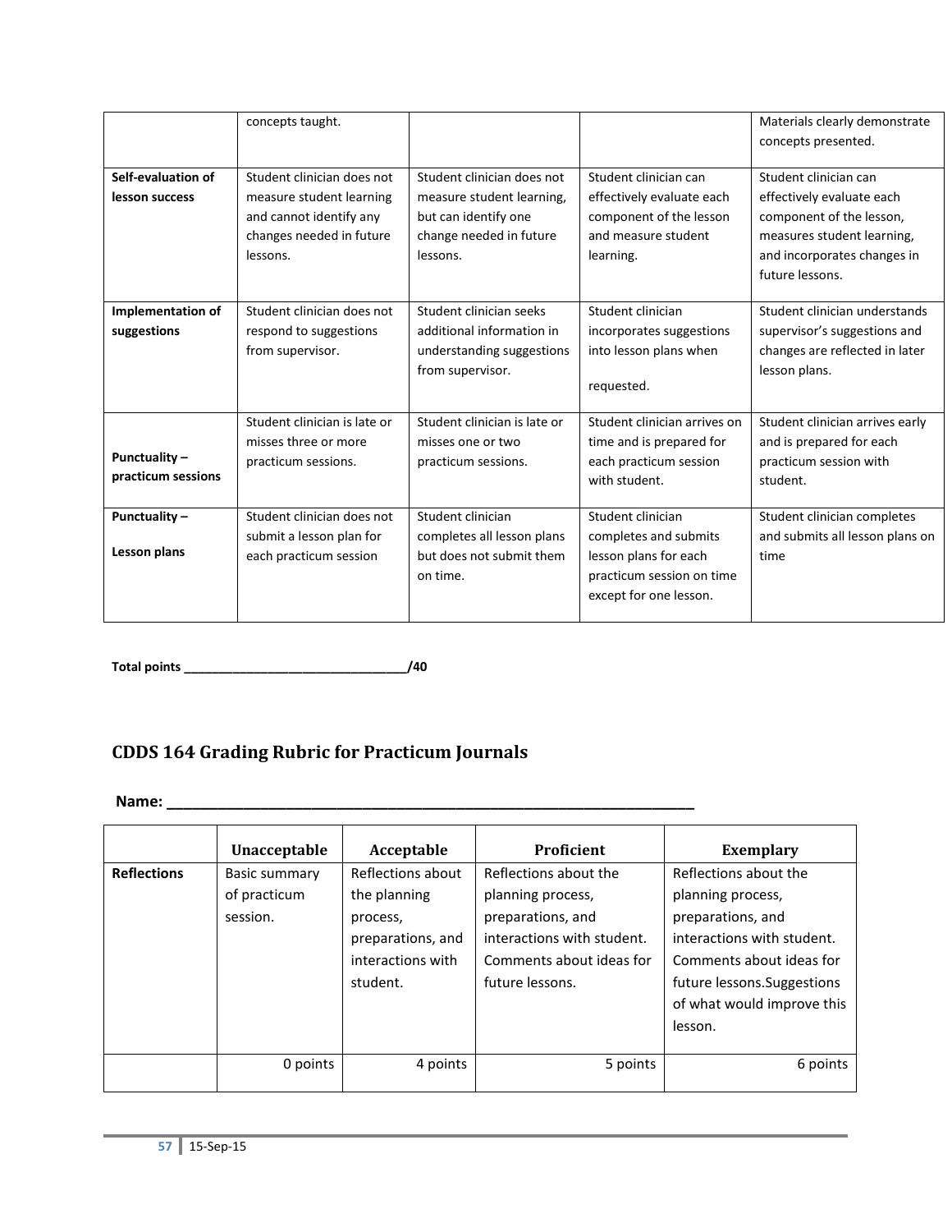| | | | | |
|---|---|---|---|---|
| | concepts taught. | | | Materials clearly demonstrate concepts presented. |
| **Self-evaluation of lesson success** | Student clinician does not measure student learning and cannot identify any changes needed in future lessons. | Student clinician does not measure student learning, but can identify one change needed in future lessons. | Student clinician can effectively evaluate each component of the lesson and measure student learning. | Student clinician can effectively evaluate each component of the lesson, measures student learning, and incorporates changes in future lessons. |
| **Implementation of suggestions** | Student clinician does not respond to suggestions from supervisor. | Student clinician seeks additional information in understanding suggestions from supervisor. | Student clinician incorporates suggestions into lesson plans when requested. | Student clinician understands supervisor's suggestions and changes are reflected in later lesson plans. |
| **Punctuality – practicum sessions** | Student clinician is late or misses three or more practicum sessions. | Student clinician is late or misses one or two practicum sessions. | Student clinician arrives on time and is prepared for each practicum session with student. | Student clinician arrives early and is prepared for each practicum session with student. |
| **Punctuality – Lesson plans** | Student clinician does not submit a lesson plan for each practicum session | Student clinician completes all lesson plans but does not submit them on time. | Student clinician completes and submits lesson plans for each practicum session on time except for one lesson. | Student clinician completes and submits all lesson plans on time |

**Total points ________________________________/40**

## CDDS 164 Grading Rubric for Practicum Journals

**Name: ___________________________________________________________________**

| | Unacceptable | Acceptable | Proficient | Exemplary |
|---|---|---|---|---|
| **Reflections** | Basic summary of practicum session. | Reflections about the planning process, preparations, and interactions with student. | Reflections about the planning process, preparations, and interactions with student. Comments about ideas for future lessons. | Reflections about the planning process, preparations, and interactions with student. Comments about ideas for future lessons.Suggestions of what would improve this lesson. |
| | 0 points | 4 points | 5 points | 6 points |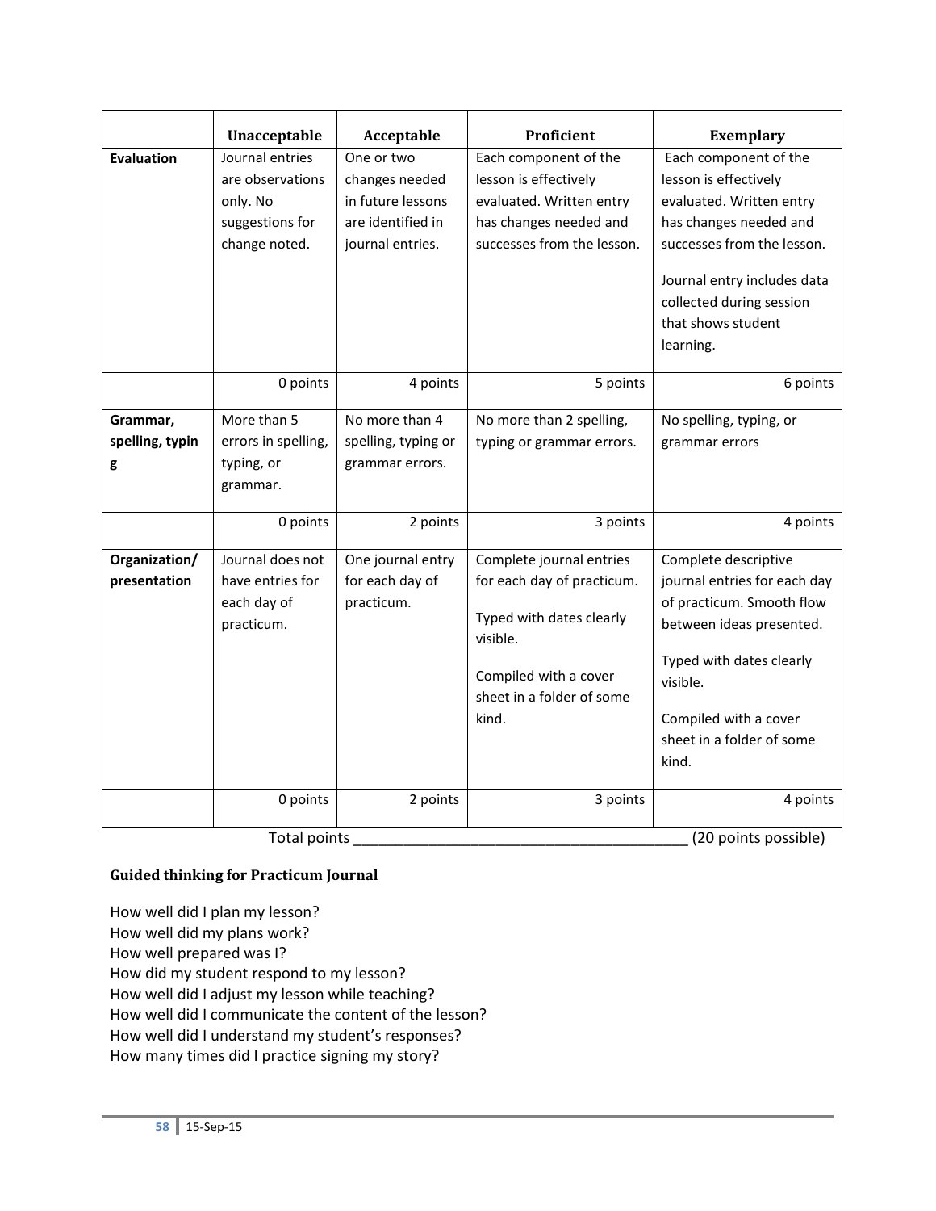| | Unacceptable | Acceptable | Proficient | Exemplary |
|---|---|---|---|---|
| **Evaluation** | Journal entries are observations only. No suggestions for change noted. | One or two changes needed in future lessons are identified in journal entries. | Each component of the lesson is effectively evaluated. Written entry has changes needed and successes from the lesson. | Each component of the lesson is effectively evaluated. Written entry has changes needed and successes from the lesson.<br><br>Journal entry includes data collected during session that shows student learning. |
| | 0 points | 4 points | 5 points | 6 points |
| **Grammar, spelling, typing** | More than 5 errors in spelling, typing, or grammar. | No more than 4 spelling, typing or grammar errors. | No more than 2 spelling, typing or grammar errors. | No spelling, typing, or grammar errors |
| | 0 points | 2 points | 3 points | 4 points |
| **Organization/ presentation** | Journal does not have entries for each day of practicum. | One journal entry for each day of practicum. | Complete journal entries for each day of practicum.<br><br>Typed with dates clearly visible.<br><br>Compiled with a cover sheet in a folder of some kind. | Complete descriptive journal entries for each day of practicum. Smooth flow between ideas presented.<br><br>Typed with dates clearly visible.<br><br>Compiled with a cover sheet in a folder of some kind. |
| | 0 points | 2 points | 3 points | 4 points |

Total points ______________________________________ (20 points possible)

**Guided thinking for Practicum Journal**

How well did I plan my lesson?
How well did my plans work?
How well prepared was I?
How did my student respond to my lesson?
How well did I adjust my lesson while teaching?
How well did I communicate the content of the lesson?
How well did I understand my student's responses?
How many times did I practice signing my story?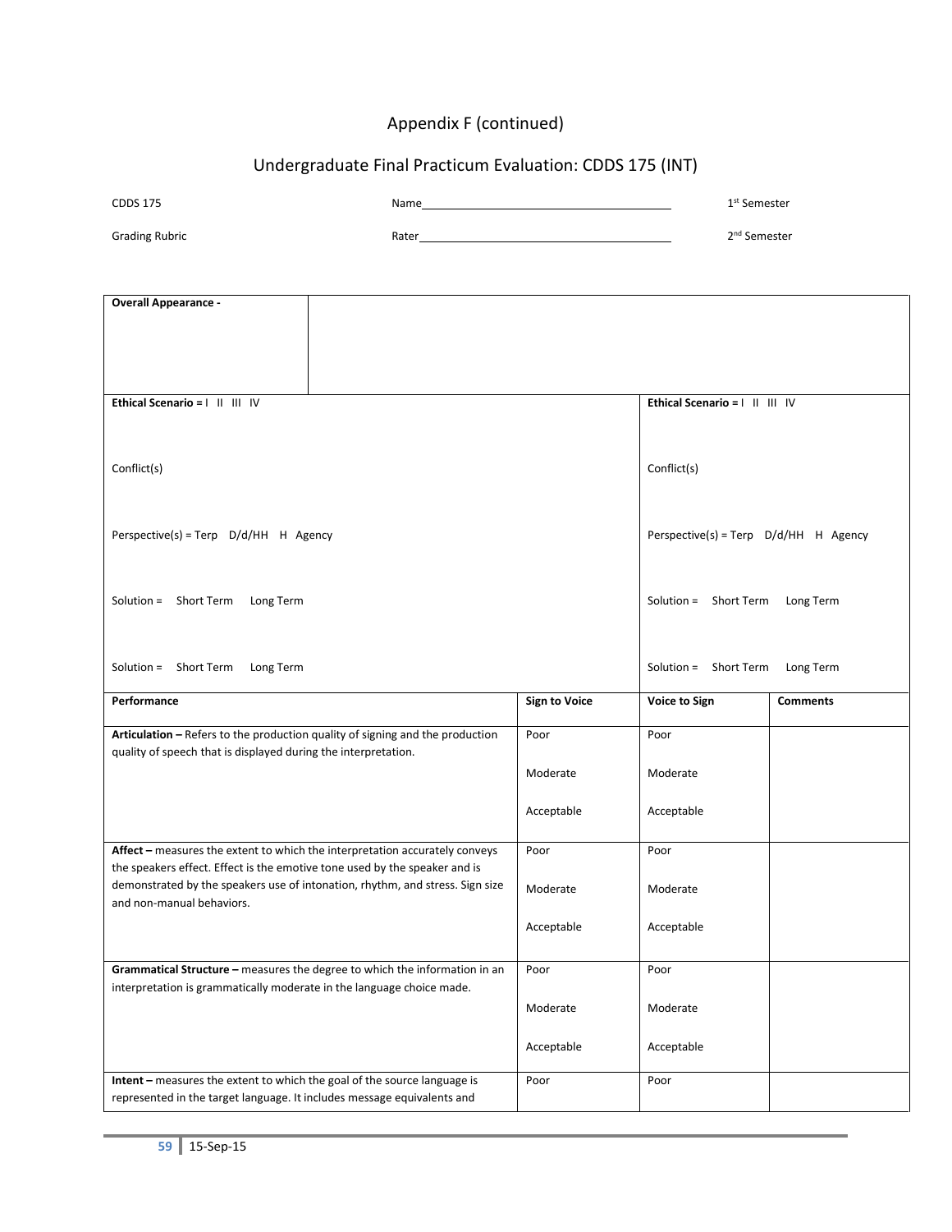Appendix F (continued)

Undergraduate Final Practicum Evaluation: CDDS 175 (INT)

| CDDS 175 | Name________________________ | 1st Semester |
|---|---|---|
| Grading Rubric | Rater________________________ | 2nd Semester |

| **Overall Appearance -** | | | |
|---|---|---|---|
| **Ethical Scenario =** I II III IV<br><br>Conflict(s)<br><br>Perspective(s) = Terp D/d/HH H Agency<br><br>Solution = Short Term Long Term<br><br>Solution = Short Term Long Term | | **Ethical Scenario =** I II III IV<br><br>Conflict(s)<br><br>Perspective(s) = Terp D/d/HH H Agency<br><br>Solution = Short Term Long Term<br><br>Solution = Short Term Long Term | |
| **Performance** | **Sign to Voice** | **Voice to Sign** | **Comments** |
| **Articulation –** Refers to the production quality of signing and the production quality of speech that is displayed during the interpretation. | Poor<br>Moderate<br>Acceptable | Poor<br>Moderate<br>Acceptable | |
| **Affect –** measures the extent to which the interpretation accurately conveys the speakers effect. Effect is the emotive tone used by the speaker and is demonstrated by the speakers use of intonation, rhythm, and stress. Sign size and non-manual behaviors. | Poor<br>Moderate<br>Acceptable | Poor<br>Moderate<br>Acceptable | |
| **Grammatical Structure –** measures the degree to which the information in an interpretation is grammatically moderate in the language choice made. | Poor<br>Moderate<br>Acceptable | Poor<br>Moderate<br>Acceptable | |
| **Intent –** measures the extent to which the goal of the source language is represented in the target language. It includes message equivalents and | Poor | Poor | |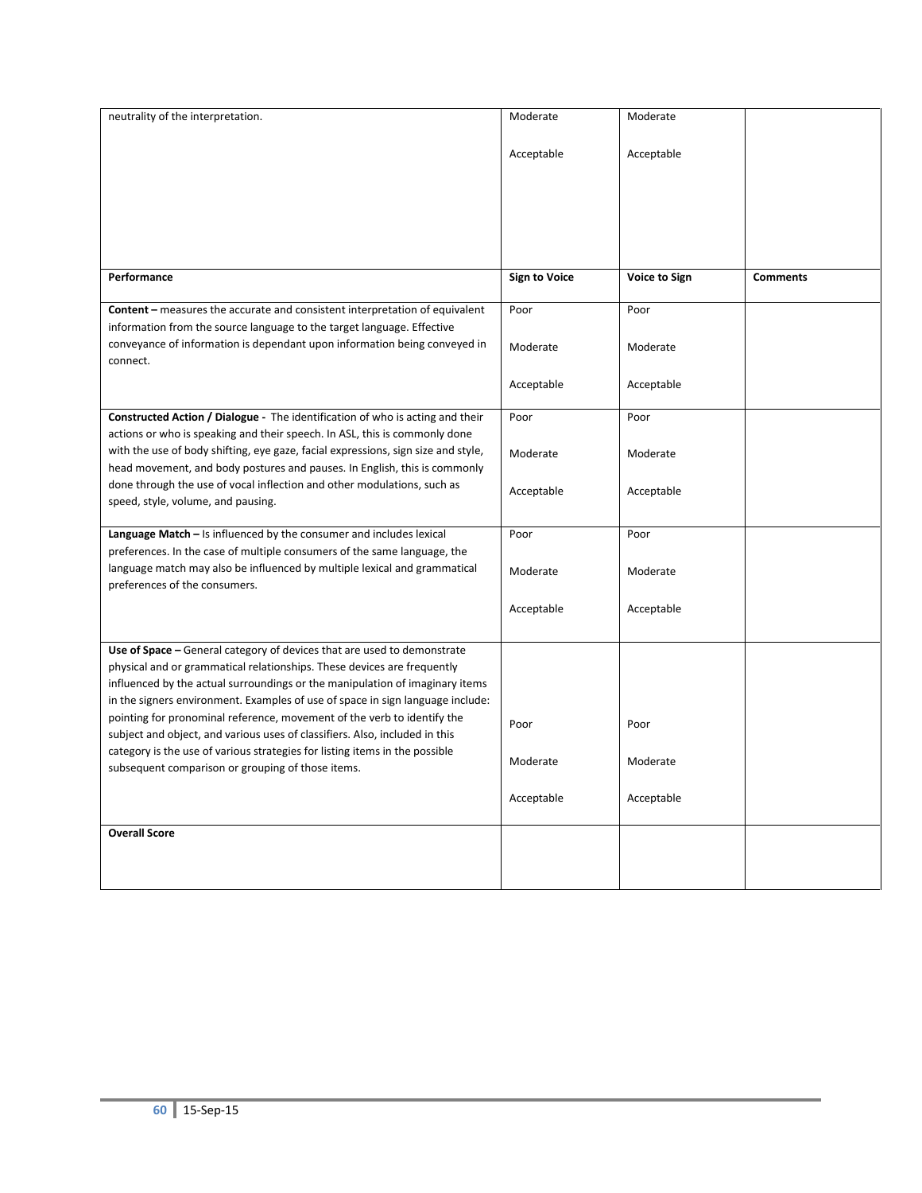| | | | |
|---|---|---|---|
| neutrality of the interpretation. | Moderate<br><br>Acceptable | Moderate<br><br>Acceptable | |
| **Performance** | **Sign to Voice** | **Voice to Sign** | **Comments** |
| **Content –** measures the accurate and consistent interpretation of equivalent information from the source language to the target language. Effective conveyance of information is dependant upon information being conveyed in connect. | Poor<br><br>Moderate<br><br>Acceptable | Poor<br><br>Moderate<br><br>Acceptable | |
| **Constructed Action / Dialogue -** The identification of who is acting and their actions or who is speaking and their speech. In ASL, this is commonly done with the use of body shifting, eye gaze, facial expressions, sign size and style, head movement, and body postures and pauses. In English, this is commonly done through the use of vocal inflection and other modulations, such as speed, style, volume, and pausing. | Poor<br><br>Moderate<br><br>Acceptable | Poor<br><br>Moderate<br><br>Acceptable | |
| **Language Match –** Is influenced by the consumer and includes lexical preferences. In the case of multiple consumers of the same language, the language match may also be influenced by multiple lexical and grammatical preferences of the consumers. | Poor<br><br>Moderate<br><br>Acceptable | Poor<br><br>Moderate<br><br>Acceptable | |
| **Use of Space –** General category of devices that are used to demonstrate physical and or grammatical relationships. These devices are frequently influenced by the actual surroundings or the manipulation of imaginary items in the signers environment. Examples of use of space in sign language include: pointing for pronominal reference, movement of the verb to identify the subject and object, and various uses of classifiers. Also, included in this category is the use of various strategies for listing items in the possible subsequent comparison or grouping of those items. | Poor<br><br>Moderate<br><br>Acceptable | Poor<br><br>Moderate<br><br>Acceptable | |
| **Overall Score** | | | |